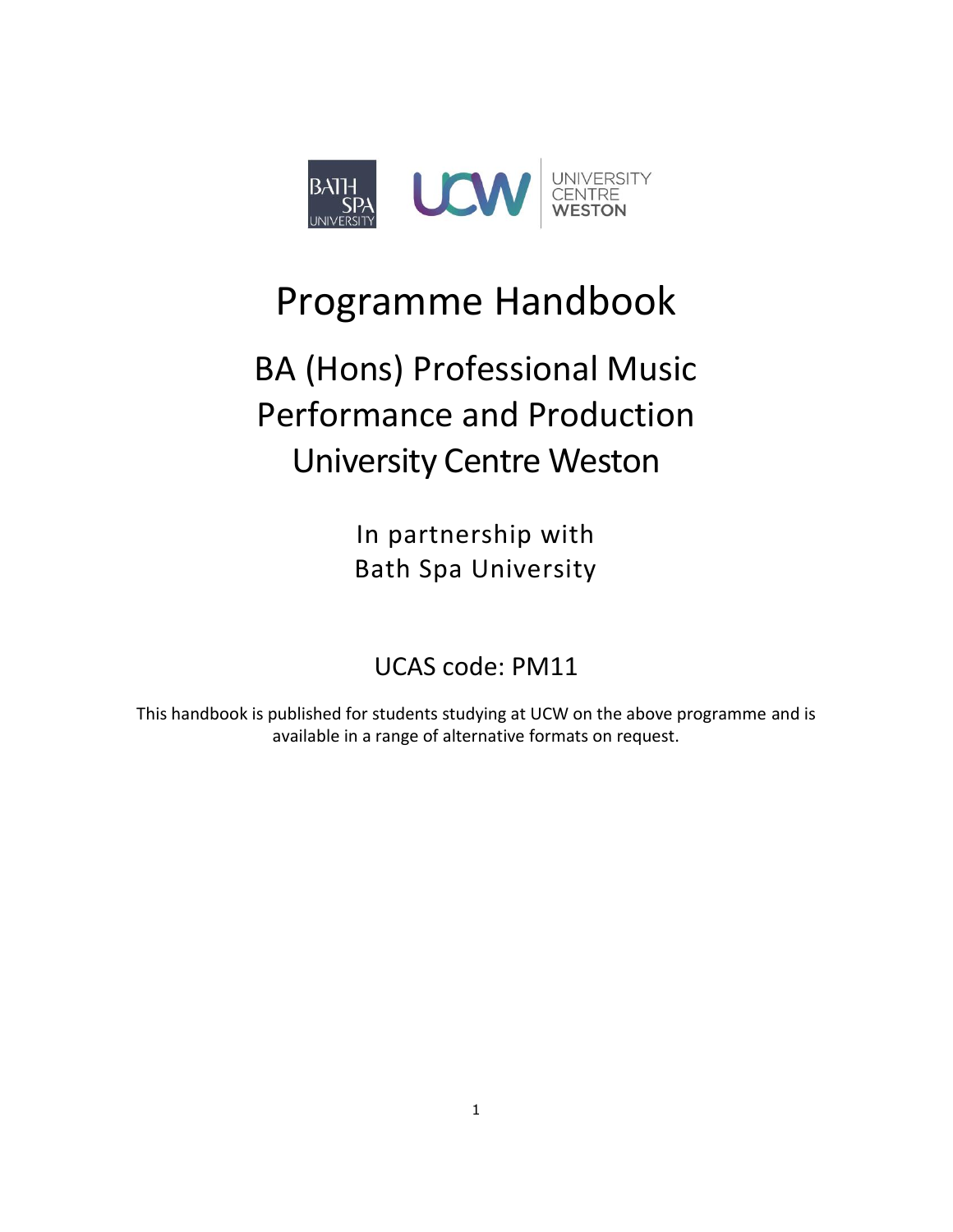# Programme Handbook

## BA (Hons) Professional Music Performance and Production University Centre Weston

In partnership with
Bath Spa University

UCAS code: PM11

This handbook is published for students studying at UCW on the above programme and is available in a range of alternative formats on request.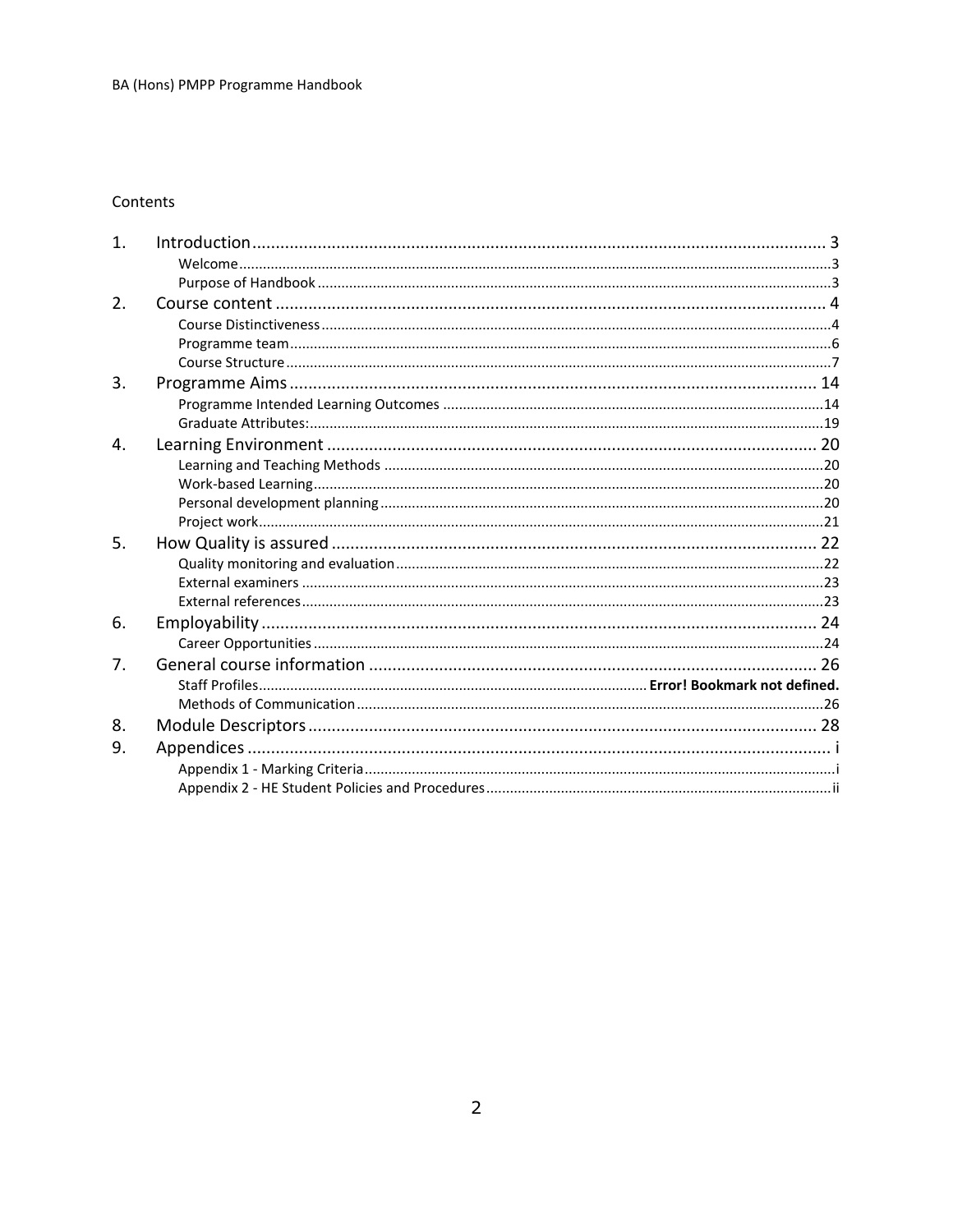Contents

1. Introduction ........ 3
   - Welcome ........ 3
   - Purpose of Handbook ........ 3
2. Course content ........ 4
   - Course Distinctiveness ........ 4
   - Programme team ........ 6
   - Course Structure ........ 7
3. Programme Aims ........ 14
   - Programme Intended Learning Outcomes ........ 14
   - Graduate Attributes: ........ 19
4. Learning Environment ........ 20
   - Learning and Teaching Methods ........ 20
   - Work-based Learning ........ 20
   - Personal development planning ........ 20
   - Project work ........ 21
5. How Quality is assured ........ 22
   - Quality monitoring and evaluation ........ 22
   - External examiners ........ 23
   - External references ........ 23
6. Employability ........ 24
   - Career Opportunities ........ 24
7. General course information ........ 26
   - Staff Profiles ........ **Error! Bookmark not defined.**
   - Methods of Communication ........ 26
8. Module Descriptors ........ 28
9. Appendices ........ i
   - Appendix 1 - Marking Criteria ........ i
   - Appendix 2 - HE Student Policies and Procedures ........ ii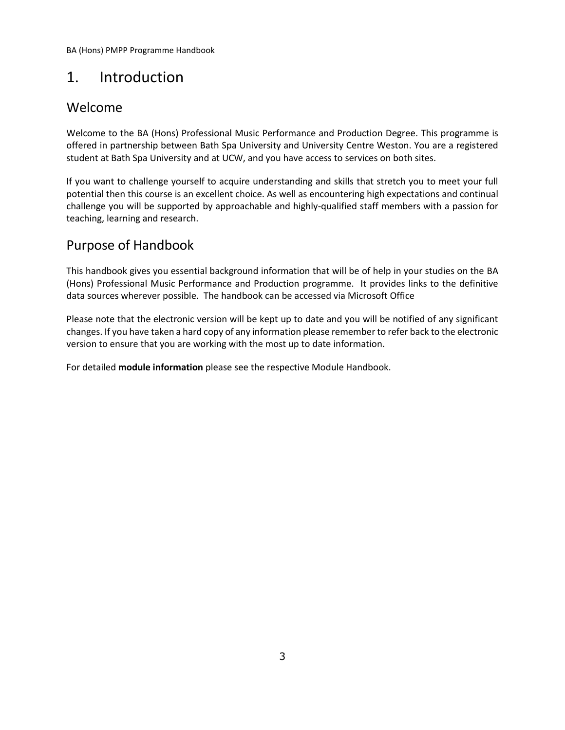# 1. Introduction

## Welcome

Welcome to the BA (Hons) Professional Music Performance and Production Degree. This programme is offered in partnership between Bath Spa University and University Centre Weston. You are a registered student at Bath Spa University and at UCW, and you have access to services on both sites.

If you want to challenge yourself to acquire understanding and skills that stretch you to meet your full potential then this course is an excellent choice. As well as encountering high expectations and continual challenge you will be supported by approachable and highly-qualified staff members with a passion for teaching, learning and research.

## Purpose of Handbook

This handbook gives you essential background information that will be of help in your studies on the BA (Hons) Professional Music Performance and Production programme. It provides links to the definitive data sources wherever possible. The handbook can be accessed via Microsoft Office

Please note that the electronic version will be kept up to date and you will be notified of any significant changes. If you have taken a hard copy of any information please remember to refer back to the electronic version to ensure that you are working with the most up to date information.

For detailed **module information** please see the respective Module Handbook.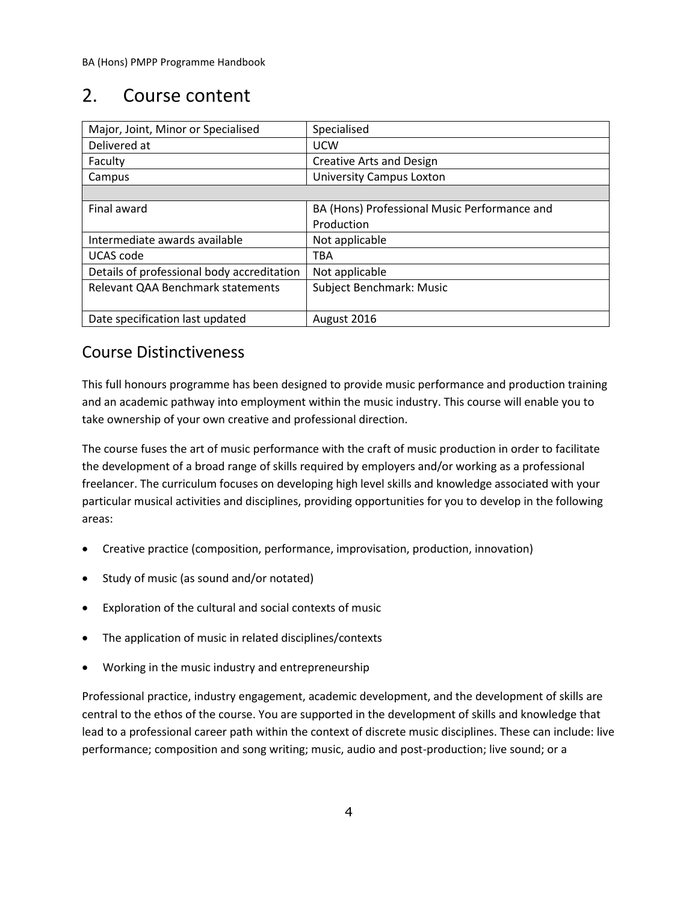## 2. Course content

| Major, Joint, Minor or Specialised | Specialised |
| --- | --- |
| Delivered at | UCW |
| Faculty | Creative Arts and Design |
| Campus | University Campus Loxton |
| | |
| Final award | BA (Hons) Professional Music Performance and Production |
| Intermediate awards available | Not applicable |
| UCAS code | TBA |
| Details of professional body accreditation | Not applicable |
| Relevant QAA Benchmark statements | Subject Benchmark: Music |
| Date specification last updated | August 2016 |

## Course Distinctiveness

This full honours programme has been designed to provide music performance and production training and an academic pathway into employment within the music industry. This course will enable you to take ownership of your own creative and professional direction.

The course fuses the art of music performance with the craft of music production in order to facilitate the development of a broad range of skills required by employers and/or working as a professional freelancer. The curriculum focuses on developing high level skills and knowledge associated with your particular musical activities and disciplines, providing opportunities for you to develop in the following areas:

- Creative practice (composition, performance, improvisation, production, innovation)
- Study of music (as sound and/or notated)
- Exploration of the cultural and social contexts of music
- The application of music in related disciplines/contexts
- Working in the music industry and entrepreneurship

Professional practice, industry engagement, academic development, and the development of skills are central to the ethos of the course. You are supported in the development of skills and knowledge that lead to a professional career path within the context of discrete music disciplines. These can include: live performance; composition and song writing; music, audio and post-production; live sound; or a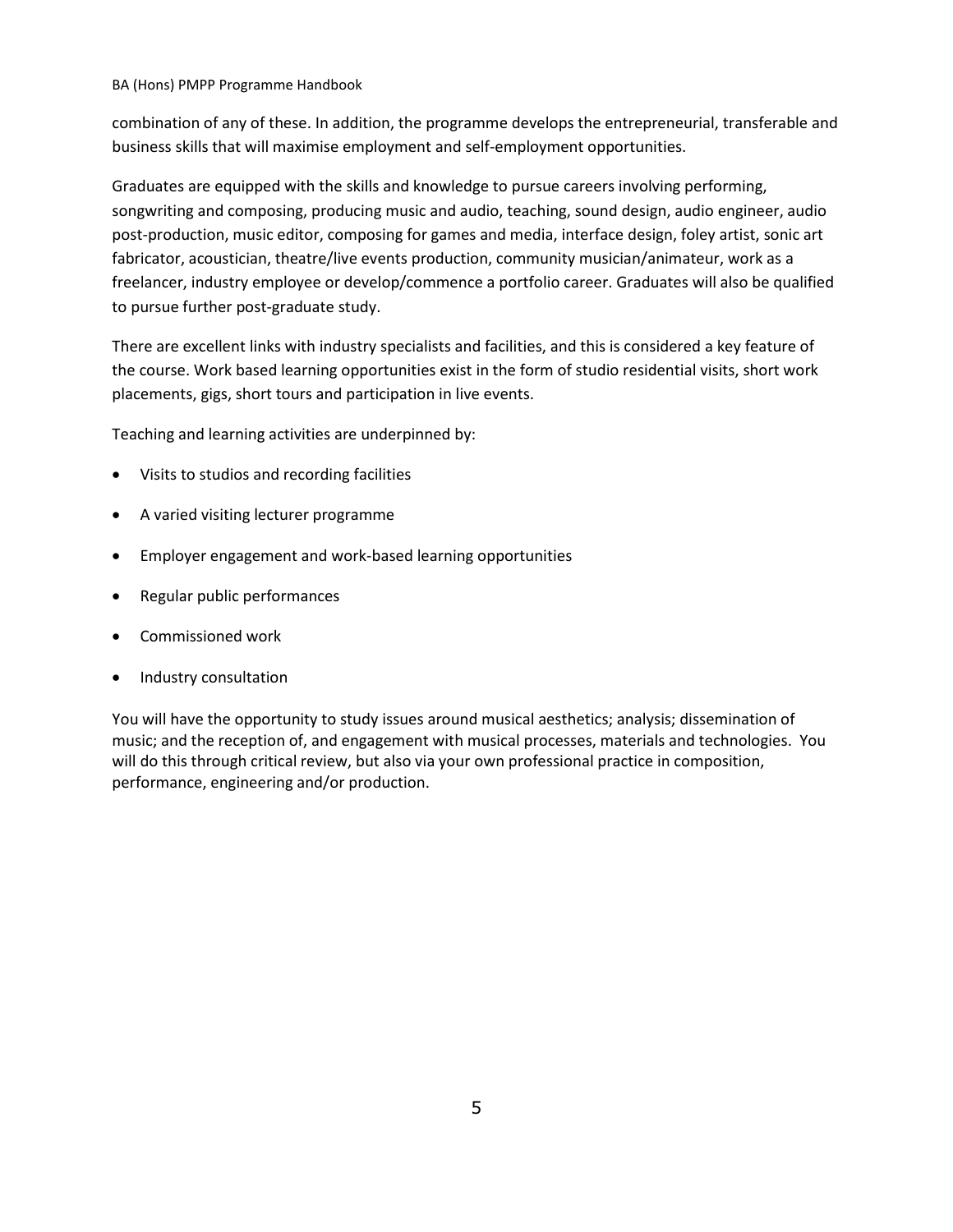combination of any of these. In addition, the programme develops the entrepreneurial, transferable and business skills that will maximise employment and self-employment opportunities.

Graduates are equipped with the skills and knowledge to pursue careers involving performing, songwriting and composing, producing music and audio, teaching, sound design, audio engineer, audio post-production, music editor, composing for games and media, interface design, foley artist, sonic art fabricator, acoustician, theatre/live events production, community musician/animateur, work as a freelancer, industry employee or develop/commence a portfolio career. Graduates will also be qualified to pursue further post-graduate study.

There are excellent links with industry specialists and facilities, and this is considered a key feature of the course. Work based learning opportunities exist in the form of studio residential visits, short work placements, gigs, short tours and participation in live events.

Teaching and learning activities are underpinned by:

- Visits to studios and recording facilities
- A varied visiting lecturer programme
- Employer engagement and work-based learning opportunities
- Regular public performances
- Commissioned work
- Industry consultation

You will have the opportunity to study issues around musical aesthetics; analysis; dissemination of music; and the reception of, and engagement with musical processes, materials and technologies. You will do this through critical review, but also via your own professional practice in composition, performance, engineering and/or production.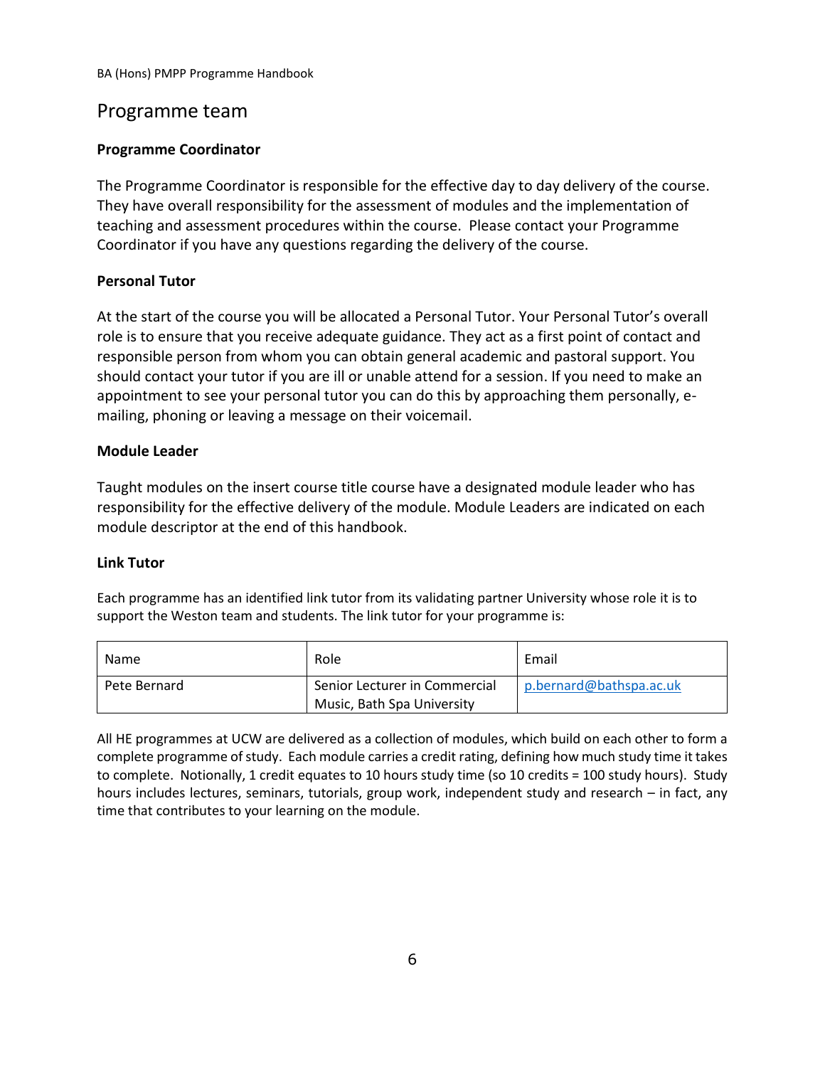## Programme team

**Programme Coordinator**

The Programme Coordinator is responsible for the effective day to day delivery of the course. They have overall responsibility for the assessment of modules and the implementation of teaching and assessment procedures within the course. Please contact your Programme Coordinator if you have any questions regarding the delivery of the course.

**Personal Tutor**

At the start of the course you will be allocated a Personal Tutor. Your Personal Tutor's overall role is to ensure that you receive adequate guidance. They act as a first point of contact and responsible person from whom you can obtain general academic and pastoral support. You should contact your tutor if you are ill or unable attend for a session. If you need to make an appointment to see your personal tutor you can do this by approaching them personally, e-mailing, phoning or leaving a message on their voicemail.

**Module Leader**

Taught modules on the insert course title course have a designated module leader who has responsibility for the effective delivery of the module. Module Leaders are indicated on each module descriptor at the end of this handbook.

**Link Tutor**

Each programme has an identified link tutor from its validating partner University whose role it is to support the Weston team and students. The link tutor for your programme is:

| Name | Role | Email |
| --- | --- | --- |
| Pete Bernard | Senior Lecturer in Commercial Music, Bath Spa University | p.bernard@bathspa.ac.uk |

All HE programmes at UCW are delivered as a collection of modules, which build on each other to form a complete programme of study. Each module carries a credit rating, defining how much study time it takes to complete. Notionally, 1 credit equates to 10 hours study time (so 10 credits = 100 study hours). Study hours includes lectures, seminars, tutorials, group work, independent study and research – in fact, any time that contributes to your learning on the module.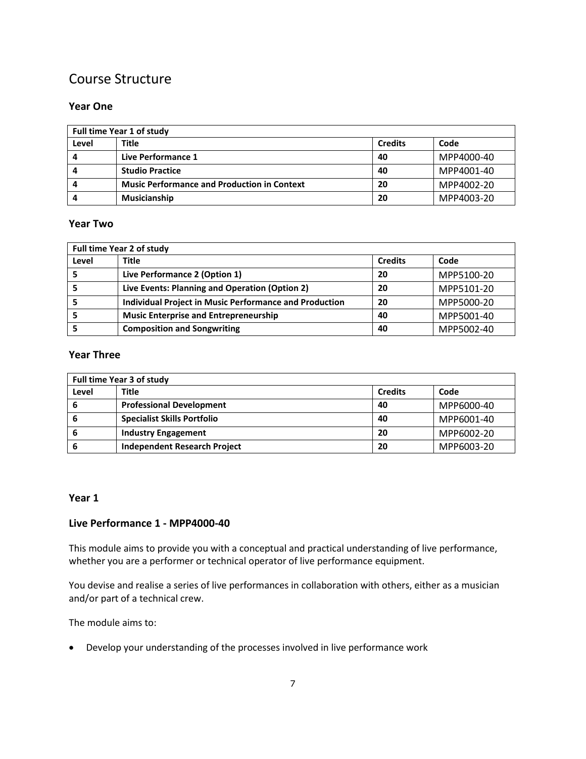# Course Structure

### Year One

| Full time Year 1 of study | | | |
|---|---|---|---|
| **Level** | **Title** | **Credits** | **Code** |
| **4** | **Live Performance 1** | **40** | MPP4000-40 |
| **4** | **Studio Practice** | **40** | MPP4001-40 |
| **4** | **Music Performance and Production in Context** | **20** | MPP4002-20 |
| **4** | **Musicianship** | **20** | MPP4003-20 |

### Year Two

| Full time Year 2 of study | | | |
|---|---|---|---|
| **Level** | **Title** | **Credits** | **Code** |
| **5** | **Live Performance 2 (Option 1)** | **20** | MPP5100-20 |
| **5** | **Live Events: Planning and Operation (Option 2)** | **20** | MPP5101-20 |
| **5** | **Individual Project in Music Performance and Production** | **20** | MPP5000-20 |
| **5** | **Music Enterprise and Entrepreneurship** | **40** | MPP5001-40 |
| **5** | **Composition and Songwriting** | **40** | MPP5002-40 |

### Year Three

| Full time Year 3 of study | | | |
|---|---|---|---|
| **Level** | **Title** | **Credits** | **Code** |
| **6** | **Professional Development** | **40** | MPP6000-40 |
| **6** | **Specialist Skills Portfolio** | **40** | MPP6001-40 |
| **6** | **Industry Engagement** | **20** | MPP6002-20 |
| **6** | **Independent Research Project** | **20** | MPP6003-20 |

### Year 1

### Live Performance 1 - MPP4000-40

This module aims to provide you with a conceptual and practical understanding of live performance, whether you are a performer or technical operator of live performance equipment.

You devise and realise a series of live performances in collaboration with others, either as a musician and/or part of a technical crew.

The module aims to:

- Develop your understanding of the processes involved in live performance work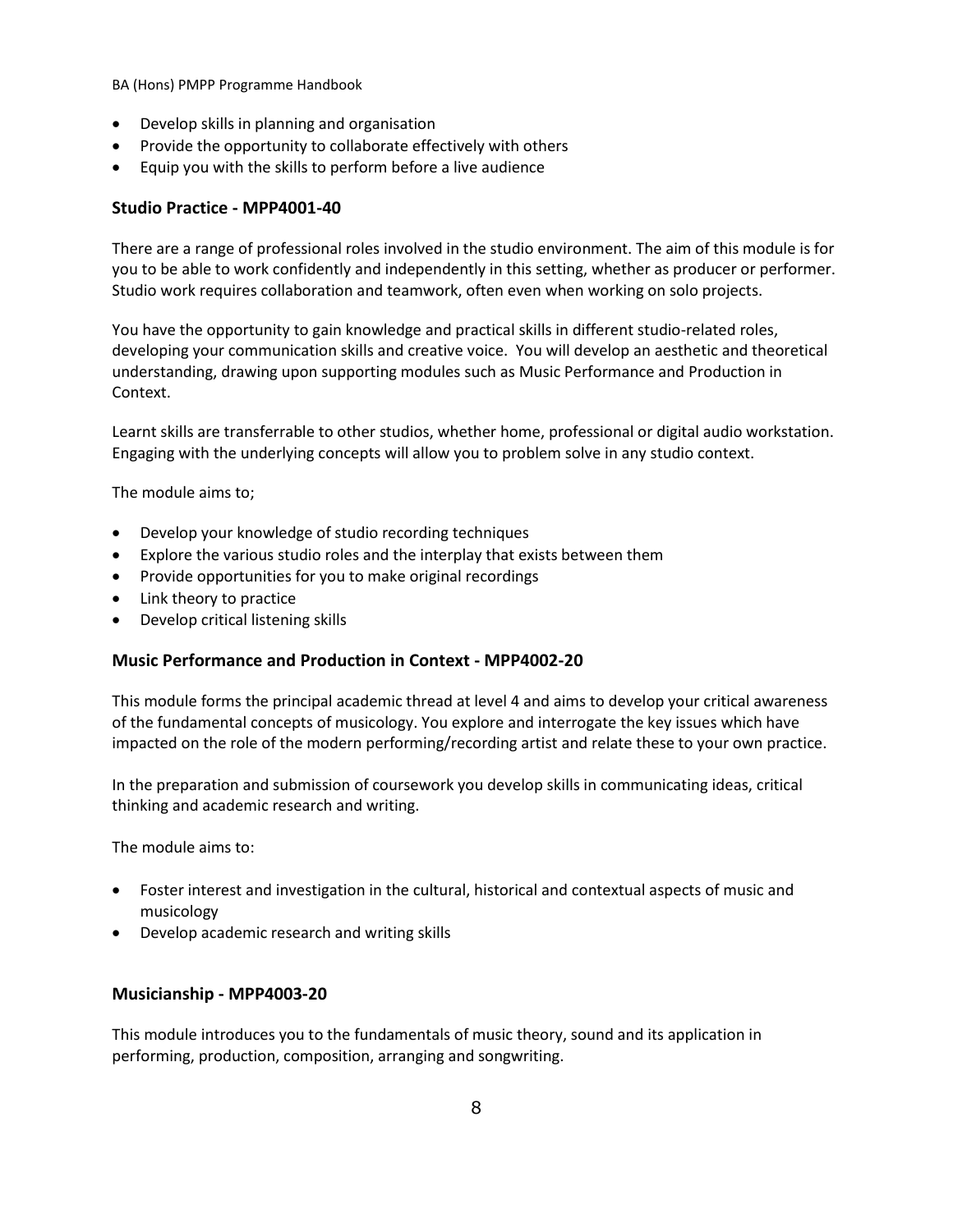- Develop skills in planning and organisation
- Provide the opportunity to collaborate effectively with others
- Equip you with the skills to perform before a live audience

### Studio Practice - MPP4001-40

There are a range of professional roles involved in the studio environment. The aim of this module is for you to be able to work confidently and independently in this setting, whether as producer or performer. Studio work requires collaboration and teamwork, often even when working on solo projects.

You have the opportunity to gain knowledge and practical skills in different studio-related roles, developing your communication skills and creative voice. You will develop an aesthetic and theoretical understanding, drawing upon supporting modules such as Music Performance and Production in Context.

Learnt skills are transferrable to other studios, whether home, professional or digital audio workstation. Engaging with the underlying concepts will allow you to problem solve in any studio context.

The module aims to;

- Develop your knowledge of studio recording techniques
- Explore the various studio roles and the interplay that exists between them
- Provide opportunities for you to make original recordings
- Link theory to practice
- Develop critical listening skills

### Music Performance and Production in Context - MPP4002-20

This module forms the principal academic thread at level 4 and aims to develop your critical awareness of the fundamental concepts of musicology. You explore and interrogate the key issues which have impacted on the role of the modern performing/recording artist and relate these to your own practice.

In the preparation and submission of coursework you develop skills in communicating ideas, critical thinking and academic research and writing.

The module aims to:

- Foster interest and investigation in the cultural, historical and contextual aspects of music and musicology
- Develop academic research and writing skills

### Musicianship - MPP4003-20

This module introduces you to the fundamentals of music theory, sound and its application in performing, production, composition, arranging and songwriting.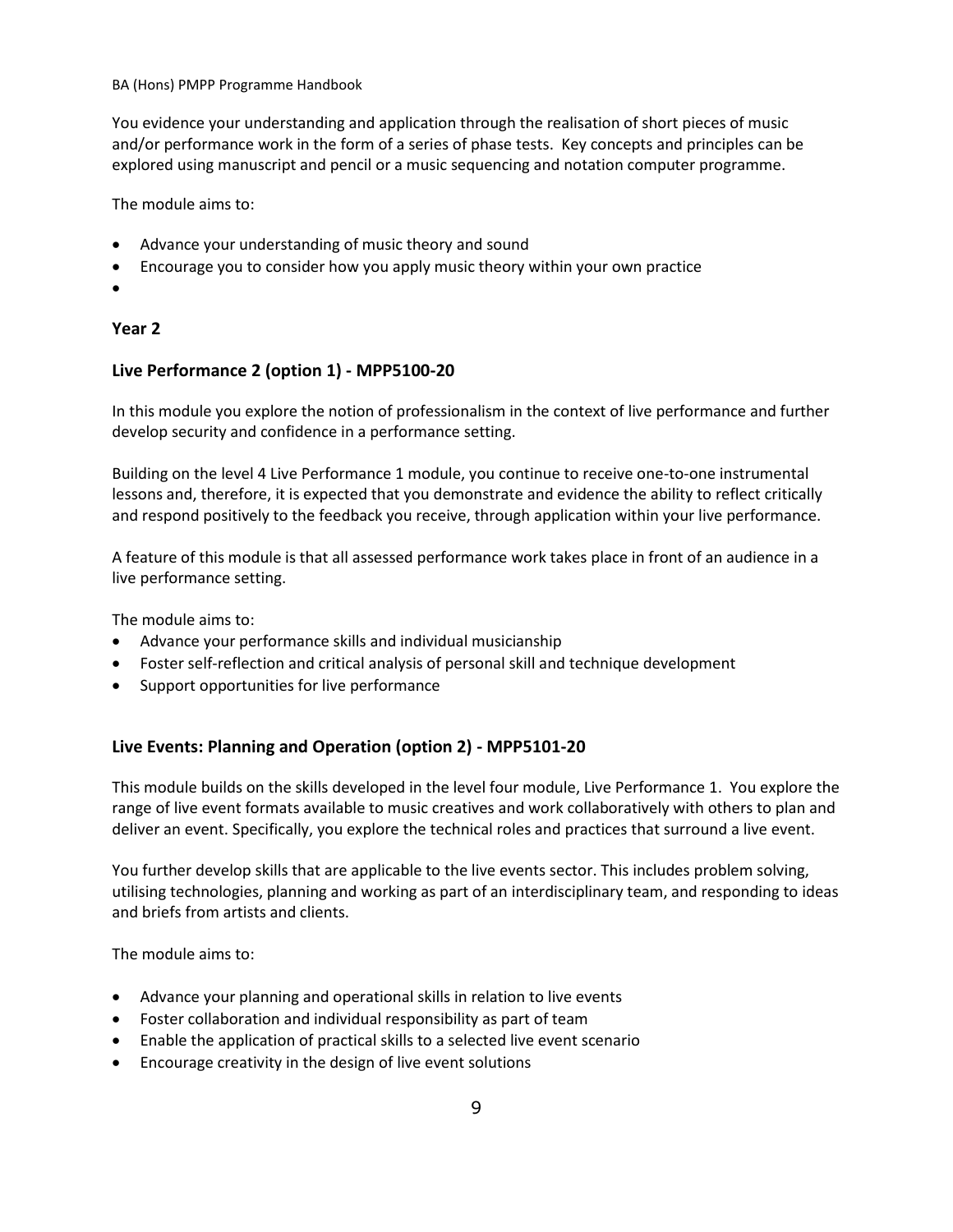You evidence your understanding and application through the realisation of short pieces of music and/or performance work in the form of a series of phase tests. Key concepts and principles can be explored using manuscript and pencil or a music sequencing and notation computer programme.

The module aims to:

- Advance your understanding of music theory and sound
- Encourage you to consider how you apply music theory within your own practice
- 

### Year 2

### Live Performance 2 (option 1) - MPP5100-20

In this module you explore the notion of professionalism in the context of live performance and further develop security and confidence in a performance setting.

Building on the level 4 Live Performance 1 module, you continue to receive one-to-one instrumental lessons and, therefore, it is expected that you demonstrate and evidence the ability to reflect critically and respond positively to the feedback you receive, through application within your live performance.

A feature of this module is that all assessed performance work takes place in front of an audience in a live performance setting.

The module aims to:

- Advance your performance skills and individual musicianship
- Foster self-reflection and critical analysis of personal skill and technique development
- Support opportunities for live performance

### Live Events: Planning and Operation (option 2) - MPP5101-20

This module builds on the skills developed in the level four module, Live Performance 1. You explore the range of live event formats available to music creatives and work collaboratively with others to plan and deliver an event. Specifically, you explore the technical roles and practices that surround a live event.

You further develop skills that are applicable to the live events sector. This includes problem solving, utilising technologies, planning and working as part of an interdisciplinary team, and responding to ideas and briefs from artists and clients.

The module aims to:

- Advance your planning and operational skills in relation to live events
- Foster collaboration and individual responsibility as part of team
- Enable the application of practical skills to a selected live event scenario
- Encourage creativity in the design of live event solutions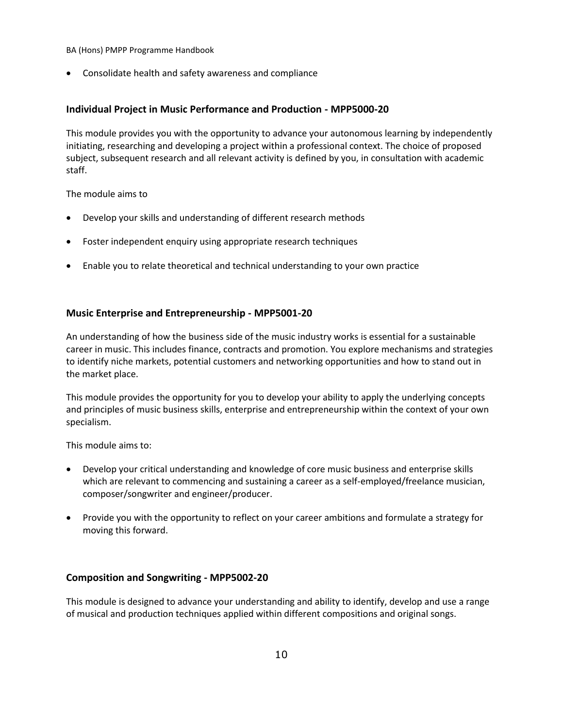- Consolidate health and safety awareness and compliance

### Individual Project in Music Performance and Production - MPP5000-20

This module provides you with the opportunity to advance your autonomous learning by independently initiating, researching and developing a project within a professional context. The choice of proposed subject, subsequent research and all relevant activity is defined by you, in consultation with academic staff.

The module aims to

- Develop your skills and understanding of different research methods
- Foster independent enquiry using appropriate research techniques
- Enable you to relate theoretical and technical understanding to your own practice

### Music Enterprise and Entrepreneurship - MPP5001-20

An understanding of how the business side of the music industry works is essential for a sustainable career in music. This includes finance, contracts and promotion. You explore mechanisms and strategies to identify niche markets, potential customers and networking opportunities and how to stand out in the market place.

This module provides the opportunity for you to develop your ability to apply the underlying concepts and principles of music business skills, enterprise and entrepreneurship within the context of your own specialism.

This module aims to:

- Develop your critical understanding and knowledge of core music business and enterprise skills which are relevant to commencing and sustaining a career as a self-employed/freelance musician, composer/songwriter and engineer/producer.
- Provide you with the opportunity to reflect on your career ambitions and formulate a strategy for moving this forward.

### Composition and Songwriting - MPP5002-20

This module is designed to advance your understanding and ability to identify, develop and use a range of musical and production techniques applied within different compositions and original songs.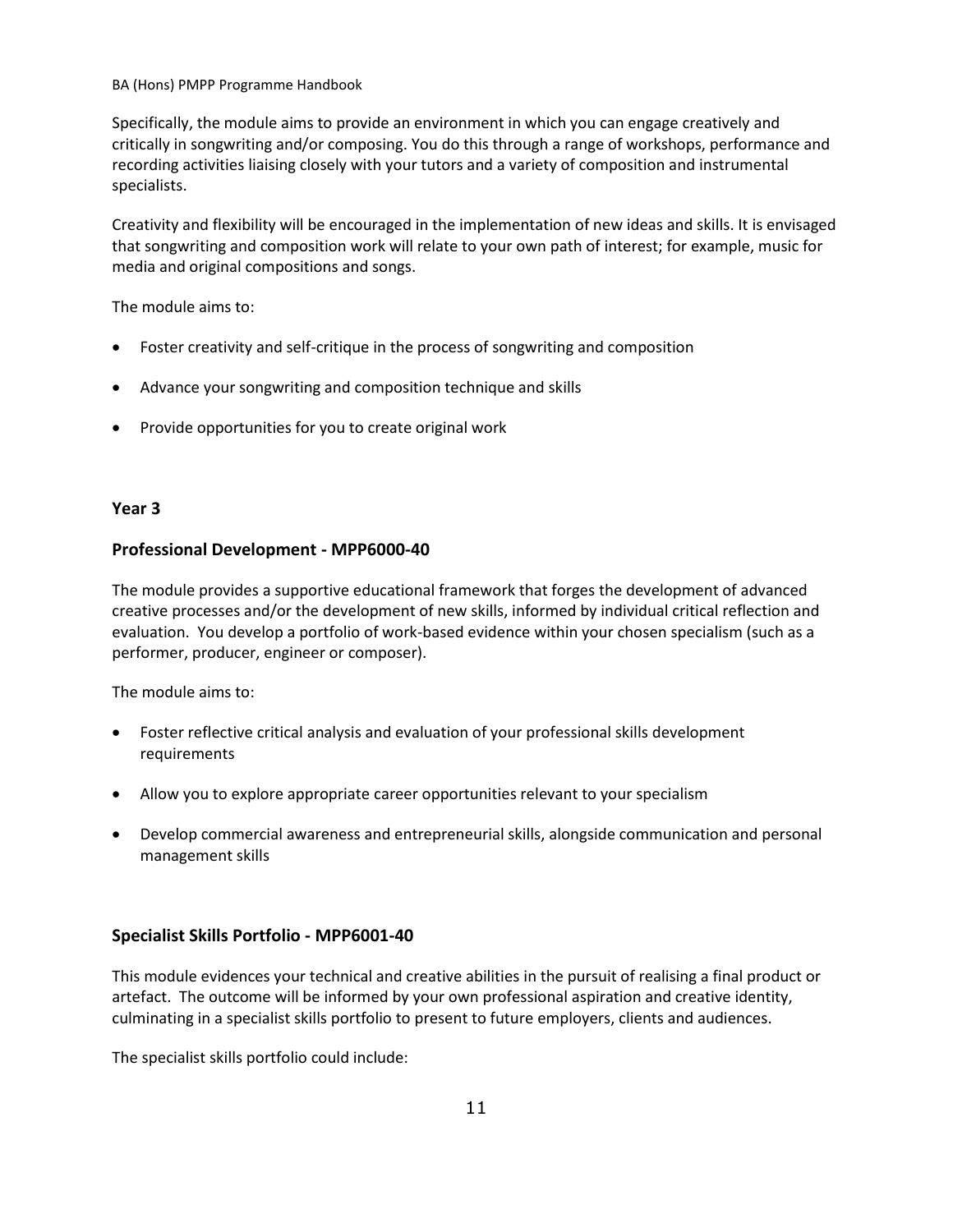Specifically, the module aims to provide an environment in which you can engage creatively and critically in songwriting and/or composing. You do this through a range of workshops, performance and recording activities liaising closely with your tutors and a variety of composition and instrumental specialists.

Creativity and flexibility will be encouraged in the implementation of new ideas and skills. It is envisaged that songwriting and composition work will relate to your own path of interest; for example, music for media and original compositions and songs.

The module aims to:

- Foster creativity and self-critique in the process of songwriting and composition
- Advance your songwriting and composition technique and skills
- Provide opportunities for you to create original work

### Year 3

### Professional Development - MPP6000-40

The module provides a supportive educational framework that forges the development of advanced creative processes and/or the development of new skills, informed by individual critical reflection and evaluation. You develop a portfolio of work-based evidence within your chosen specialism (such as a performer, producer, engineer or composer).

The module aims to:

- Foster reflective critical analysis and evaluation of your professional skills development requirements
- Allow you to explore appropriate career opportunities relevant to your specialism
- Develop commercial awareness and entrepreneurial skills, alongside communication and personal management skills

### Specialist Skills Portfolio - MPP6001-40

This module evidences your technical and creative abilities in the pursuit of realising a final product or artefact. The outcome will be informed by your own professional aspiration and creative identity, culminating in a specialist skills portfolio to present to future employers, clients and audiences.

The specialist skills portfolio could include: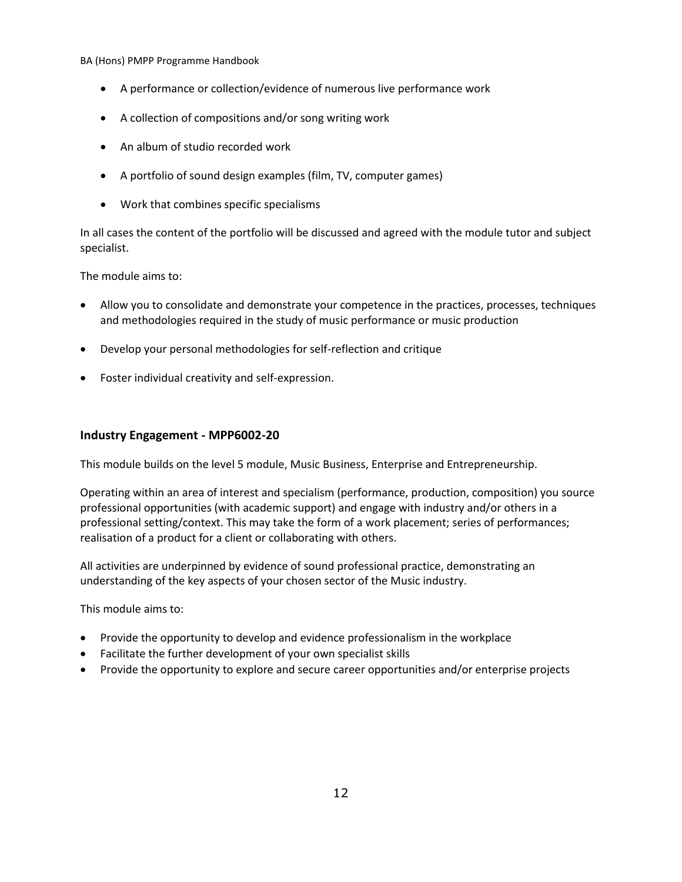- A performance or collection/evidence of numerous live performance work
- A collection of compositions and/or song writing work
- An album of studio recorded work
- A portfolio of sound design examples (film, TV, computer games)
- Work that combines specific specialisms

In all cases the content of the portfolio will be discussed and agreed with the module tutor and subject specialist.

The module aims to:

- Allow you to consolidate and demonstrate your competence in the practices, processes, techniques and methodologies required in the study of music performance or music production
- Develop your personal methodologies for self-reflection and critique
- Foster individual creativity and self-expression.

### Industry Engagement - MPP6002-20

This module builds on the level 5 module, Music Business, Enterprise and Entrepreneurship.

Operating within an area of interest and specialism (performance, production, composition) you source professional opportunities (with academic support) and engage with industry and/or others in a professional setting/context. This may take the form of a work placement; series of performances; realisation of a product for a client or collaborating with others.

All activities are underpinned by evidence of sound professional practice, demonstrating an understanding of the key aspects of your chosen sector of the Music industry.

This module aims to:

- Provide the opportunity to develop and evidence professionalism in the workplace
- Facilitate the further development of your own specialist skills
- Provide the opportunity to explore and secure career opportunities and/or enterprise projects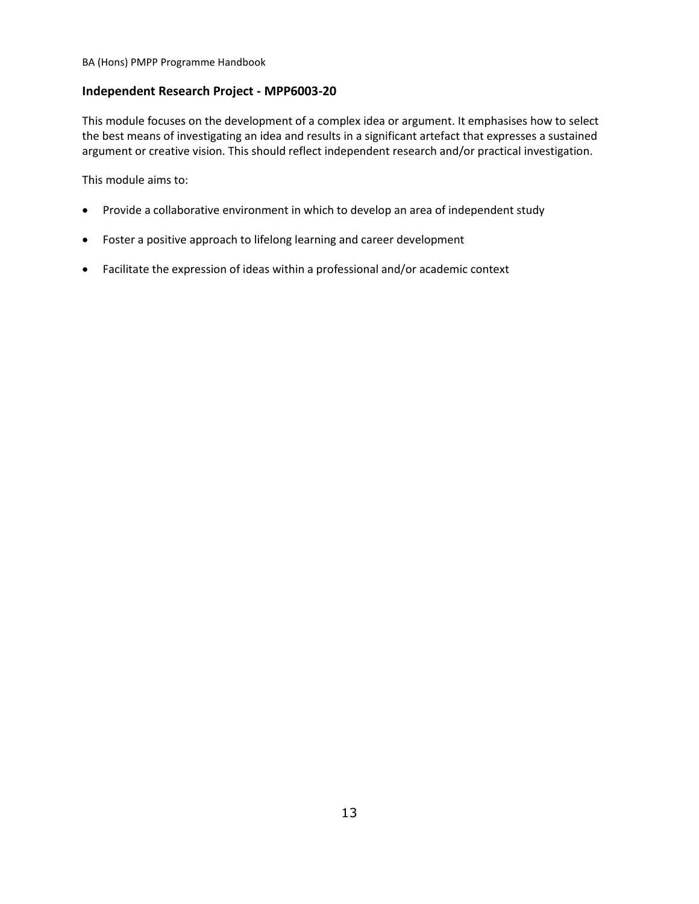## Independent Research Project - MPP6003-20

This module focuses on the development of a complex idea or argument. It emphasises how to select the best means of investigating an idea and results in a significant artefact that expresses a sustained argument or creative vision. This should reflect independent research and/or practical investigation.

This module aims to:

- Provide a collaborative environment in which to develop an area of independent study
- Foster a positive approach to lifelong learning and career development
- Facilitate the expression of ideas within a professional and/or academic context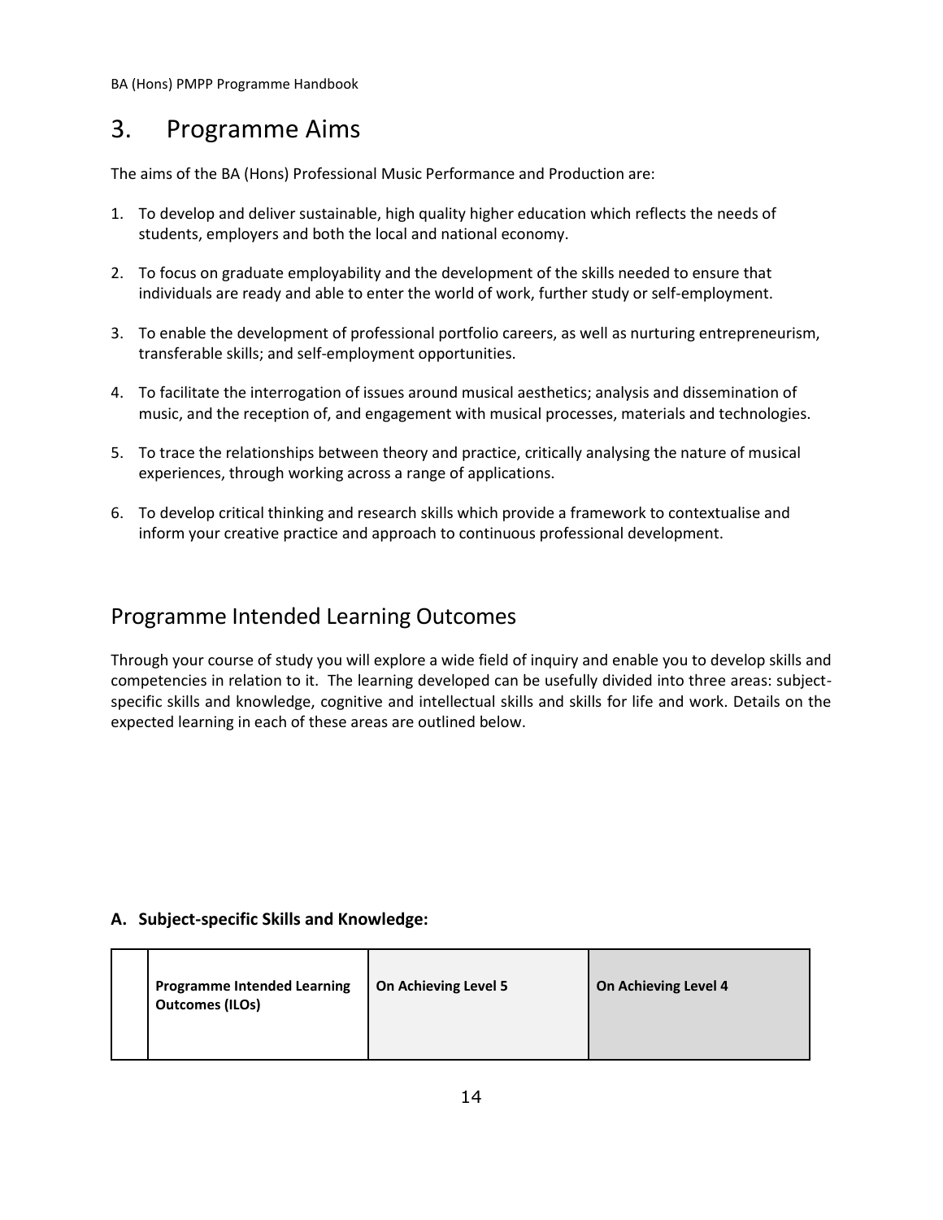# 3. Programme Aims

The aims of the BA (Hons) Professional Music Performance and Production are:

1. To develop and deliver sustainable, high quality higher education which reflects the needs of students, employers and both the local and national economy.

2. To focus on graduate employability and the development of the skills needed to ensure that individuals are ready and able to enter the world of work, further study or self-employment.

3. To enable the development of professional portfolio careers, as well as nurturing entrepreneurism, transferable skills; and self-employment opportunities.

4. To facilitate the interrogation of issues around musical aesthetics; analysis and dissemination of music, and the reception of, and engagement with musical processes, materials and technologies.

5. To trace the relationships between theory and practice, critically analysing the nature of musical experiences, through working across a range of applications.

6. To develop critical thinking and research skills which provide a framework to contextualise and inform your creative practice and approach to continuous professional development.

## Programme Intended Learning Outcomes

Through your course of study you will explore a wide field of inquiry and enable you to develop skills and competencies in relation to it. The learning developed can be usefully divided into three areas: subject-specific skills and knowledge, cognitive and intellectual skills and skills for life and work. Details on the expected learning in each of these areas are outlined below.

**A. Subject-specific Skills and Knowledge:**

| | **Programme Intended Learning Outcomes (ILOs)** | **On Achieving Level 5** | **On Achieving Level 4** |
|---|---|---|---|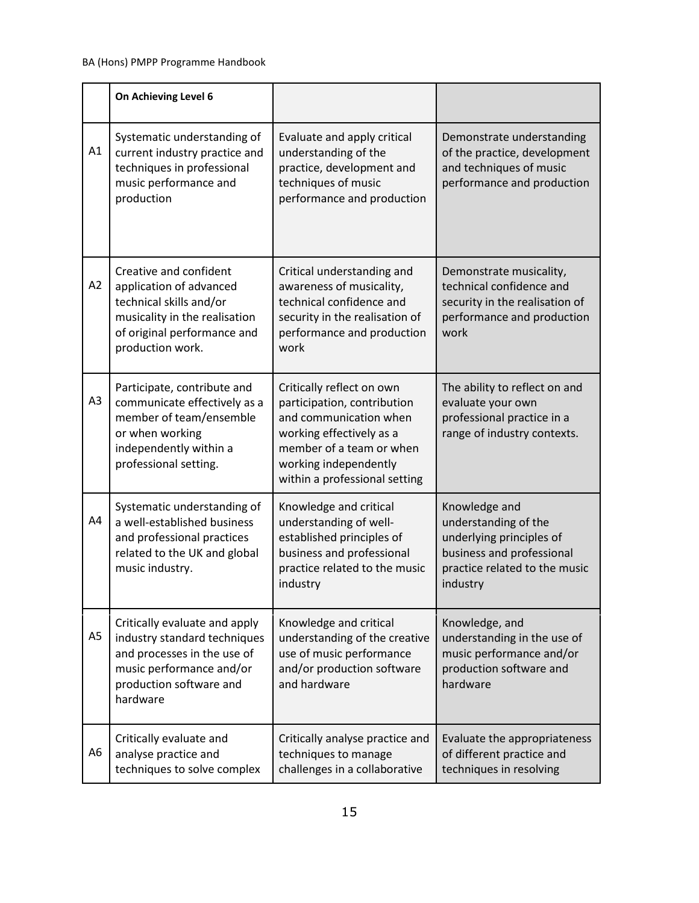| | **On Achieving Level 6** | | |
|---|---|---|---|
| A1 | Systematic understanding of current industry practice and techniques in professional music performance and production | Evaluate and apply critical understanding of the practice, development and techniques of music performance and production | Demonstrate understanding of the practice, development and techniques of music performance and production |
| A2 | Creative and confident application of advanced technical skills and/or musicality in the realisation of original performance and production work. | Critical understanding and awareness of musicality, technical confidence and security in the realisation of performance and production work | Demonstrate musicality, technical confidence and security in the realisation of performance and production work |
| A3 | Participate, contribute and communicate effectively as a member of team/ensemble or when working independently within a professional setting. | Critically reflect on own participation, contribution and communication when working effectively as a member of a team or when working independently within a professional setting | The ability to reflect on and evaluate your own professional practice in a range of industry contexts. |
| A4 | Systematic understanding of a well-established business and professional practices related to the UK and global music industry. | Knowledge and critical understanding of well-established principles of business and professional practice related to the music industry | Knowledge and understanding of the underlying principles of business and professional practice related to the music industry |
| A5 | Critically evaluate and apply industry standard techniques and processes in the use of music performance and/or production software and hardware | Knowledge and critical understanding of the creative use of music performance and/or production software and hardware | Knowledge, and understanding in the use of music performance and/or production software and hardware |
| A6 | Critically evaluate and analyse practice and techniques to solve complex | Critically analyse practice and techniques to manage challenges in a collaborative | Evaluate the appropriateness of different practice and techniques in resolving |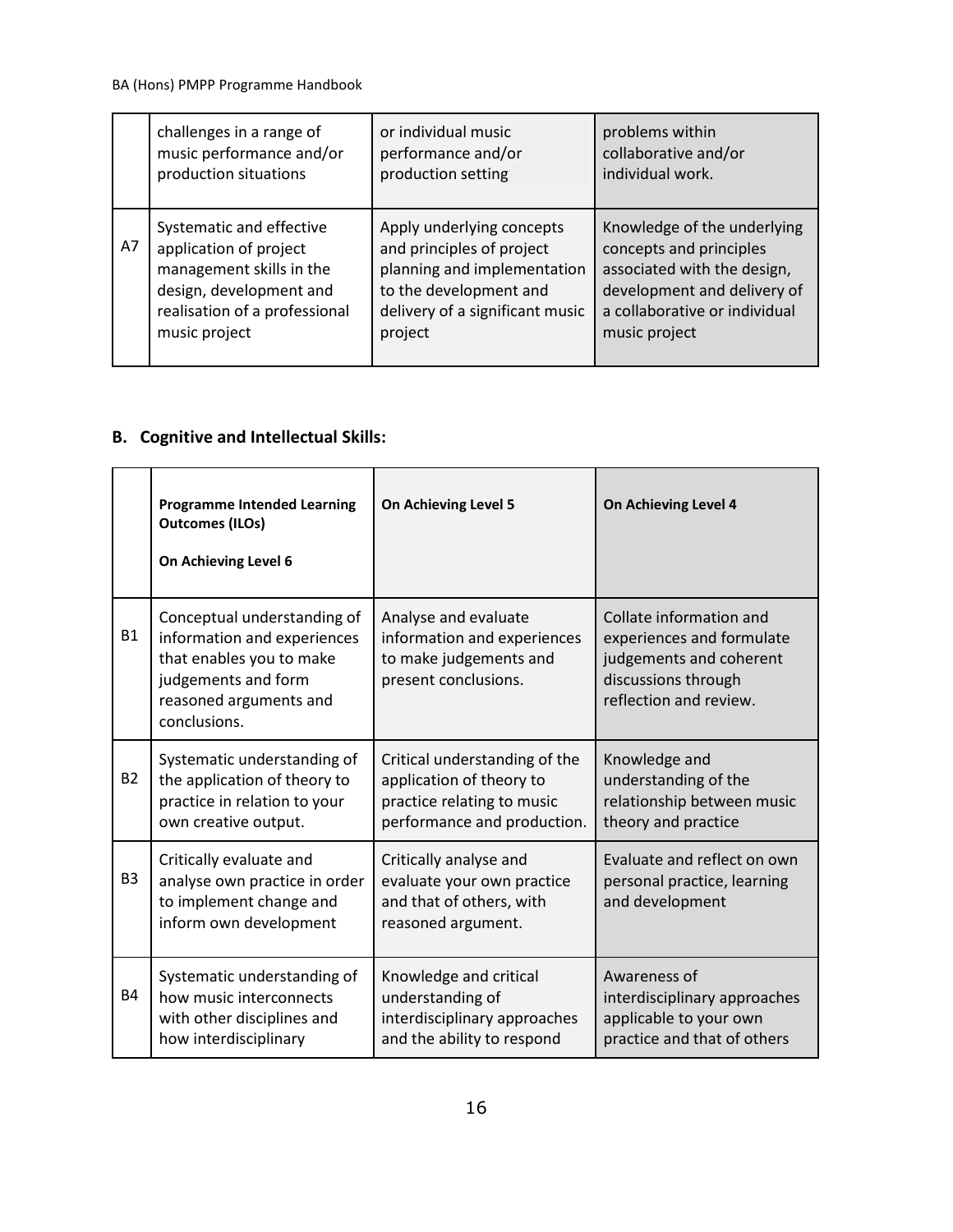|  | challenges in a range of music performance and/or production situations | or individual music performance and/or production setting | problems within collaborative and/or individual work. |
|---|---|---|---|
| A7 | Systematic and effective application of project management skills in the design, development and realisation of a professional music project | Apply underlying concepts and principles of project planning and implementation to the development and delivery of a significant music project | Knowledge of the underlying concepts and principles associated with the design, development and delivery of a collaborative or individual music project |

## B. Cognitive and Intellectual Skills:

|  | **Programme Intended Learning Outcomes (ILOs)**<br><br>**On Achieving Level 6** | **On Achieving Level 5** | **On Achieving Level 4** |
|---|---|---|---|
| B1 | Conceptual understanding of information and experiences that enables you to make judgements and form reasoned arguments and conclusions. | Analyse and evaluate information and experiences to make judgements and present conclusions. | Collate information and experiences and formulate judgements and coherent discussions through reflection and review. |
| B2 | Systematic understanding of the application of theory to practice in relation to your own creative output. | Critical understanding of the application of theory to practice relating to music performance and production. | Knowledge and understanding of the relationship between music theory and practice |
| B3 | Critically evaluate and analyse own practice in order to implement change and inform own development | Critically analyse and evaluate your own practice and that of others, with reasoned argument. | Evaluate and reflect on own personal practice, learning and development |
| B4 | Systematic understanding of how music interconnects with other disciplines and how interdisciplinary | Knowledge and critical understanding of interdisciplinary approaches and the ability to respond | Awareness of interdisciplinary approaches applicable to your own practice and that of others |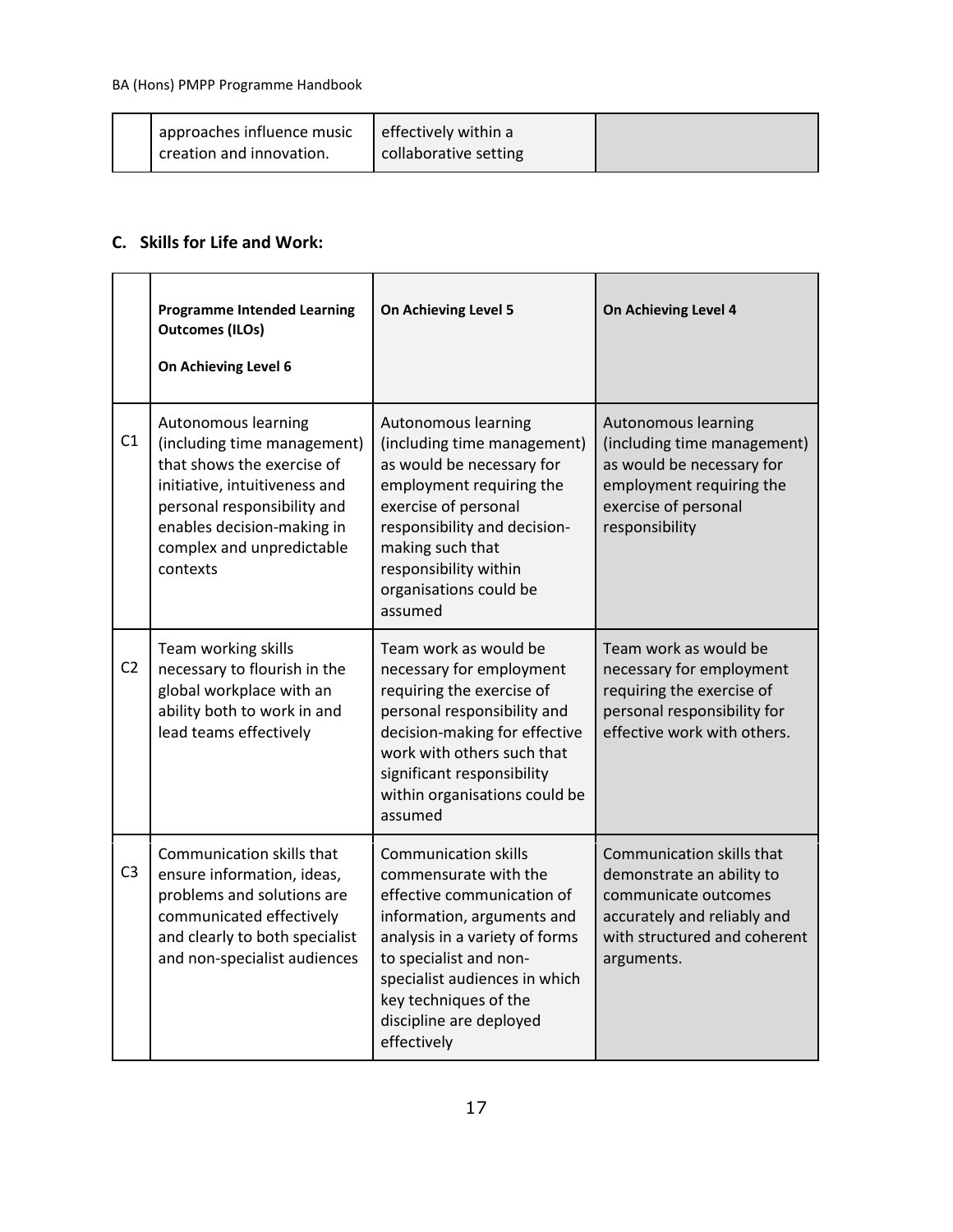| | approaches influence music creation and innovation. | effectively within a collaborative setting | |
|---|---|---|---|

## C. Skills for Life and Work:

| | **Programme Intended Learning Outcomes (ILOs)** **On Achieving Level 6** | **On Achieving Level 5** | **On Achieving Level 4** |
|---|---|---|---|
| C1 | Autonomous learning (including time management) that shows the exercise of initiative, intuitiveness and personal responsibility and enables decision-making in complex and unpredictable contexts | Autonomous learning (including time management) as would be necessary for employment requiring the exercise of personal responsibility and decision-making such that responsibility within organisations could be assumed | Autonomous learning (including time management) as would be necessary for employment requiring the exercise of personal responsibility |
| C2 | Team working skills necessary to flourish in the global workplace with an ability both to work in and lead teams effectively | Team work as would be necessary for employment requiring the exercise of personal responsibility and decision-making for effective work with others such that significant responsibility within organisations could be assumed | Team work as would be necessary for employment requiring the exercise of personal responsibility for effective work with others. |
| C3 | Communication skills that ensure information, ideas, problems and solutions are communicated effectively and clearly to both specialist and non-specialist audiences | Communication skills commensurate with the effective communication of information, arguments and analysis in a variety of forms to specialist and non-specialist audiences in which key techniques of the discipline are deployed effectively | Communication skills that demonstrate an ability to communicate outcomes accurately and reliably and with structured and coherent arguments. |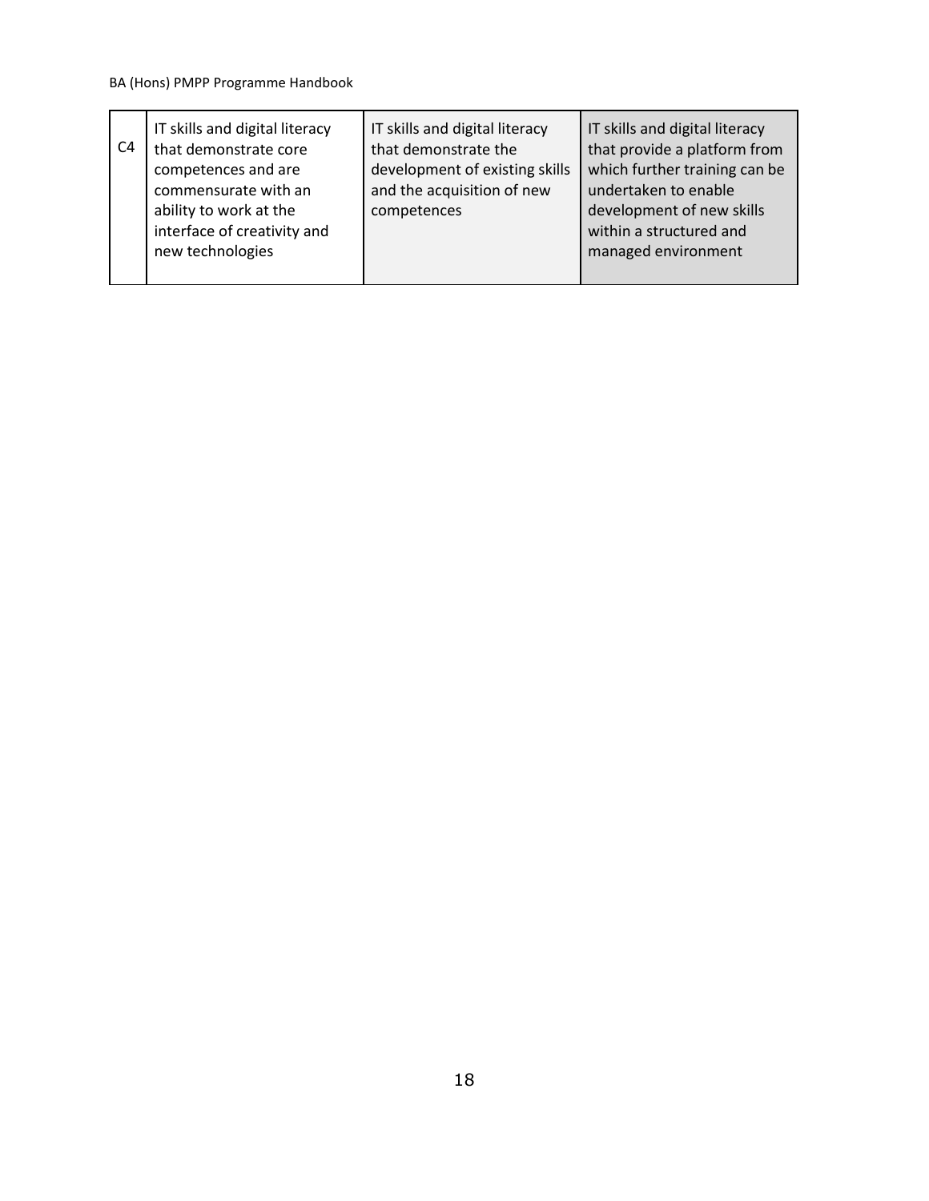| | | | |
|---|---|---|---|
| C4 | IT skills and digital literacy that demonstrate core competences and are commensurate with an ability to work at the interface of creativity and new technologies | IT skills and digital literacy that demonstrate the development of existing skills and the acquisition of new competences | IT skills and digital literacy that provide a platform from which further training can be undertaken to enable development of new skills within a structured and managed environment |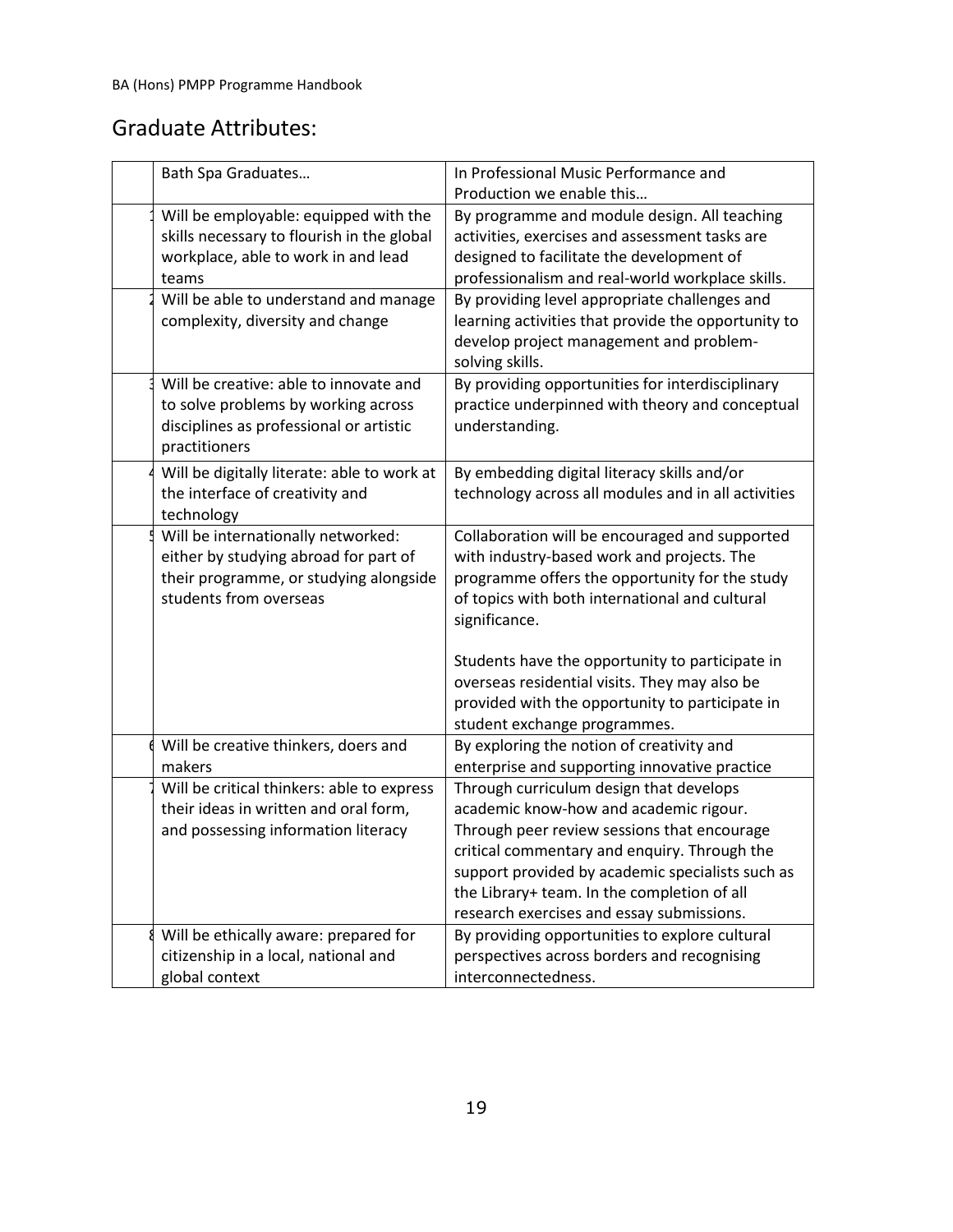## Graduate Attributes:

| | Bath Spa Graduates… | In Professional Music Performance and Production we enable this… |
|---|---|---|
| 1 | Will be employable: equipped with the skills necessary to flourish in the global workplace, able to work in and lead teams | By programme and module design. All teaching activities, exercises and assessment tasks are designed to facilitate the development of professionalism and real-world workplace skills. |
| 2 | Will be able to understand and manage complexity, diversity and change | By providing level appropriate challenges and learning activities that provide the opportunity to develop project management and problem-solving skills. |
| 3 | Will be creative: able to innovate and to solve problems by working across disciplines as professional or artistic practitioners | By providing opportunities for interdisciplinary practice underpinned with theory and conceptual understanding. |
| 4 | Will be digitally literate: able to work at the interface of creativity and technology | By embedding digital literacy skills and/or technology across all modules and in all activities |
| 5 | Will be internationally networked: either by studying abroad for part of their programme, or studying alongside students from overseas | Collaboration will be encouraged and supported with industry-based work and projects. The programme offers the opportunity for the study of topics with both international and cultural significance.<br><br>Students have the opportunity to participate in overseas residential visits. They may also be provided with the opportunity to participate in student exchange programmes. |
| 6 | Will be creative thinkers, doers and makers | By exploring the notion of creativity and enterprise and supporting innovative practice |
| 7 | Will be critical thinkers: able to express their ideas in written and oral form, and possessing information literacy | Through curriculum design that develops academic know-how and academic rigour. Through peer review sessions that encourage critical commentary and enquiry. Through the support provided by academic specialists such as the Library+ team. In the completion of all research exercises and essay submissions. |
| 8 | Will be ethically aware: prepared for citizenship in a local, national and global context | By providing opportunities to explore cultural perspectives across borders and recognising interconnectedness. |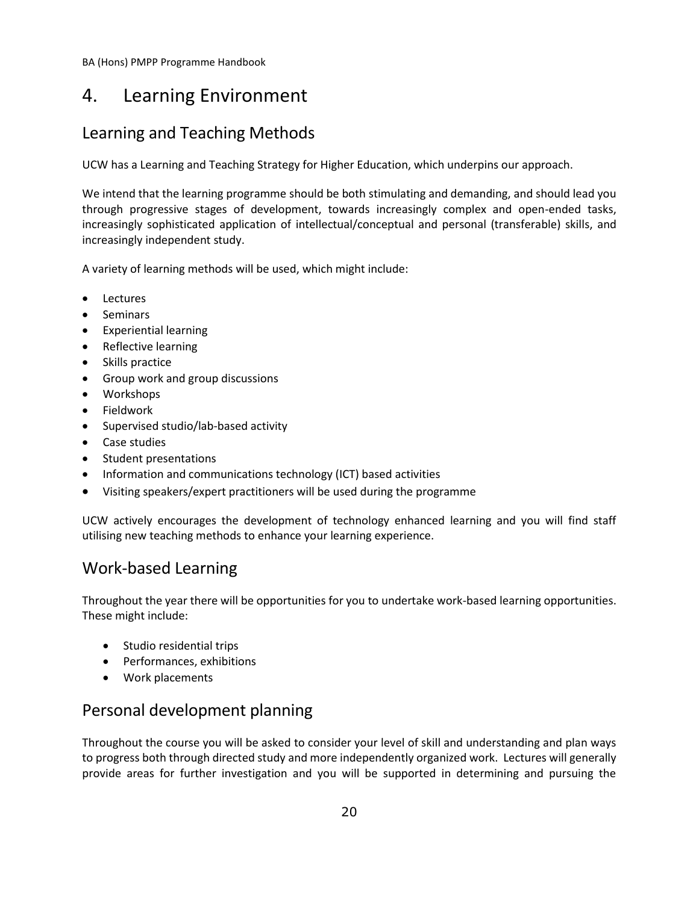# 4. Learning Environment

## Learning and Teaching Methods

UCW has a Learning and Teaching Strategy for Higher Education, which underpins our approach.

We intend that the learning programme should be both stimulating and demanding, and should lead you through progressive stages of development, towards increasingly complex and open-ended tasks, increasingly sophisticated application of intellectual/conceptual and personal (transferable) skills, and increasingly independent study.

A variety of learning methods will be used, which might include:

- Lectures
- Seminars
- Experiential learning
- Reflective learning
- Skills practice
- Group work and group discussions
- Workshops
- Fieldwork
- Supervised studio/lab-based activity
- Case studies
- Student presentations
- Information and communications technology (ICT) based activities
- Visiting speakers/expert practitioners will be used during the programme

UCW actively encourages the development of technology enhanced learning and you will find staff utilising new teaching methods to enhance your learning experience.

## Work-based Learning

Throughout the year there will be opportunities for you to undertake work-based learning opportunities. These might include:

- Studio residential trips
- Performances, exhibitions
- Work placements

## Personal development planning

Throughout the course you will be asked to consider your level of skill and understanding and plan ways to progress both through directed study and more independently organized work. Lectures will generally provide areas for further investigation and you will be supported in determining and pursuing the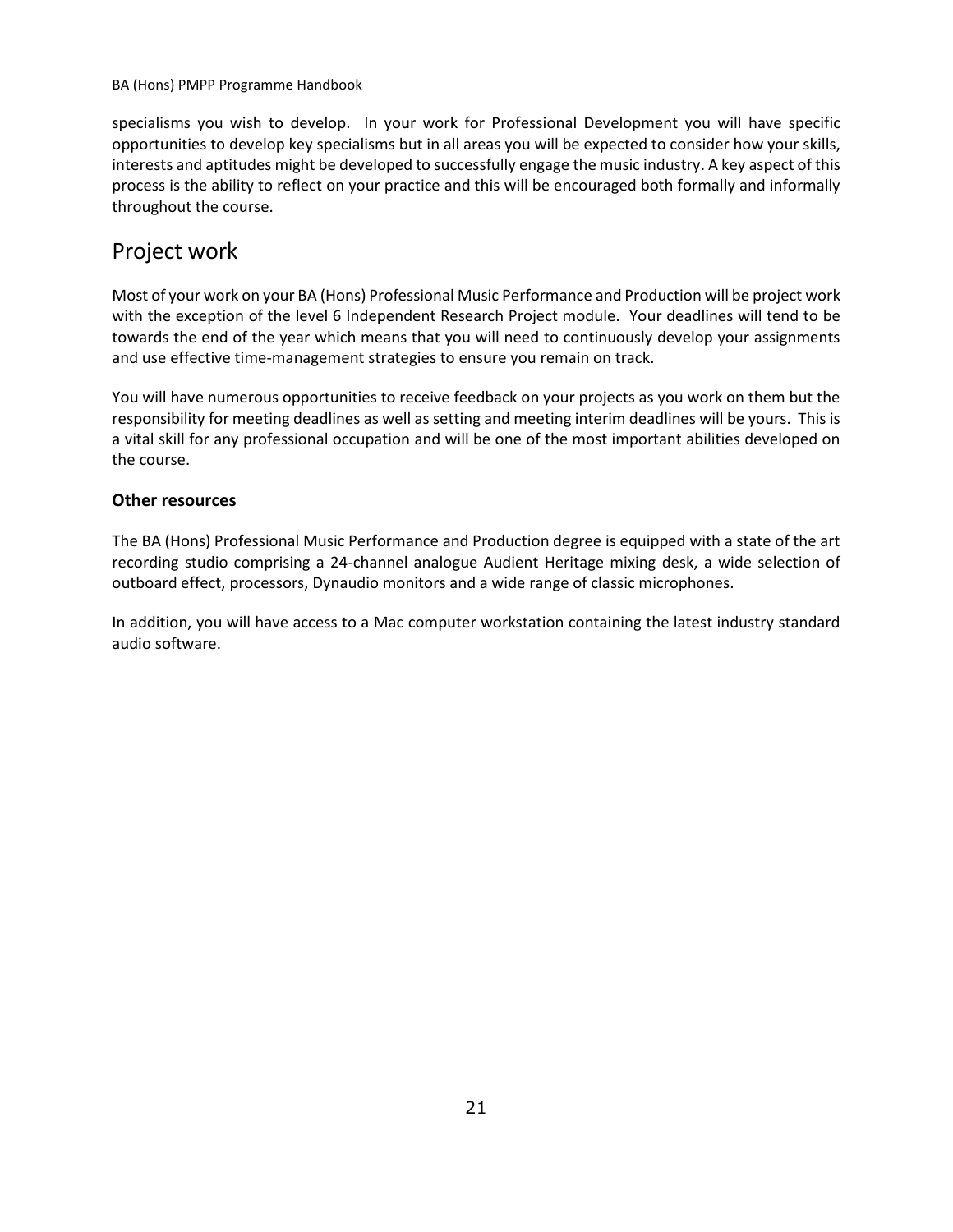specialisms you wish to develop. In your work for Professional Development you will have specific opportunities to develop key specialisms but in all areas you will be expected to consider how your skills, interests and aptitudes might be developed to successfully engage the music industry. A key aspect of this process is the ability to reflect on your practice and this will be encouraged both formally and informally throughout the course.

## Project work

Most of your work on your BA (Hons) Professional Music Performance and Production will be project work with the exception of the level 6 Independent Research Project module. Your deadlines will tend to be towards the end of the year which means that you will need to continuously develop your assignments and use effective time-management strategies to ensure you remain on track.

You will have numerous opportunities to receive feedback on your projects as you work on them but the responsibility for meeting deadlines as well as setting and meeting interim deadlines will be yours. This is a vital skill for any professional occupation and will be one of the most important abilities developed on the course.

### Other resources

The BA (Hons) Professional Music Performance and Production degree is equipped with a state of the art recording studio comprising a 24-channel analogue Audient Heritage mixing desk, a wide selection of outboard effect, processors, Dynaudio monitors and a wide range of classic microphones.

In addition, you will have access to a Mac computer workstation containing the latest industry standard audio software.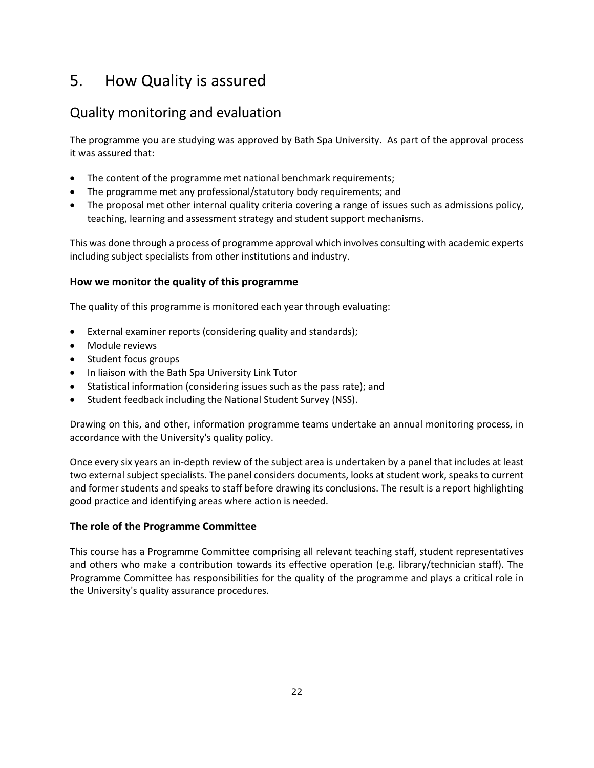# 5. How Quality is assured

## Quality monitoring and evaluation

The programme you are studying was approved by Bath Spa University. As part of the approval process it was assured that:

- The content of the programme met national benchmark requirements;
- The programme met any professional/statutory body requirements; and
- The proposal met other internal quality criteria covering a range of issues such as admissions policy, teaching, learning and assessment strategy and student support mechanisms.

This was done through a process of programme approval which involves consulting with academic experts including subject specialists from other institutions and industry.

### How we monitor the quality of this programme

The quality of this programme is monitored each year through evaluating:

- External examiner reports (considering quality and standards);
- Module reviews
- Student focus groups
- In liaison with the Bath Spa University Link Tutor
- Statistical information (considering issues such as the pass rate); and
- Student feedback including the National Student Survey (NSS).

Drawing on this, and other, information programme teams undertake an annual monitoring process, in accordance with the University's quality policy.

Once every six years an in-depth review of the subject area is undertaken by a panel that includes at least two external subject specialists. The panel considers documents, looks at student work, speaks to current and former students and speaks to staff before drawing its conclusions. The result is a report highlighting good practice and identifying areas where action is needed.

### The role of the Programme Committee

This course has a Programme Committee comprising all relevant teaching staff, student representatives and others who make a contribution towards its effective operation (e.g. library/technician staff). The Programme Committee has responsibilities for the quality of the programme and plays a critical role in the University's quality assurance procedures.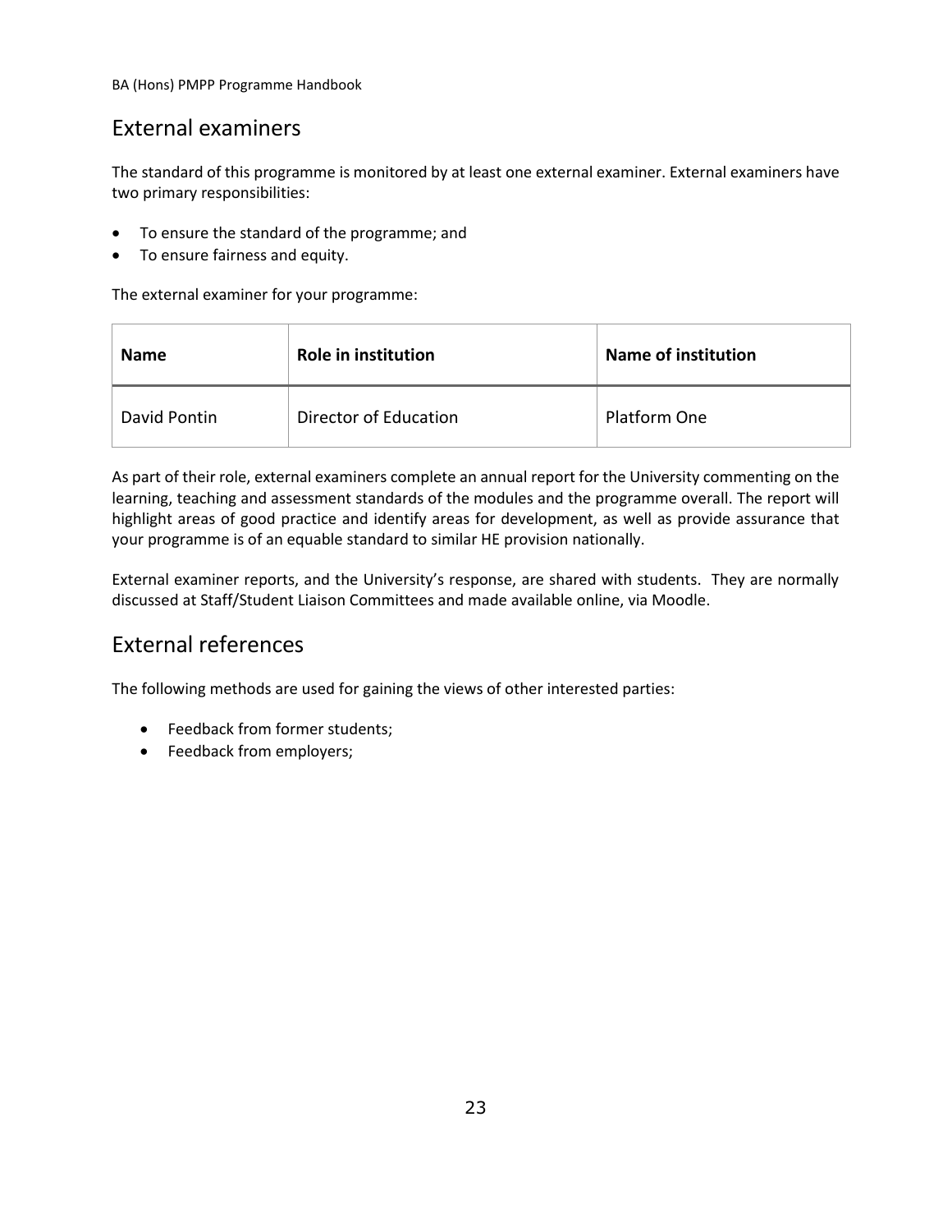## External examiners

The standard of this programme is monitored by at least one external examiner. External examiners have two primary responsibilities:

- To ensure the standard of the programme; and
- To ensure fairness and equity.

The external examiner for your programme:

| Name | Role in institution | Name of institution |
|---|---|---|
| David Pontin | Director of Education | Platform One |

As part of their role, external examiners complete an annual report for the University commenting on the learning, teaching and assessment standards of the modules and the programme overall. The report will highlight areas of good practice and identify areas for development, as well as provide assurance that your programme is of an equable standard to similar HE provision nationally.

External examiner reports, and the University's response, are shared with students. They are normally discussed at Staff/Student Liaison Committees and made available online, via Moodle.

## External references

The following methods are used for gaining the views of other interested parties:

- Feedback from former students;
- Feedback from employers;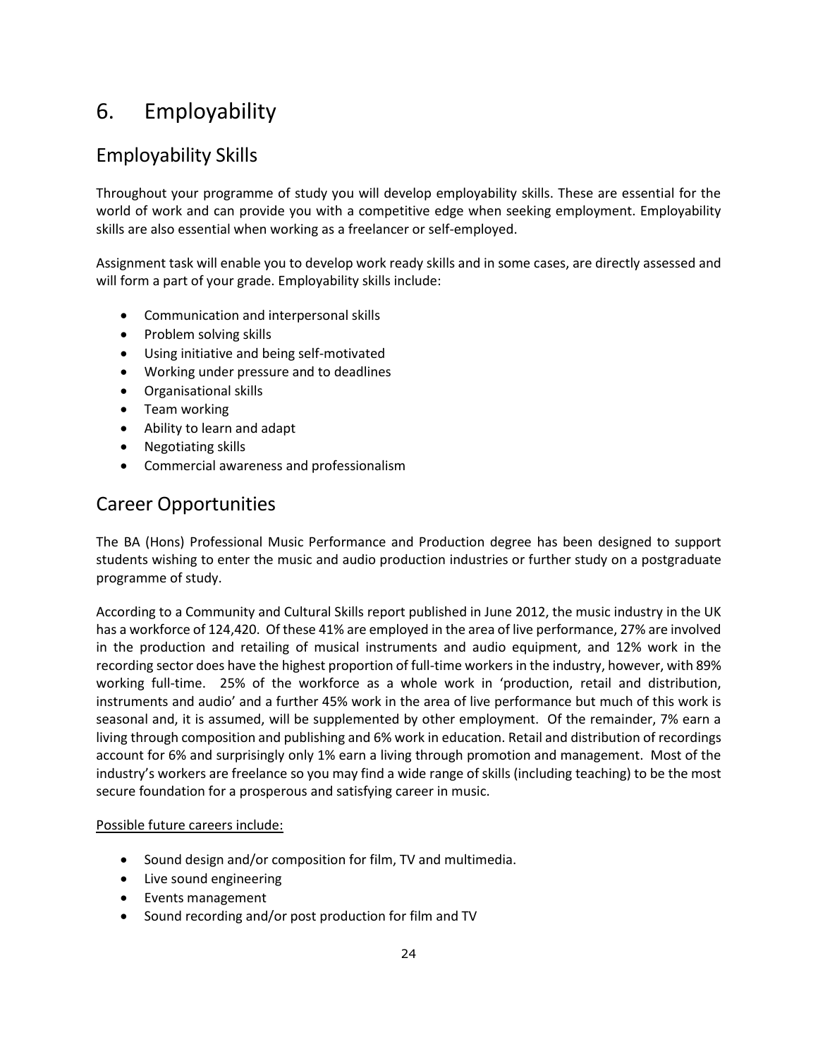# 6. Employability

## Employability Skills

Throughout your programme of study you will develop employability skills. These are essential for the world of work and can provide you with a competitive edge when seeking employment. Employability skills are also essential when working as a freelancer or self-employed.

Assignment task will enable you to develop work ready skills and in some cases, are directly assessed and will form a part of your grade. Employability skills include:

- Communication and interpersonal skills
- Problem solving skills
- Using initiative and being self-motivated
- Working under pressure and to deadlines
- Organisational skills
- Team working
- Ability to learn and adapt
- Negotiating skills
- Commercial awareness and professionalism

## Career Opportunities

The BA (Hons) Professional Music Performance and Production degree has been designed to support students wishing to enter the music and audio production industries or further study on a postgraduate programme of study.

According to a Community and Cultural Skills report published in June 2012, the music industry in the UK has a workforce of 124,420. Of these 41% are employed in the area of live performance, 27% are involved in the production and retailing of musical instruments and audio equipment, and 12% work in the recording sector does have the highest proportion of full-time workers in the industry, however, with 89% working full-time. 25% of the workforce as a whole work in 'production, retail and distribution, instruments and audio' and a further 45% work in the area of live performance but much of this work is seasonal and, it is assumed, will be supplemented by other employment. Of the remainder, 7% earn a living through composition and publishing and 6% work in education. Retail and distribution of recordings account for 6% and surprisingly only 1% earn a living through promotion and management. Most of the industry's workers are freelance so you may find a wide range of skills (including teaching) to be the most secure foundation for a prosperous and satisfying career in music.

<u>Possible future careers include:</u>

- Sound design and/or composition for film, TV and multimedia.
- Live sound engineering
- Events management
- Sound recording and/or post production for film and TV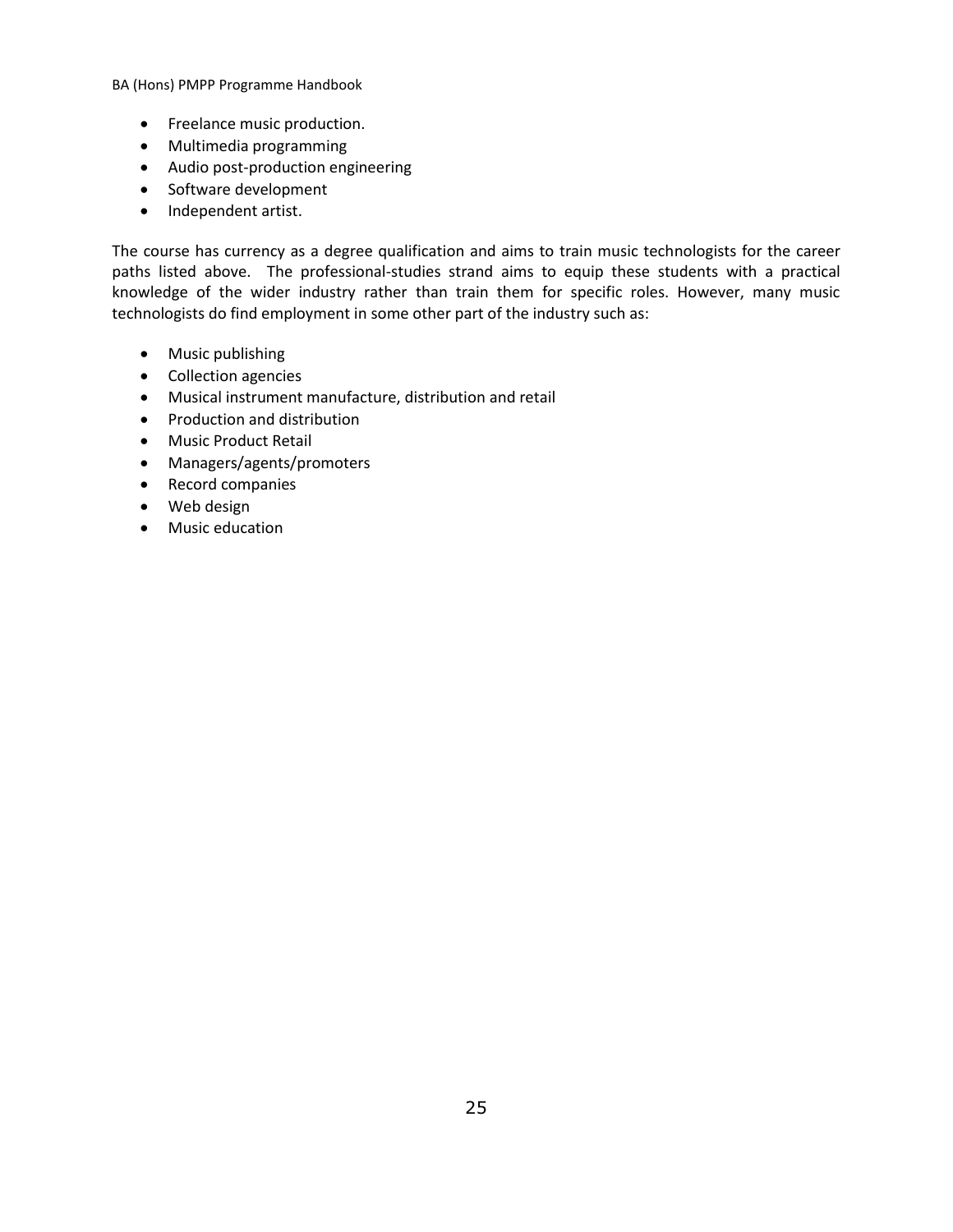- Freelance music production.
- Multimedia programming
- Audio post-production engineering
- Software development
- Independent artist.

The course has currency as a degree qualification and aims to train music technologists for the career paths listed above. The professional-studies strand aims to equip these students with a practical knowledge of the wider industry rather than train them for specific roles. However, many music technologists do find employment in some other part of the industry such as:

- Music publishing
- Collection agencies
- Musical instrument manufacture, distribution and retail
- Production and distribution
- Music Product Retail
- Managers/agents/promoters
- Record companies
- Web design
- Music education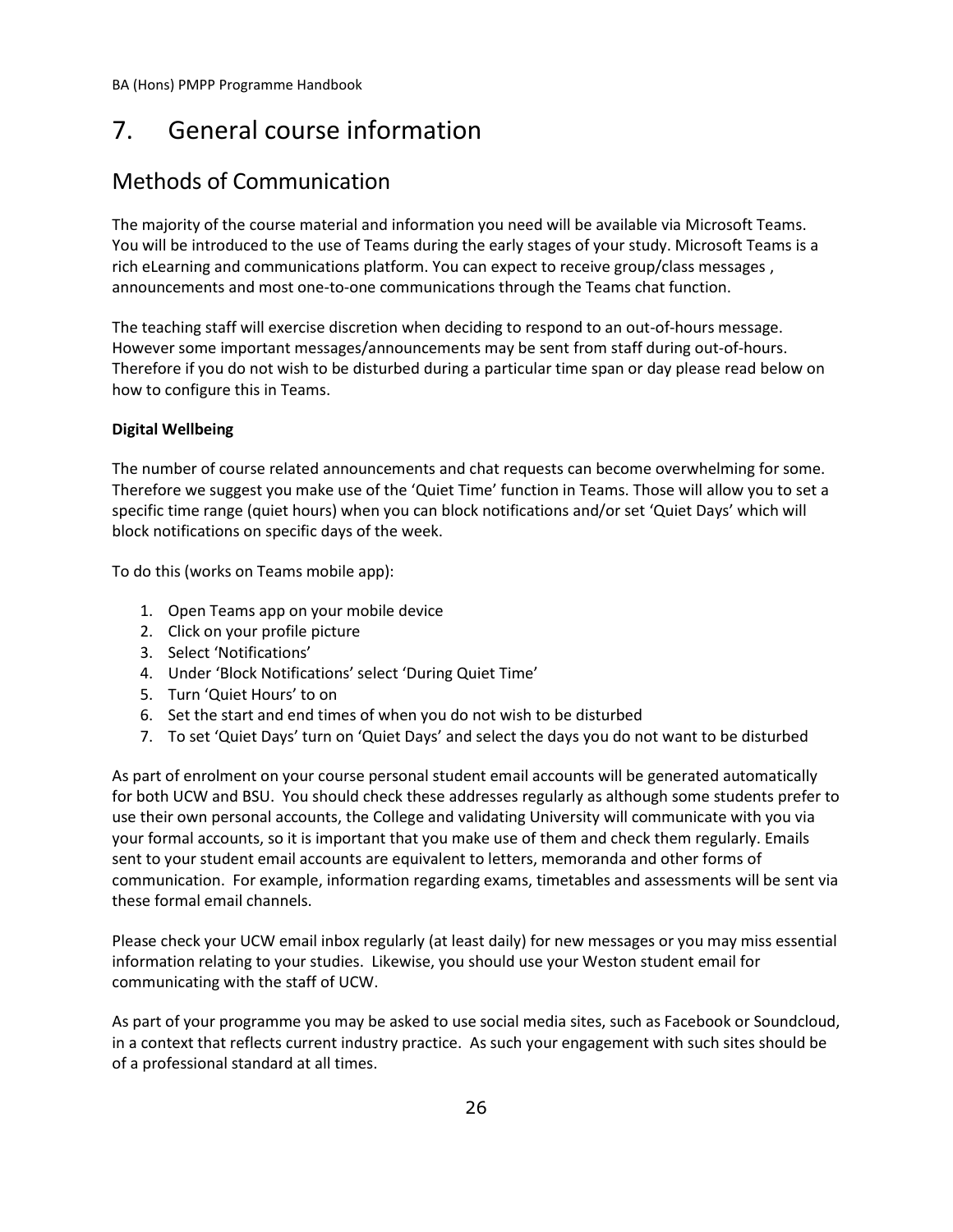# 7. General course information

## Methods of Communication

The majority of the course material and information you need will be available via Microsoft Teams. You will be introduced to the use of Teams during the early stages of your study. Microsoft Teams is a rich eLearning and communications platform. You can expect to receive group/class messages , announcements and most one-to-one communications through the Teams chat function.

The teaching staff will exercise discretion when deciding to respond to an out-of-hours message. However some important messages/announcements may be sent from staff during out-of-hours. Therefore if you do not wish to be disturbed during a particular time span or day please read below on how to configure this in Teams.

**Digital Wellbeing**

The number of course related announcements and chat requests can become overwhelming for some. Therefore we suggest you make use of the 'Quiet Time' function in Teams. Those will allow you to set a specific time range (quiet hours) when you can block notifications and/or set 'Quiet Days' which will block notifications on specific days of the week.

To do this (works on Teams mobile app):

1. Open Teams app on your mobile device
2. Click on your profile picture
3. Select 'Notifications'
4. Under 'Block Notifications' select 'During Quiet Time'
5. Turn 'Quiet Hours' to on
6. Set the start and end times of when you do not wish to be disturbed
7. To set 'Quiet Days' turn on 'Quiet Days' and select the days you do not want to be disturbed

As part of enrolment on your course personal student email accounts will be generated automatically for both UCW and BSU. You should check these addresses regularly as although some students prefer to use their own personal accounts, the College and validating University will communicate with you via your formal accounts, so it is important that you make use of them and check them regularly. Emails sent to your student email accounts are equivalent to letters, memoranda and other forms of communication. For example, information regarding exams, timetables and assessments will be sent via these formal email channels.

Please check your UCW email inbox regularly (at least daily) for new messages or you may miss essential information relating to your studies. Likewise, you should use your Weston student email for communicating with the staff of UCW.

As part of your programme you may be asked to use social media sites, such as Facebook or Soundcloud, in a context that reflects current industry practice. As such your engagement with such sites should be of a professional standard at all times.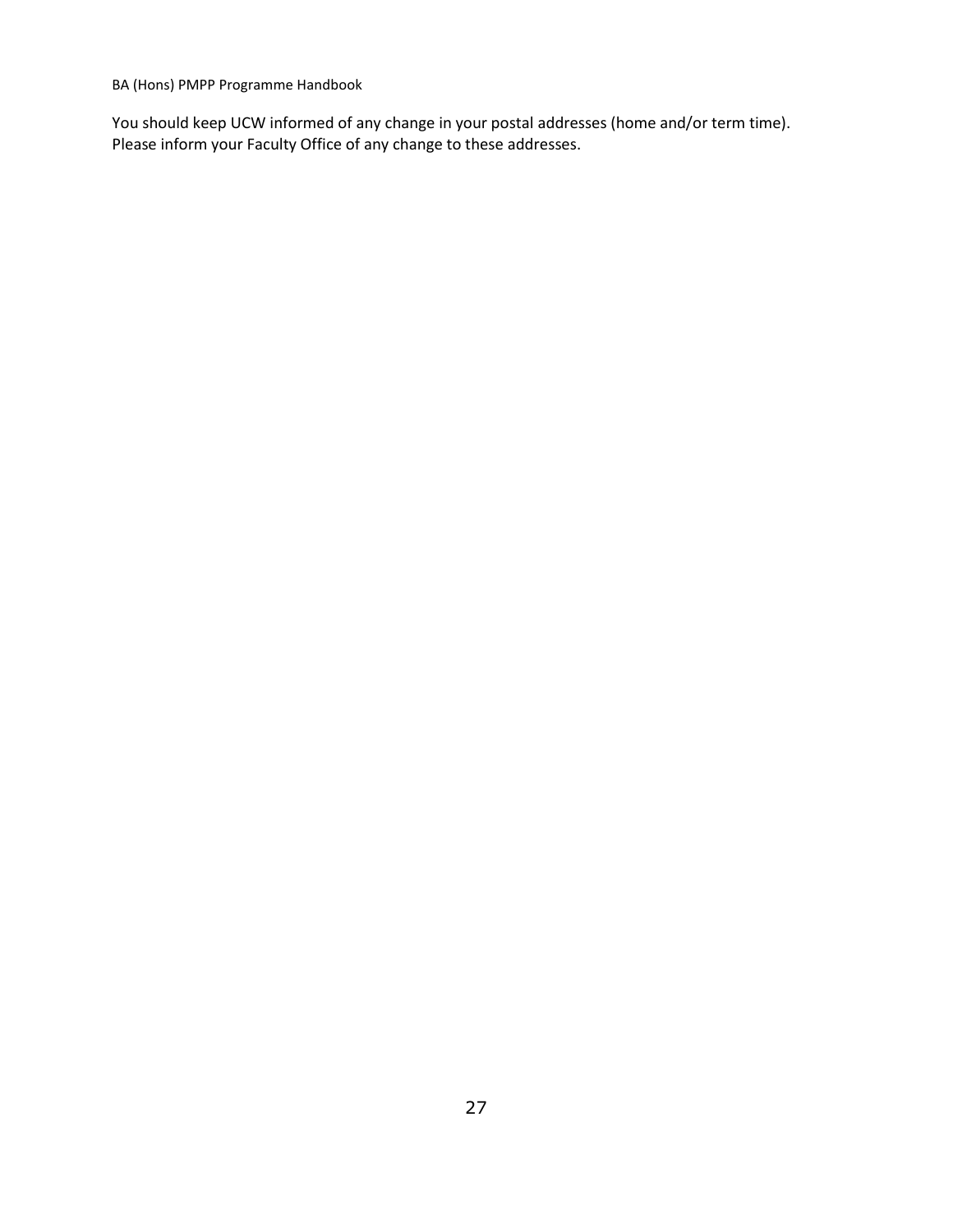You should keep UCW informed of any change in your postal addresses (home and/or term time). Please inform your Faculty Office of any change to these addresses.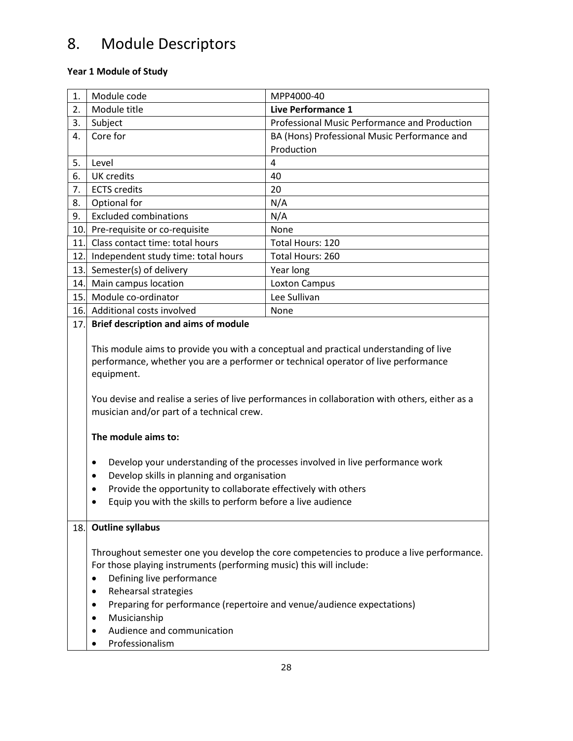# 8. Module Descriptors

**Year 1 Module of Study**

| | | |
|---|---|---|
| 1. | Module code | MPP4000-40 |
| 2. | Module title | **Live Performance 1** |
| 3. | Subject | Professional Music Performance and Production |
| 4. | Core for | BA (Hons) Professional Music Performance and Production |
| 5. | Level | 4 |
| 6. | UK credits | 40 |
| 7. | ECTS credits | 20 |
| 8. | Optional for | N/A |
| 9. | Excluded combinations | N/A |
| 10. | Pre-requisite or co-requisite | None |
| 11. | Class contact time: total hours | Total Hours: 120 |
| 12. | Independent study time: total hours | Total Hours: 260 |
| 13. | Semester(s) of delivery | Year long |
| 14. | Main campus location | Loxton Campus |
| 15. | Module co-ordinator | Lee Sullivan |
| 16. | Additional costs involved | None |

**17. Brief description and aims of module**

This module aims to provide you with a conceptual and practical understanding of live performance, whether you are a performer or technical operator of live performance equipment.

You devise and realise a series of live performances in collaboration with others, either as a musician and/or part of a technical crew.

**The module aims to:**

- Develop your understanding of the processes involved in live performance work
- Develop skills in planning and organisation
- Provide the opportunity to collaborate effectively with others
- Equip you with the skills to perform before a live audience

**18. Outline syllabus**

Throughout semester one you develop the core competencies to produce a live performance. For those playing instruments (performing music) this will include:

- Defining live performance
- Rehearsal strategies
- Preparing for performance (repertoire and venue/audience expectations)
- Musicianship
- Audience and communication
- Professionalism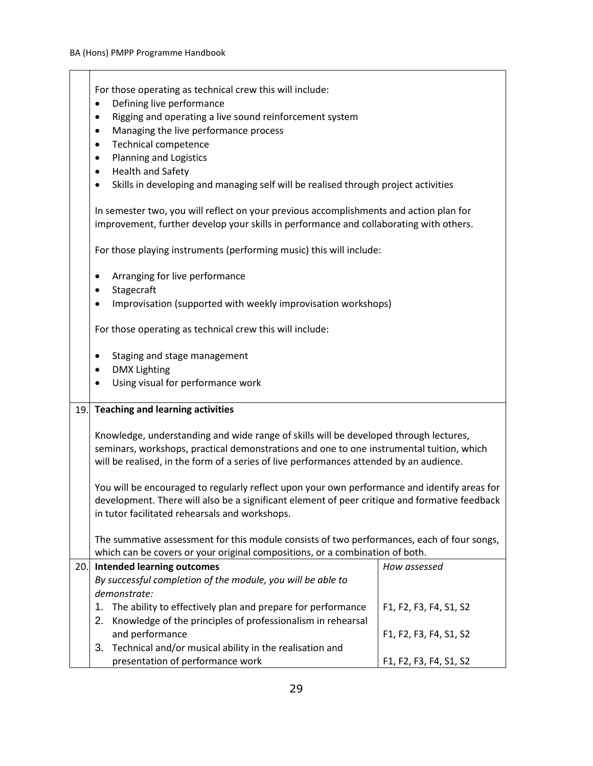For those operating as technical crew this will include:

- Defining live performance
- Rigging and operating a live sound reinforcement system
- Managing the live performance process
- Technical competence
- Planning and Logistics
- Health and Safety
- Skills in developing and managing self will be realised through project activities

In semester two, you will reflect on your previous accomplishments and action plan for improvement, further develop your skills in performance and collaborating with others.

For those playing instruments (performing music) this will include:

- Arranging for live performance
- Stagecraft
- Improvisation (supported with weekly improvisation workshops)

For those operating as technical crew this will include:

- Staging and stage management
- DMX Lighting
- Using visual for performance work

**19. Teaching and learning activities**

Knowledge, understanding and wide range of skills will be developed through lectures, seminars, workshops, practical demonstrations and one to one instrumental tuition, which will be realised, in the form of a series of live performances attended by an audience.

You will be encouraged to regularly reflect upon your own performance and identify areas for development. There will also be a significant element of peer critique and formative feedback in tutor facilitated rehearsals and workshops.

The summative assessment for this module consists of two performances, each of four songs, which can be covers or your original compositions, or a combination of both.

**20. Intended learning outcomes**

| *By successful completion of the module, you will be able to demonstrate:* | *How assessed* |
|---|---|
| 1. The ability to effectively plan and prepare for performance | F1, F2, F3, F4, S1, S2 |
| 2. Knowledge of the principles of professionalism in rehearsal and performance | F1, F2, F3, F4, S1, S2 |
| 3. Technical and/or musical ability in the realisation and presentation of performance work | F1, F2, F3, F4, S1, S2 |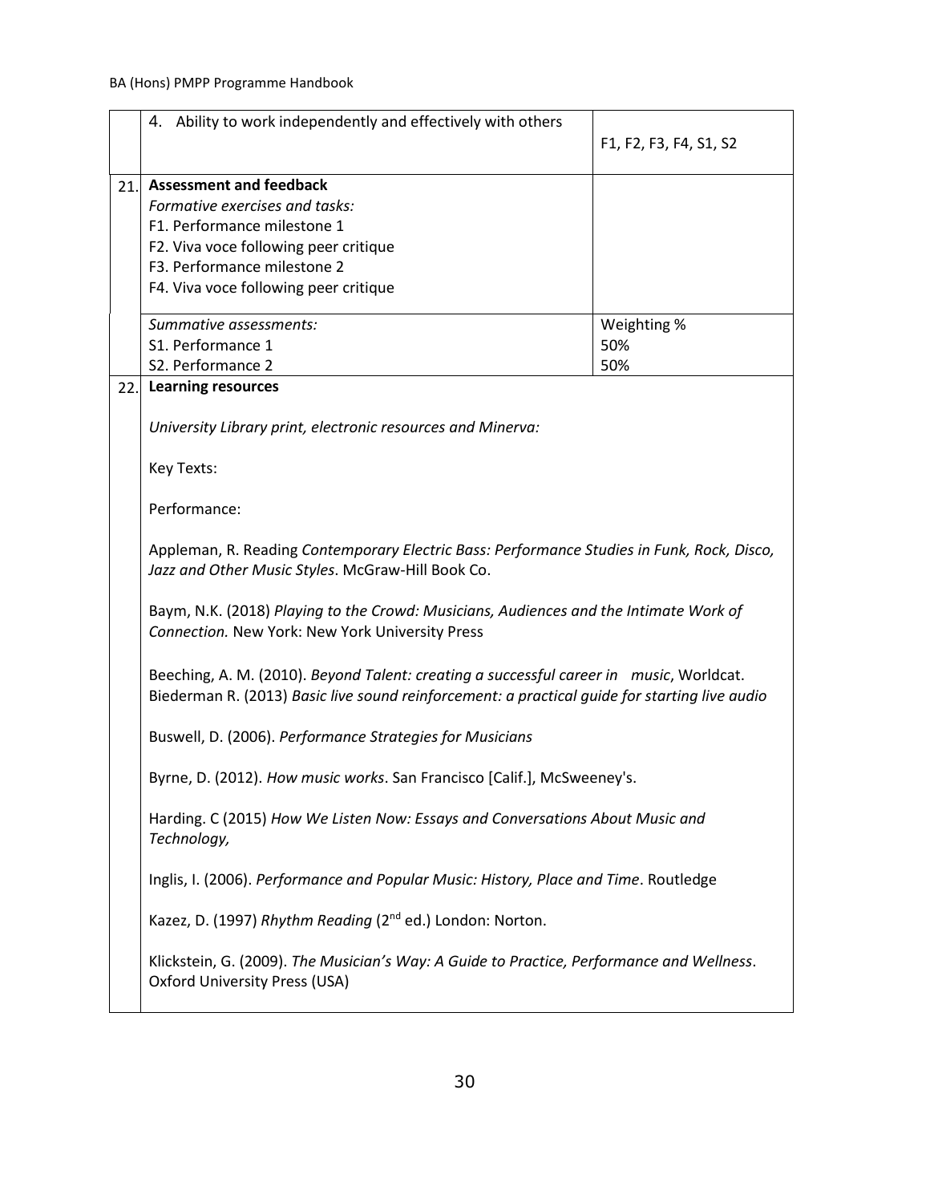|  |  |  |
| --- | --- | --- |
|  | 4. Ability to work independently and effectively with others | F1, F2, F3, F4, S1, S2 |
| 21. | **Assessment and feedback**<br>*Formative exercises and tasks:*<br>F1. Performance milestone 1<br>F2. Viva voce following peer critique<br>F3. Performance milestone 2<br>F4. Viva voce following peer critique |  |
|  | *Summative assessments:*<br>S1. Performance 1<br>S2. Performance 2 | Weighting %<br>50%<br>50% |
| 22. | **Learning resources** |  |

*University Library print, electronic resources and Minerva:*

Key Texts:

Performance:

Appleman, R. Reading *Contemporary Electric Bass: Performance Studies in Funk, Rock, Disco, Jazz and Other Music Styles*. McGraw-Hill Book Co.

Baym, N.K. (2018) *Playing to the Crowd: Musicians, Audiences and the Intimate Work of Connection.* New York: New York University Press

Beeching, A. M. (2010). *Beyond Talent: creating a successful career in music*, Worldcat.
Biederman R. (2013) *Basic live sound reinforcement: a practical guide for starting live audio*

Buswell, D. (2006). *Performance Strategies for Musicians*

Byrne, D. (2012). *How music works*. San Francisco [Calif.], McSweeney's.

Harding. C (2015) *How We Listen Now: Essays and Conversations About Music and Technology,*

Inglis, I. (2006). *Performance and Popular Music: History, Place and Time*. Routledge

Kazez, D. (1997) *Rhythm Reading* (2nd ed.) London: Norton.

Klickstein, G. (2009). *The Musician's Way: A Guide to Practice, Performance and Wellness*. Oxford University Press (USA)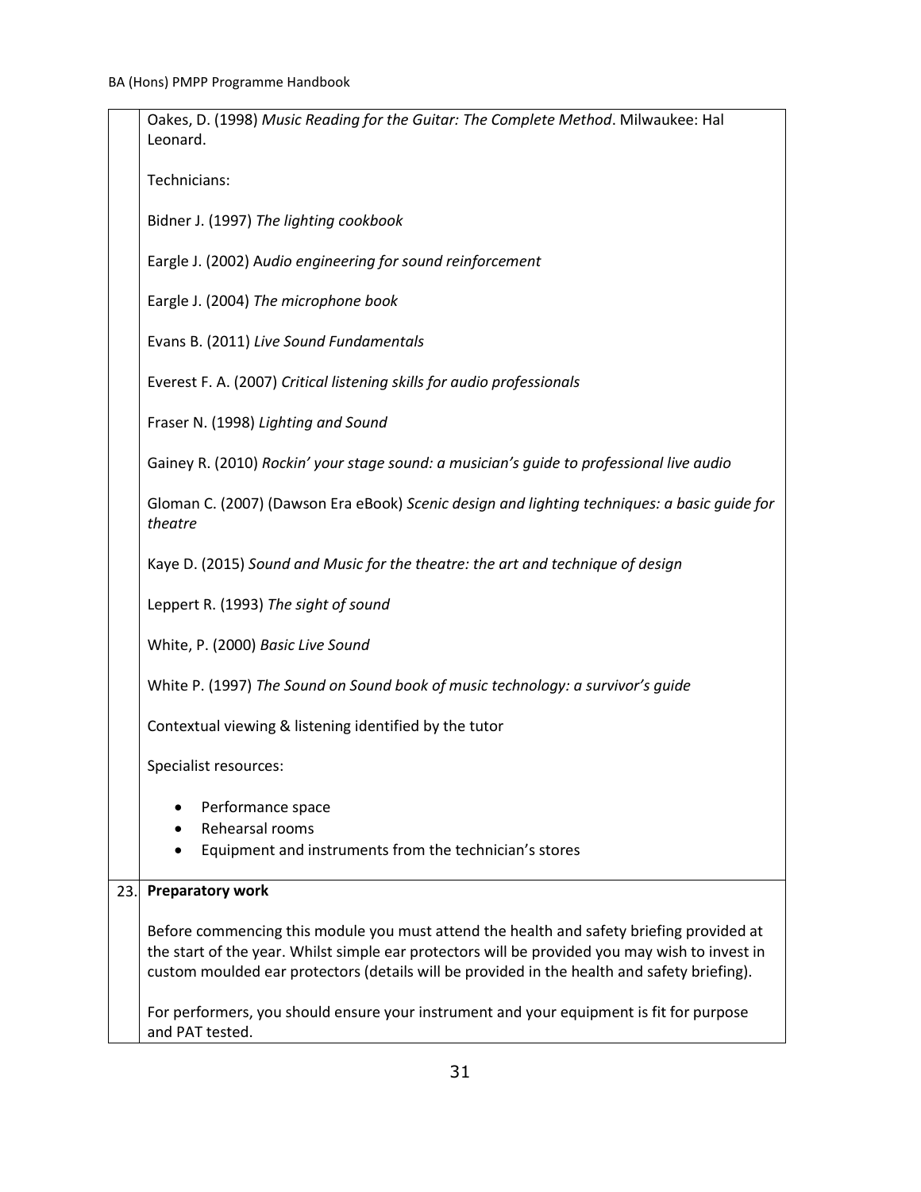Oakes, D. (1998) *Music Reading for the Guitar: The Complete Method*. Milwaukee: Hal Leonard.

Technicians:

Bidner J. (1997) *The lighting cookbook*

Eargle J. (2002) A*udio engineering for sound reinforcement*

Eargle J. (2004) *The microphone book*

Evans B. (2011) *Live Sound Fundamentals*

Everest F. A. (2007) *Critical listening skills for audio professionals*

Fraser N. (1998) *Lighting and Sound*

Gainey R. (2010) *Rockin' your stage sound: a musician's guide to professional live audio*

Gloman C. (2007) (Dawson Era eBook) *Scenic design and lighting techniques: a basic guide for theatre*

Kaye D. (2015) *Sound and Music for the theatre: the art and technique of design*

Leppert R. (1993) *The sight of sound*

White, P. (2000) *Basic Live Sound*

White P. (1997) *The Sound on Sound book of music technology: a survivor's guide*

Contextual viewing & listening identified by the tutor

Specialist resources:

- Performance space
- Rehearsal rooms
- Equipment and instruments from the technician's stores

**23. Preparatory work**

Before commencing this module you must attend the health and safety briefing provided at the start of the year. Whilst simple ear protectors will be provided you may wish to invest in custom moulded ear protectors (details will be provided in the health and safety briefing).

For performers, you should ensure your instrument and your equipment is fit for purpose and PAT tested.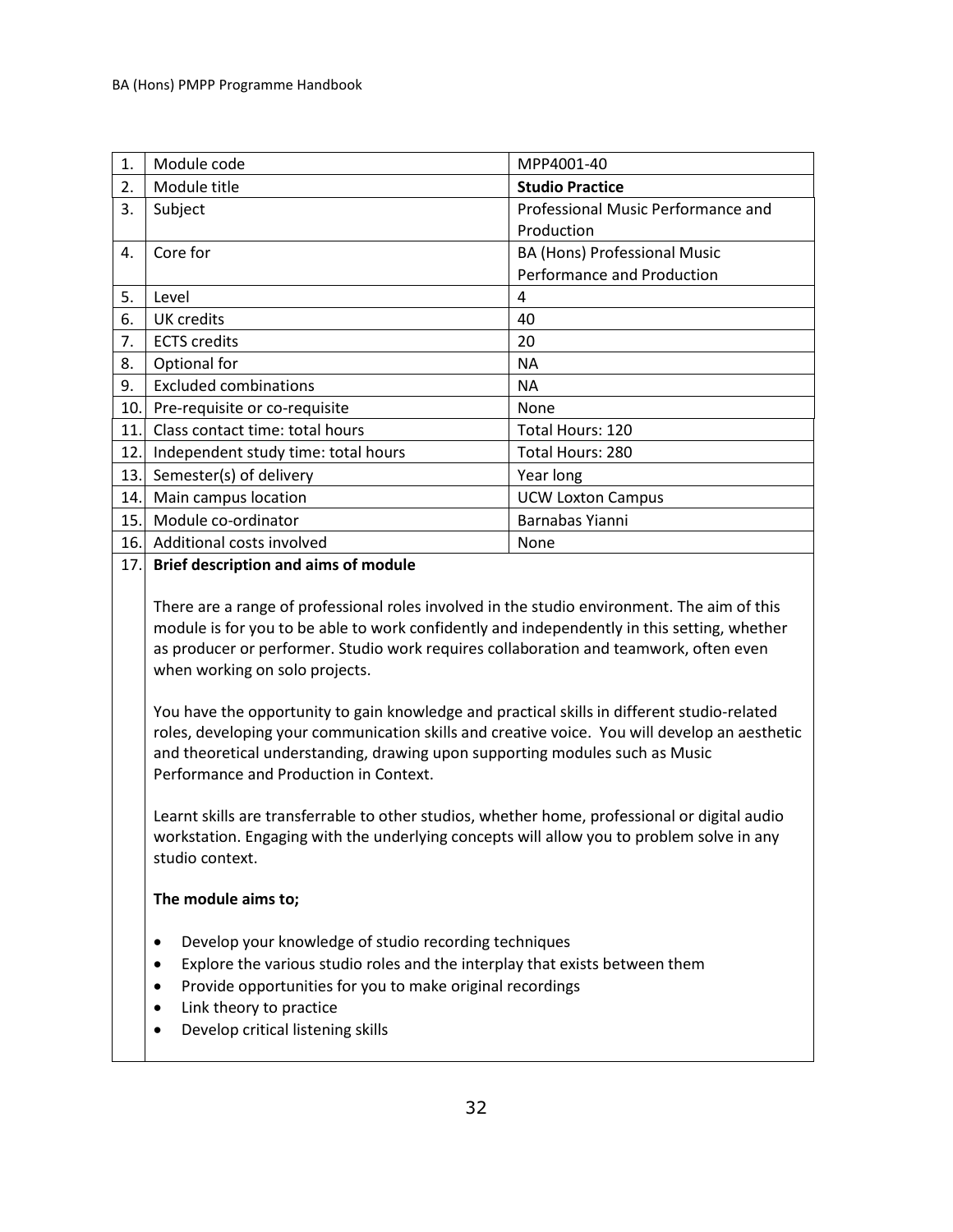| 1. | Module code | MPP4001-40 |
|---|---|---|
| 2. | Module title | **Studio Practice** |
| 3. | Subject | Professional Music Performance and Production |
| 4. | Core for | BA (Hons) Professional Music Performance and Production |
| 5. | Level | 4 |
| 6. | UK credits | 40 |
| 7. | ECTS credits | 20 |
| 8. | Optional for | NA |
| 9. | Excluded combinations | NA |
| 10. | Pre-requisite or co-requisite | None |
| 11. | Class contact time: total hours | Total Hours: 120 |
| 12. | Independent study time: total hours | Total Hours: 280 |
| 13. | Semester(s) of delivery | Year long |
| 14. | Main campus location | UCW Loxton Campus |
| 15. | Module co-ordinator | Barnabas Yianni |
| 16. | Additional costs involved | None |

**17. Brief description and aims of module**

There are a range of professional roles involved in the studio environment. The aim of this module is for you to be able to work confidently and independently in this setting, whether as producer or performer. Studio work requires collaboration and teamwork, often even when working on solo projects.

You have the opportunity to gain knowledge and practical skills in different studio-related roles, developing your communication skills and creative voice. You will develop an aesthetic and theoretical understanding, drawing upon supporting modules such as Music Performance and Production in Context.

Learnt skills are transferrable to other studios, whether home, professional or digital audio workstation. Engaging with the underlying concepts will allow you to problem solve in any studio context.

**The module aims to;**

- Develop your knowledge of studio recording techniques
- Explore the various studio roles and the interplay that exists between them
- Provide opportunities for you to make original recordings
- Link theory to practice
- Develop critical listening skills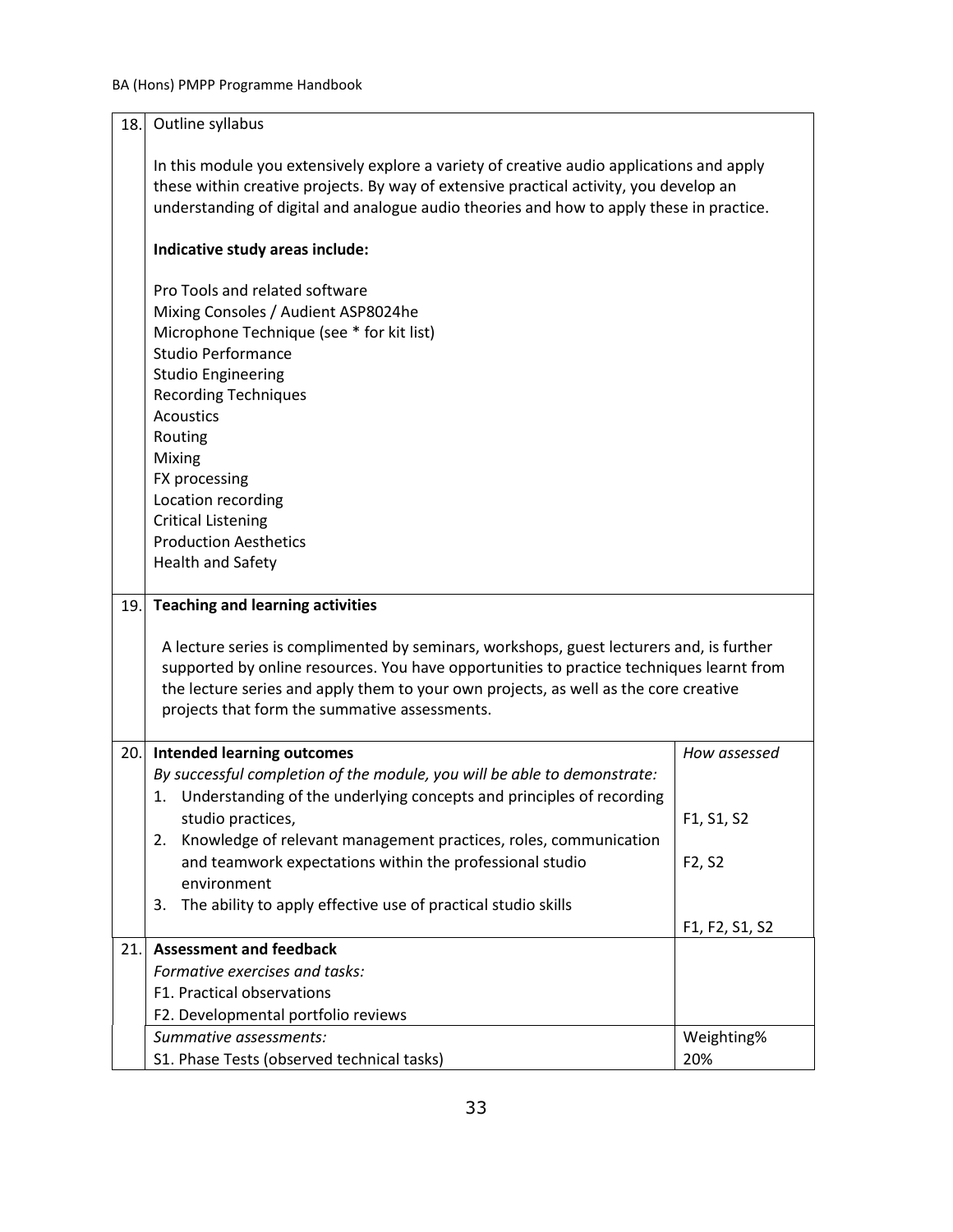| | | |
|---|---|---|
| 18. | Outline syllabus<br><br>In this module you extensively explore a variety of creative audio applications and apply these within creative projects. By way of extensive practical activity, you develop an understanding of digital and analogue audio theories and how to apply these in practice.<br><br>**Indicative study areas include:**<br><br>Pro Tools and related software<br>Mixing Consoles / Audient ASP8024he<br>Microphone Technique (see * for kit list)<br>Studio Performance<br>Studio Engineering<br>Recording Techniques<br>Acoustics<br>Routing<br>Mixing<br>FX processing<br>Location recording<br>Critical Listening<br>Production Aesthetics<br>Health and Safety | |
| 19. | **Teaching and learning activities**<br><br>A lecture series is complimented by seminars, workshops, guest lecturers and, is further supported by online resources. You have opportunities to practice techniques learnt from the lecture series and apply them to your own projects, as well as the core creative projects that form the summative assessments. | |
| 20. | **Intended learning outcomes**<br>*By successful completion of the module, you will be able to demonstrate:* | *How assessed* |
| | 1. Understanding of the underlying concepts and principles of recording studio practices, | F1, S1, S2 |
| | 2. Knowledge of relevant management practices, roles, communication and teamwork expectations within the professional studio environment | F2, S2 |
| | 3. The ability to apply effective use of practical studio skills | F1, F2, S1, S2 |
| 21. | **Assessment and feedback**<br>*Formative exercises and tasks:*<br>F1. Practical observations<br>F2. Developmental portfolio reviews | |
| | *Summative assessments:* | Weighting% |
| | S1. Phase Tests (observed technical tasks) | 20% |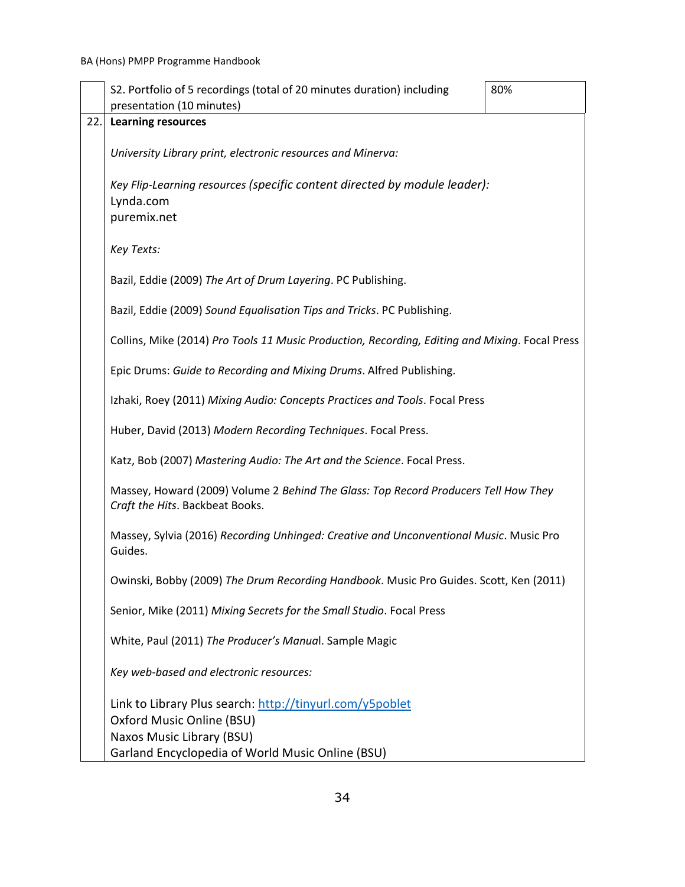| | | |
|---|---|---|
| | S2. Portfolio of 5 recordings (total of 20 minutes duration) including presentation (10 minutes) | 80% |
| 22. | **Learning resources** | |

*University Library print, electronic resources and Minerva:*

*Key Flip-Learning resources (specific content directed by module leader):*
Lynda.com
puremix.net

*Key Texts:*

Bazil, Eddie (2009) *The Art of Drum Layering*. PC Publishing.

Bazil, Eddie (2009) *Sound Equalisation Tips and Tricks*. PC Publishing.

Collins, Mike (2014) *Pro Tools 11 Music Production, Recording, Editing and Mixing*. Focal Press

Epic Drums: *Guide to Recording and Mixing Drums*. Alfred Publishing.

Izhaki, Roey (2011) *Mixing Audio: Concepts Practices and Tools*. Focal Press

Huber, David (2013) *Modern Recording Techniques*. Focal Press.

Katz, Bob (2007) *Mastering Audio: The Art and the Science*. Focal Press.

Massey, Howard (2009) Volume 2 *Behind The Glass: Top Record Producers Tell How They Craft the Hits*. Backbeat Books.

Massey, Sylvia (2016) *Recording Unhinged: Creative and Unconventional Music*. Music Pro Guides.

Owinski, Bobby (2009) *The Drum Recording Handbook*. Music Pro Guides. Scott, Ken (2011)

Senior, Mike (2011) *Mixing Secrets for the Small Studio*. Focal Press

White, Paul (2011) *The Producer's Manual*. Sample Magic

*Key web-based and electronic resources:*

Link to Library Plus search: [http://tinyurl.com/y5poblet](http://tinyurl.com/y5poblet)
Oxford Music Online (BSU)
Naxos Music Library (BSU)
Garland Encyclopedia of World Music Online (BSU)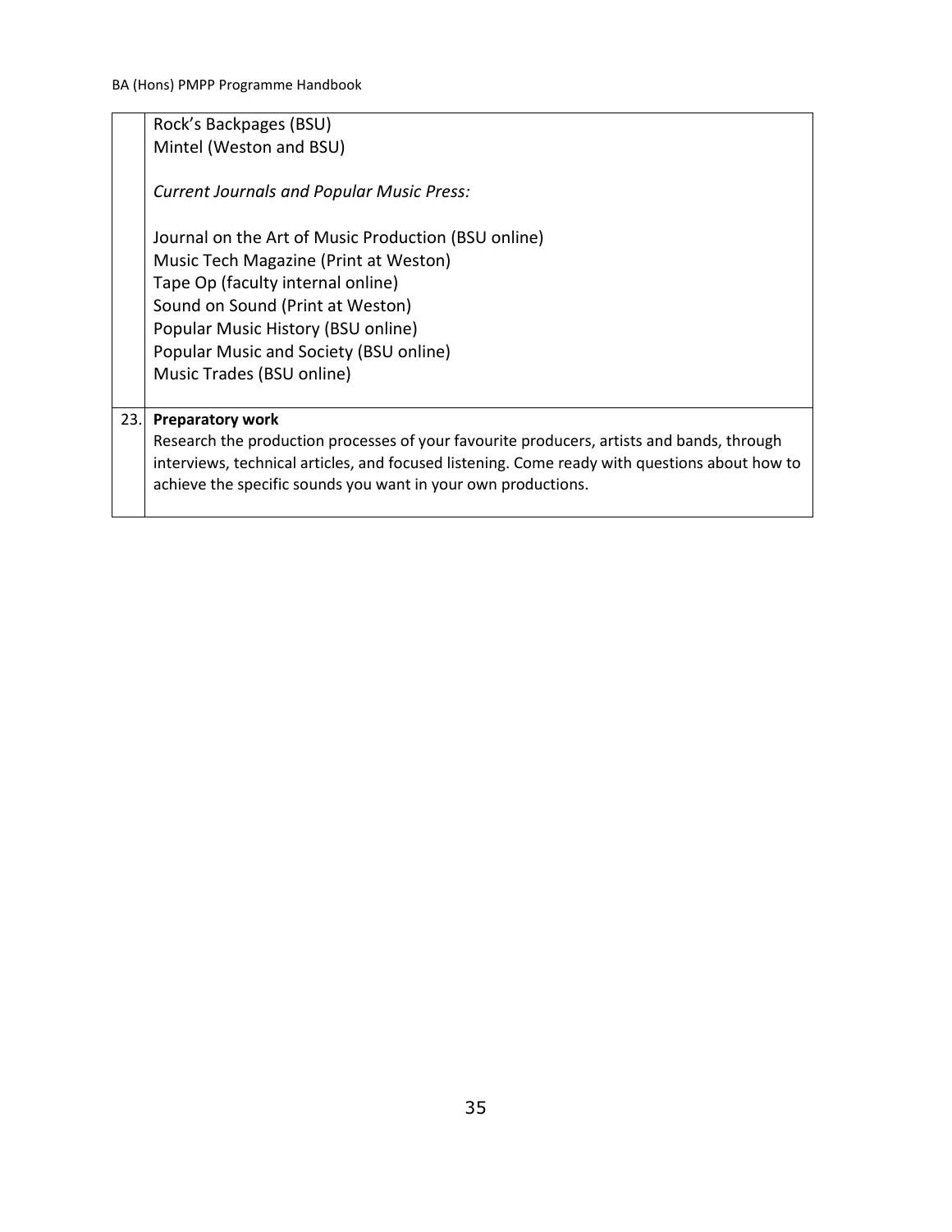| | |
|---|---|
| | Rock's Backpages (BSU)<br>Mintel (Weston and BSU)<br><br>*Current Journals and Popular Music Press:*<br><br>Journal on the Art of Music Production (BSU online)<br>Music Tech Magazine (Print at Weston)<br>Tape Op (faculty internal online)<br>Sound on Sound (Print at Weston)<br>Popular Music History (BSU online)<br>Popular Music and Society (BSU online)<br>Music Trades (BSU online) |
| 23. | **Preparatory work**<br>Research the production processes of your favourite producers, artists and bands, through interviews, technical articles, and focused listening. Come ready with questions about how to achieve the specific sounds you want in your own productions. |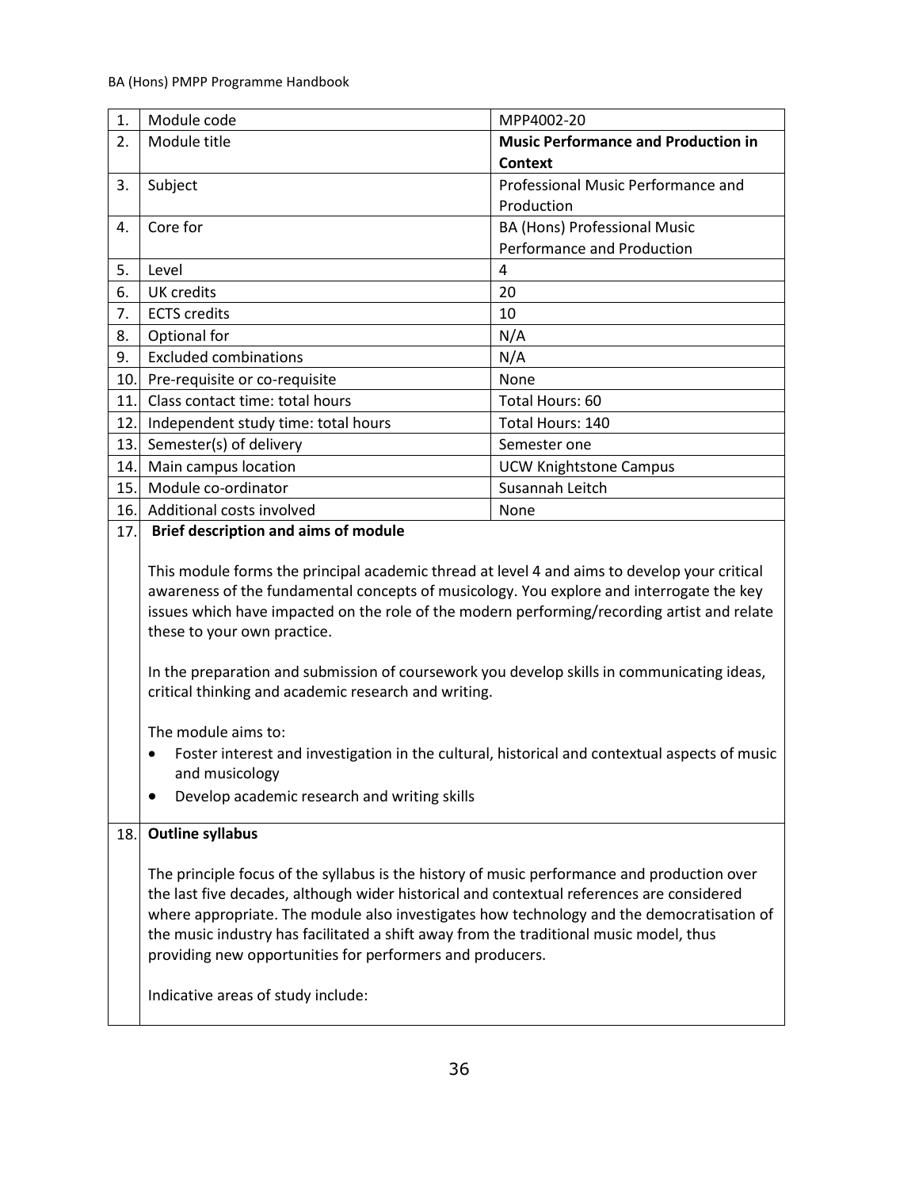| 1. | Module code | MPP4002-20 |
|---|---|---|
| 2. | Module title | **Music Performance and Production in Context** |
| 3. | Subject | Professional Music Performance and Production |
| 4. | Core for | BA (Hons) Professional Music Performance and Production |
| 5. | Level | 4 |
| 6. | UK credits | 20 |
| 7. | ECTS credits | 10 |
| 8. | Optional for | N/A |
| 9. | Excluded combinations | N/A |
| 10. | Pre-requisite or co-requisite | None |
| 11. | Class contact time: total hours | Total Hours: 60 |
| 12. | Independent study time: total hours | Total Hours: 140 |
| 13. | Semester(s) of delivery | Semester one |
| 14. | Main campus location | UCW Knightstone Campus |
| 15. | Module co-ordinator | Susannah Leitch |
| 16. | Additional costs involved | None |

**17. Brief description and aims of module**

This module forms the principal academic thread at level 4 and aims to develop your critical awareness of the fundamental concepts of musicology. You explore and interrogate the key issues which have impacted on the role of the modern performing/recording artist and relate these to your own practice.

In the preparation and submission of coursework you develop skills in communicating ideas, critical thinking and academic research and writing.

The module aims to:

- Foster interest and investigation in the cultural, historical and contextual aspects of music and musicology
- Develop academic research and writing skills

**18. Outline syllabus**

The principle focus of the syllabus is the history of music performance and production over the last five decades, although wider historical and contextual references are considered where appropriate. The module also investigates how technology and the democratisation of the music industry has facilitated a shift away from the traditional music model, thus providing new opportunities for performers and producers.

Indicative areas of study include: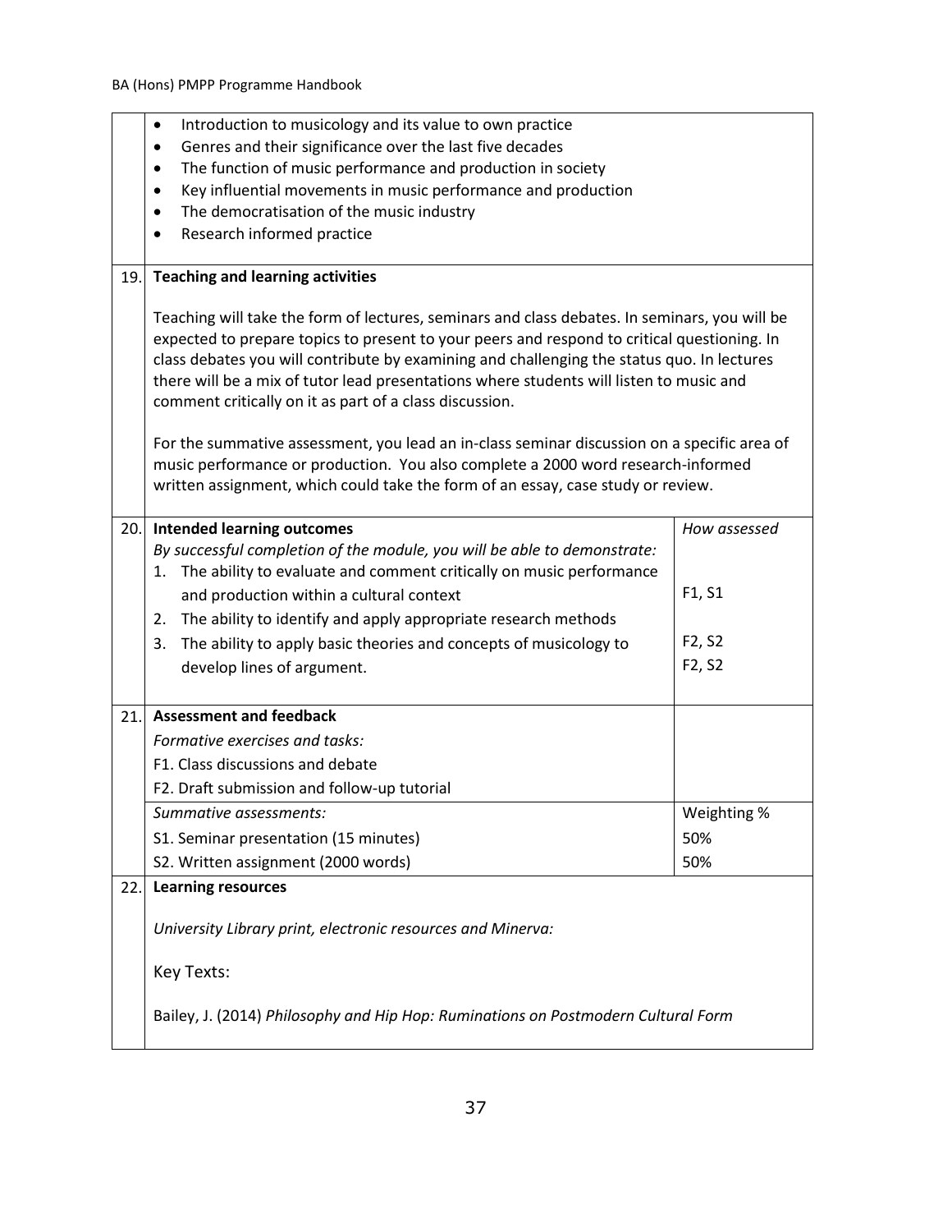- Introduction to musicology and its value to own practice
- Genres and their significance over the last five decades
- The function of music performance and production in society
- Key influential movements in music performance and production
- The democratisation of the music industry
- Research informed practice

**19. Teaching and learning activities**

Teaching will take the form of lectures, seminars and class debates. In seminars, you will be expected to prepare topics to present to your peers and respond to critical questioning. In class debates you will contribute by examining and challenging the status quo. In lectures there will be a mix of tutor lead presentations where students will listen to music and comment critically on it as part of a class discussion.

For the summative assessment, you lead an in-class seminar discussion on a specific area of music performance or production. You also complete a 2000 word research-informed written assignment, which could take the form of an essay, case study or review.

**20. Intended learning outcomes**

| **Intended learning outcomes** | *How assessed* |
|---|---|
| *By successful completion of the module, you will be able to demonstrate:* | |
| 1. The ability to evaluate and comment critically on music performance and production within a cultural context | F1, S1 |
| 2. The ability to identify and apply appropriate research methods | F2, S2 |
| 3. The ability to apply basic theories and concepts of musicology to develop lines of argument. | F2, S2 |

**21. Assessment and feedback**

| *Formative exercises and tasks:* | |
|---|---|
| F1. Class discussions and debate | |
| F2. Draft submission and follow-up tutorial | |
| *Summative assessments:* | Weighting % |
| S1. Seminar presentation (15 minutes) | 50% |
| S2. Written assignment (2000 words) | 50% |

**22. Learning resources**

*University Library print, electronic resources and Minerva:*

Key Texts:

Bailey, J. (2014) *Philosophy and Hip Hop: Ruminations on Postmodern Cultural Form*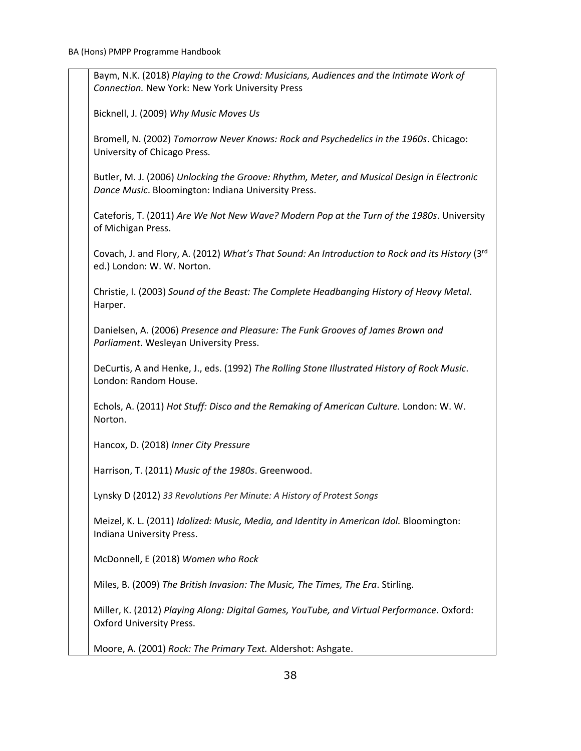Baym, N.K. (2018) *Playing to the Crowd: Musicians, Audiences and the Intimate Work of Connection.* New York: New York University Press

Bicknell, J. (2009) *Why Music Moves Us*

Bromell, N. (2002) *Tomorrow Never Knows: Rock and Psychedelics in the 1960s*. Chicago: University of Chicago Press.

Butler, M. J. (2006) *Unlocking the Groove: Rhythm, Meter, and Musical Design in Electronic Dance Music*. Bloomington: Indiana University Press.

Cateforis, T. (2011) *Are We Not New Wave? Modern Pop at the Turn of the 1980s*. University of Michigan Press.

Covach, J. and Flory, A. (2012) *What's That Sound: An Introduction to Rock and its History* (3rd ed.) London: W. W. Norton.

Christie, I. (2003) *Sound of the Beast: The Complete Headbanging History of Heavy Metal*. Harper.

Danielsen, A. (2006) *Presence and Pleasure: The Funk Grooves of James Brown and Parliament*. Wesleyan University Press.

DeCurtis, A and Henke, J., eds. (1992) *The Rolling Stone Illustrated History of Rock Music*. London: Random House.

Echols, A. (2011) *Hot Stuff: Disco and the Remaking of American Culture.* London: W. W. Norton.

Hancox, D. (2018) *Inner City Pressure*

Harrison, T. (2011) *Music of the 1980s*. Greenwood.

Lynsky D (2012) *33 Revolutions Per Minute: A History of Protest Songs*

Meizel, K. L. (2011) *Idolized: Music, Media, and Identity in American Idol.* Bloomington: Indiana University Press.

McDonnell, E (2018) *Women who Rock*

Miles, B. (2009) *The British Invasion: The Music, The Times, The Era*. Stirling.

Miller, K. (2012) *Playing Along: Digital Games, YouTube, and Virtual Performance*. Oxford: Oxford University Press.

Moore, A. (2001) *Rock: The Primary Text.* Aldershot: Ashgate.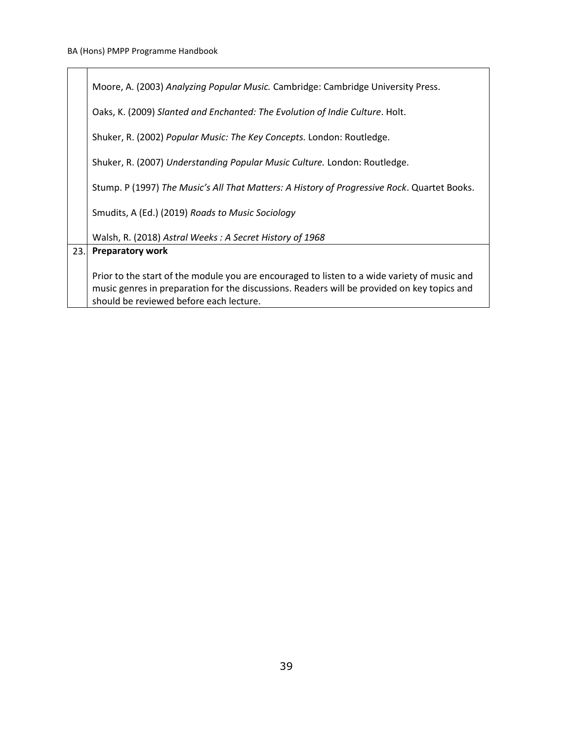|  |  |
| --- | --- |
|  | Moore, A. (2003) *Analyzing Popular Music.* Cambridge: Cambridge University Press.<br><br>Oaks, K. (2009) *Slanted and Enchanted: The Evolution of Indie Culture*. Holt.<br><br>Shuker, R. (2002) *Popular Music: The Key Concepts.* London: Routledge.<br><br>Shuker, R. (2007) *Understanding Popular Music Culture.* London: Routledge.<br><br>Stump. P (1997) *The Music's All That Matters: A History of Progressive Rock*. Quartet Books.<br><br>Smudits, A (Ed.) (2019) *Roads to Music Sociology*<br><br>Walsh, R. (2018) *Astral Weeks : A Secret History of 1968* |
| 23. | **Preparatory work**<br><br>Prior to the start of the module you are encouraged to listen to a wide variety of music and music genres in preparation for the discussions. Readers will be provided on key topics and should be reviewed before each lecture. |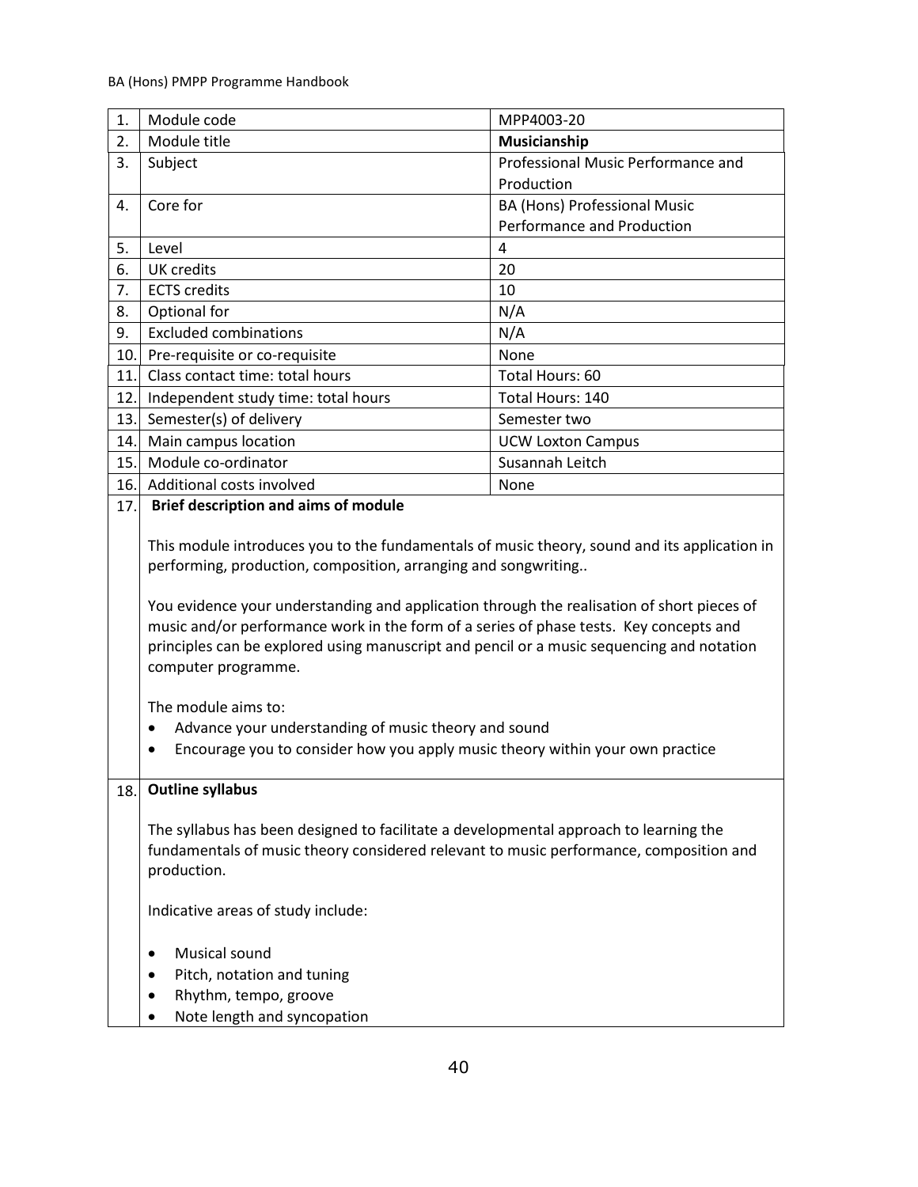| | | |
|---|---|---|
| 1. | Module code | MPP4003-20 |
| 2. | Module title | **Musicianship** |
| 3. | Subject | Professional Music Performance and Production |
| 4. | Core for | BA (Hons) Professional Music Performance and Production |
| 5. | Level | 4 |
| 6. | UK credits | 20 |
| 7. | ECTS credits | 10 |
| 8. | Optional for | N/A |
| 9. | Excluded combinations | N/A |
| 10. | Pre-requisite or co-requisite | None |
| 11. | Class contact time: total hours | Total Hours: 60 |
| 12. | Independent study time: total hours | Total Hours: 140 |
| 13. | Semester(s) of delivery | Semester two |
| 14. | Main campus location | UCW Loxton Campus |
| 15. | Module co-ordinator | Susannah Leitch |
| 16. | Additional costs involved | None |

**17. Brief description and aims of module**

This module introduces you to the fundamentals of music theory, sound and its application in performing, production, composition, arranging and songwriting..

You evidence your understanding and application through the realisation of short pieces of music and/or performance work in the form of a series of phase tests. Key concepts and principles can be explored using manuscript and pencil or a music sequencing and notation computer programme.

The module aims to:

- Advance your understanding of music theory and sound
- Encourage you to consider how you apply music theory within your own practice

**18. Outline syllabus**

The syllabus has been designed to facilitate a developmental approach to learning the fundamentals of music theory considered relevant to music performance, composition and production.

Indicative areas of study include:

- Musical sound
- Pitch, notation and tuning
- Rhythm, tempo, groove
- Note length and syncopation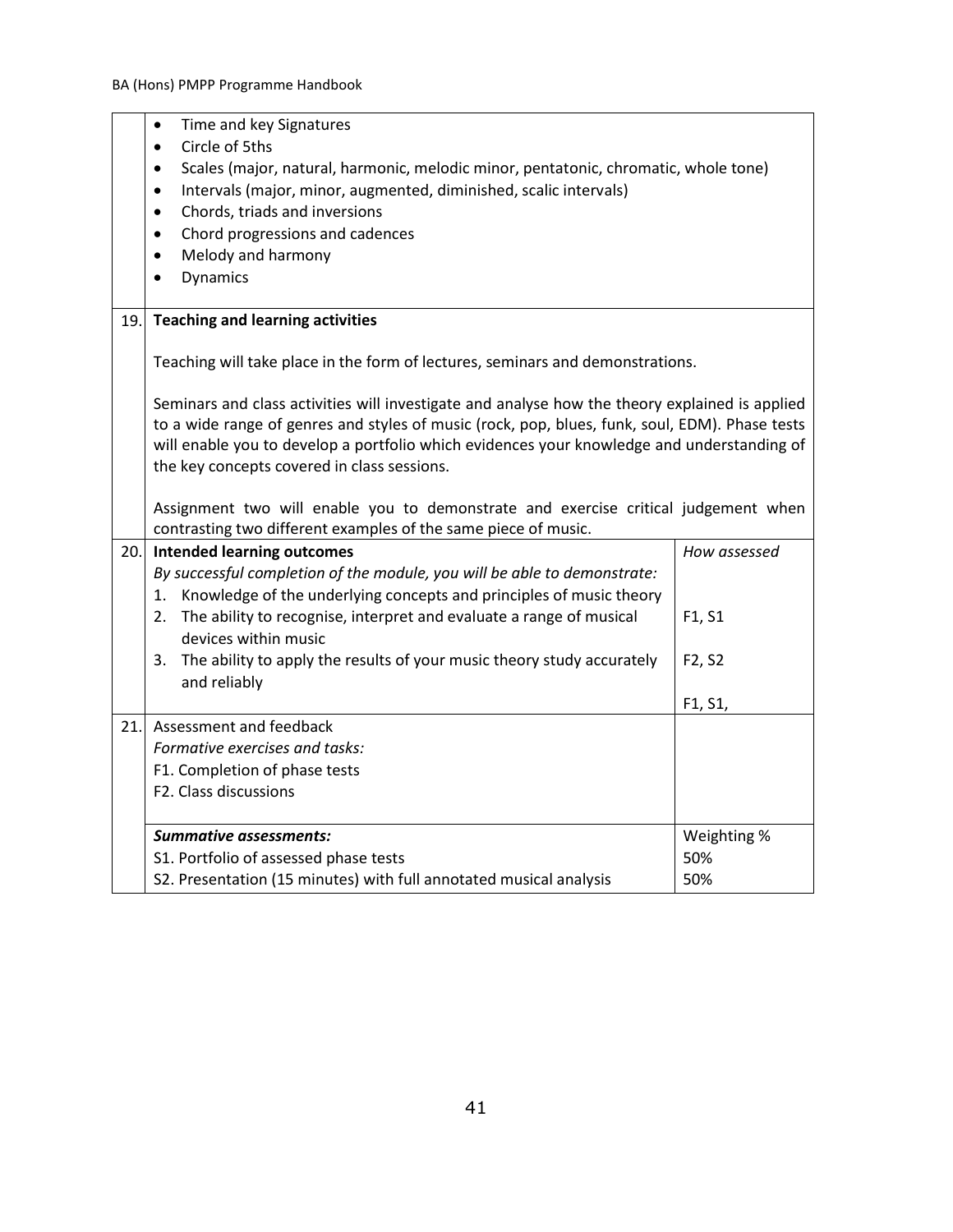- Time and key Signatures
- Circle of 5ths
- Scales (major, natural, harmonic, melodic minor, pentatonic, chromatic, whole tone)
- Intervals (major, minor, augmented, diminished, scalic intervals)
- Chords, triads and inversions
- Chord progressions and cadences
- Melody and harmony
- Dynamics

| | | |
|---|---|---|
| 19. | **Teaching and learning activities**<br><br>Teaching will take place in the form of lectures, seminars and demonstrations.<br><br>Seminars and class activities will investigate and analyse how the theory explained is applied to a wide range of genres and styles of music (rock, pop, blues, funk, soul, EDM). Phase tests will enable you to develop a portfolio which evidences your knowledge and understanding of the key concepts covered in class sessions.<br><br>Assignment two will enable you to demonstrate and exercise critical judgement when contrasting two different examples of the same piece of music. | |
| 20. | **Intended learning outcomes**<br>*By successful completion of the module, you will be able to demonstrate:*<br>1. Knowledge of the underlying concepts and principles of music theory<br>2. The ability to recognise, interpret and evaluate a range of musical devices within music<br>3. The ability to apply the results of your music theory study accurately and reliably | *How assessed*<br><br>F1, S1<br><br>F2, S2<br><br>F1, S1, |
| 21. | Assessment and feedback<br>*Formative exercises and tasks:*<br>F1. Completion of phase tests<br>F2. Class discussions | |
| | ***Summative assessments:***<br>S1. Portfolio of assessed phase tests<br>S2. Presentation (15 minutes) with full annotated musical analysis | Weighting %<br>50%<br>50% |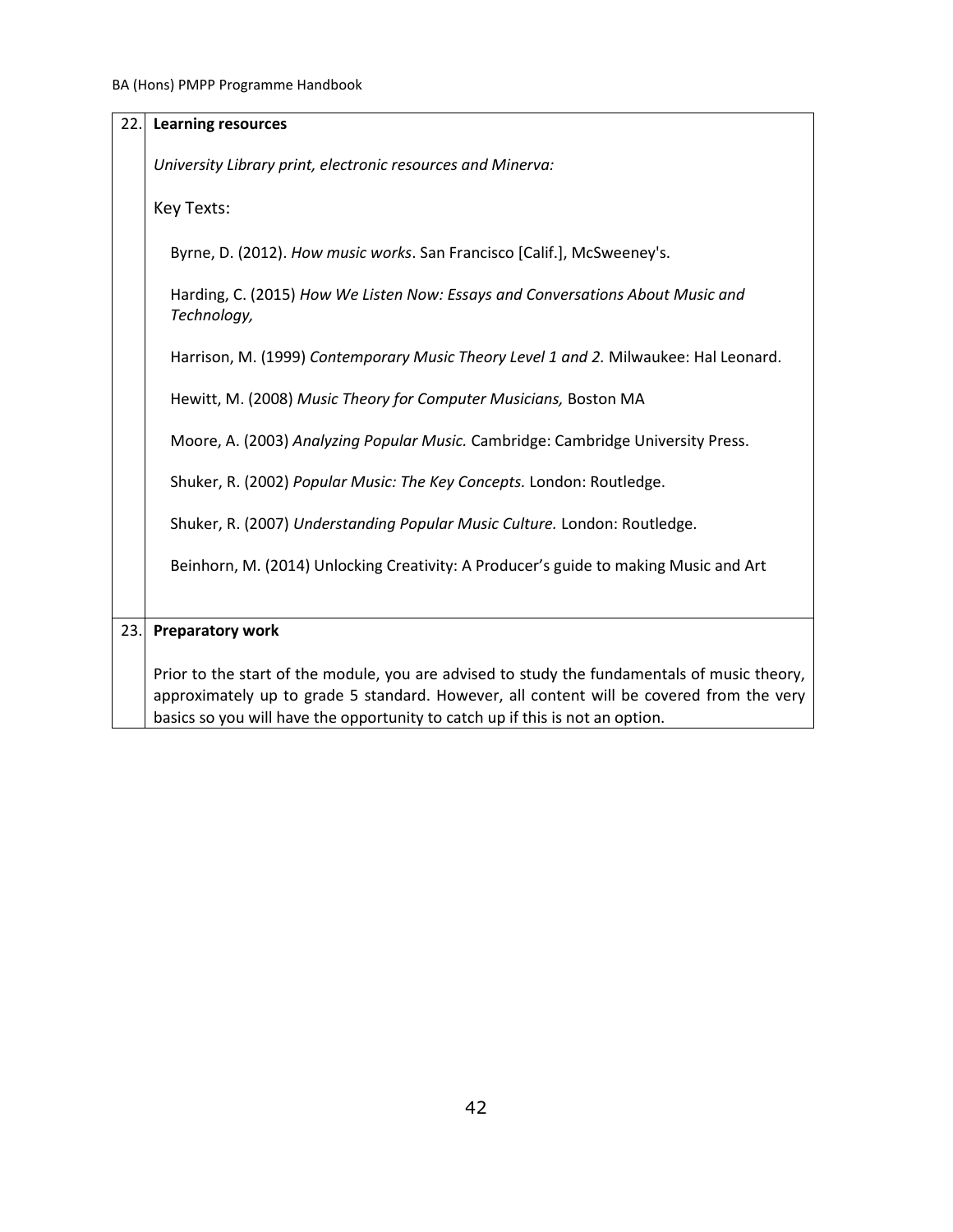## 22. Learning resources

*University Library print, electronic resources and Minerva:*

Key Texts:

Byrne, D. (2012). *How music works*. San Francisco [Calif.], McSweeney's.

Harding, C. (2015) *How We Listen Now: Essays and Conversations About Music and Technology,*

Harrison, M. (1999) *Contemporary Music Theory Level 1 and 2.* Milwaukee: Hal Leonard.

Hewitt, M. (2008) *Music Theory for Computer Musicians,* Boston MA

Moore, A. (2003) *Analyzing Popular Music.* Cambridge: Cambridge University Press.

Shuker, R. (2002) *Popular Music: The Key Concepts.* London: Routledge.

Shuker, R. (2007) *Understanding Popular Music Culture.* London: Routledge.

Beinhorn, M. (2014) Unlocking Creativity: A Producer's guide to making Music and Art

## 23. Preparatory work

Prior to the start of the module, you are advised to study the fundamentals of music theory, approximately up to grade 5 standard. However, all content will be covered from the very basics so you will have the opportunity to catch up if this is not an option.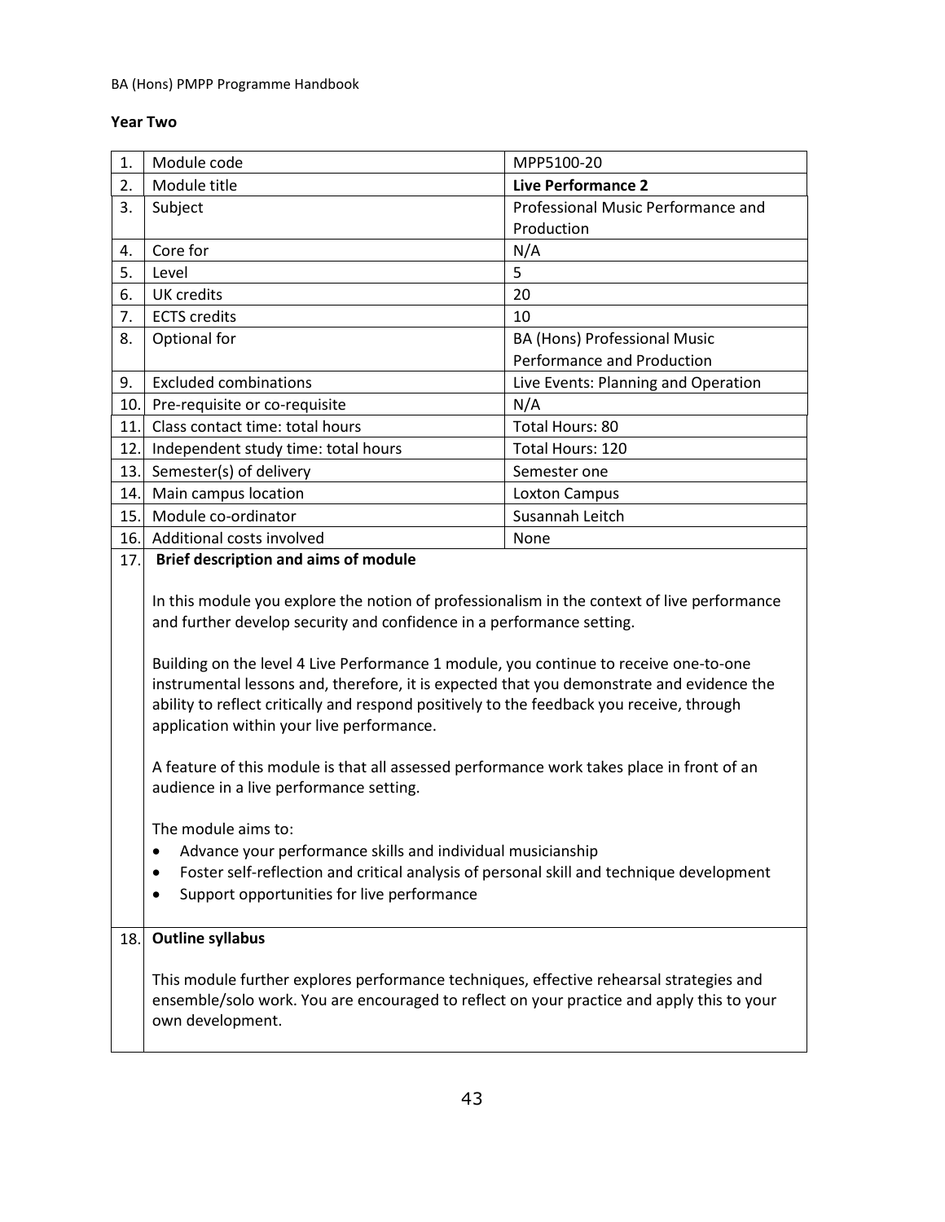### Year Two

| | | |
|---|---|---|
| 1. | Module code | MPP5100-20 |
| 2. | Module title | **Live Performance 2** |
| 3. | Subject | Professional Music Performance and Production |
| 4. | Core for | N/A |
| 5. | Level | 5 |
| 6. | UK credits | 20 |
| 7. | ECTS credits | 10 |
| 8. | Optional for | BA (Hons) Professional Music Performance and Production |
| 9. | Excluded combinations | Live Events: Planning and Operation |
| 10. | Pre-requisite or co-requisite | N/A |
| 11. | Class contact time: total hours | Total Hours: 80 |
| 12. | Independent study time: total hours | Total Hours: 120 |
| 13. | Semester(s) of delivery | Semester one |
| 14. | Main campus location | Loxton Campus |
| 15. | Module co-ordinator | Susannah Leitch |
| 16. | Additional costs involved | None |

**17. Brief description and aims of module**

In this module you explore the notion of professionalism in the context of live performance and further develop security and confidence in a performance setting.

Building on the level 4 Live Performance 1 module, you continue to receive one-to-one instrumental lessons and, therefore, it is expected that you demonstrate and evidence the ability to reflect critically and respond positively to the feedback you receive, through application within your live performance.

A feature of this module is that all assessed performance work takes place in front of an audience in a live performance setting.

The module aims to:

- Advance your performance skills and individual musicianship
- Foster self-reflection and critical analysis of personal skill and technique development
- Support opportunities for live performance

**18. Outline syllabus**

This module further explores performance techniques, effective rehearsal strategies and ensemble/solo work. You are encouraged to reflect on your practice and apply this to your own development.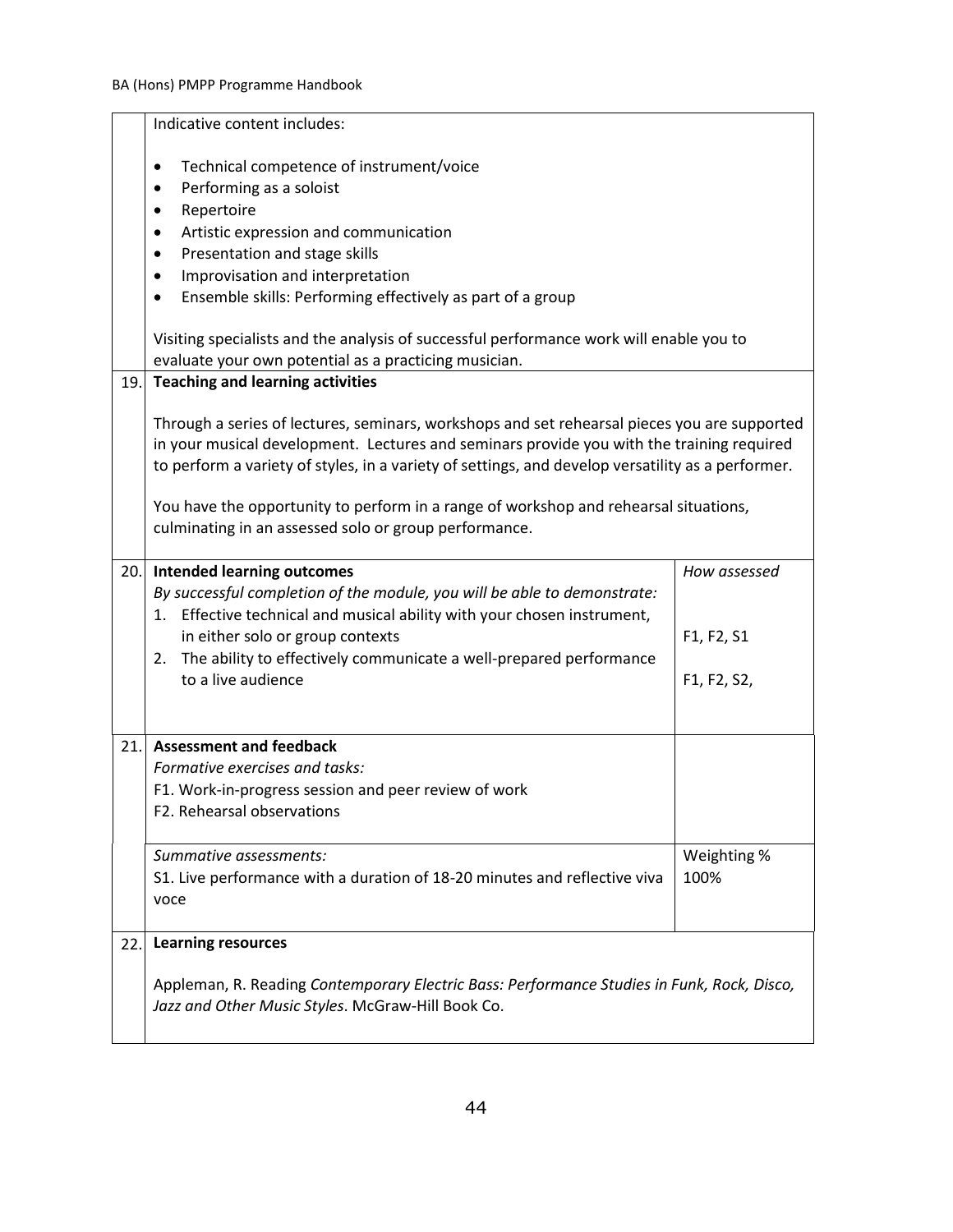Indicative content includes:

- Technical competence of instrument/voice
- Performing as a soloist
- Repertoire
- Artistic expression and communication
- Presentation and stage skills
- Improvisation and interpretation
- Ensemble skills: Performing effectively as part of a group

Visiting specialists and the analysis of successful performance work will enable you to evaluate your own potential as a practicing musician.

**19. Teaching and learning activities**

Through a series of lectures, seminars, workshops and set rehearsal pieces you are supported in your musical development. Lectures and seminars provide you with the training required to perform a variety of styles, in a variety of settings, and develop versatility as a performer.

You have the opportunity to perform in a range of workshop and rehearsal situations, culminating in an assessed solo or group performance.

| 20. | **Intended learning outcomes**<br>*By successful completion of the module, you will be able to demonstrate:* | *How assessed* |
|---|---|---|
| | 1. Effective technical and musical ability with your chosen instrument, in either solo or group contexts | F1, F2, S1 |
| | 2. The ability to effectively communicate a well-prepared performance to a live audience | F1, F2, S2, |

| 21. | **Assessment and feedback** | |
|---|---|---|
| | *Formative exercises and tasks:*<br>F1. Work-in-progress session and peer review of work<br>F2. Rehearsal observations | |
| | *Summative assessments:* | Weighting % |
| | S1. Live performance with a duration of 18-20 minutes and reflective viva voce | 100% |

**22. Learning resources**

Appleman, R. Reading *Contemporary Electric Bass: Performance Studies in Funk, Rock, Disco, Jazz and Other Music Styles*. McGraw-Hill Book Co.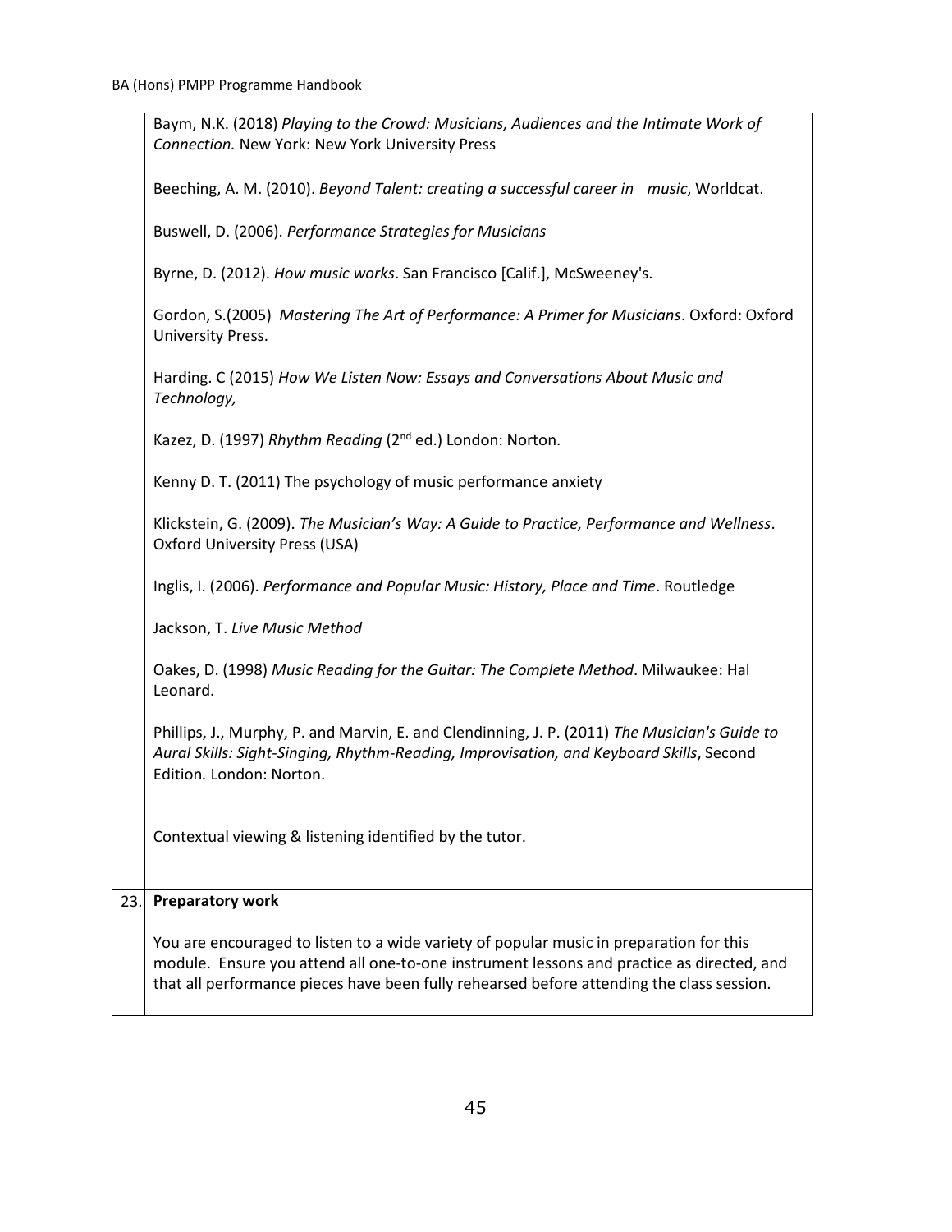Baym, N.K. (2018) *Playing to the Crowd: Musicians, Audiences and the Intimate Work of Connection.* New York: New York University Press

Beeching, A. M. (2010). *Beyond Talent: creating a successful career in music*, Worldcat.

Buswell, D. (2006). *Performance Strategies for Musicians*

Byrne, D. (2012). *How music works*. San Francisco [Calif.], McSweeney's.

Gordon, S.(2005) *Mastering The Art of Performance: A Primer for Musicians*. Oxford: Oxford University Press.

Harding. C (2015) *How We Listen Now: Essays and Conversations About Music and Technology,*

Kazez, D. (1997) *Rhythm Reading* (2nd ed.) London: Norton.

Kenny D. T. (2011) The psychology of music performance anxiety

Klickstein, G. (2009). *The Musician's Way: A Guide to Practice, Performance and Wellness*. Oxford University Press (USA)

Inglis, I. (2006). *Performance and Popular Music: History, Place and Time*. Routledge

Jackson, T. *Live Music Method*

Oakes, D. (1998) *Music Reading for the Guitar: The Complete Method*. Milwaukee: Hal Leonard.

Phillips, J., Murphy, P. and Marvin, E. and Clendinning, J. P. (2011) *The Musician's Guide to Aural Skills: Sight-Singing, Rhythm-Reading, Improvisation, and Keyboard Skills*, Second Edition*.* London: Norton.

Contextual viewing & listening identified by the tutor.

**23. Preparatory work**

You are encouraged to listen to a wide variety of popular music in preparation for this module. Ensure you attend all one-to-one instrument lessons and practice as directed, and that all performance pieces have been fully rehearsed before attending the class session.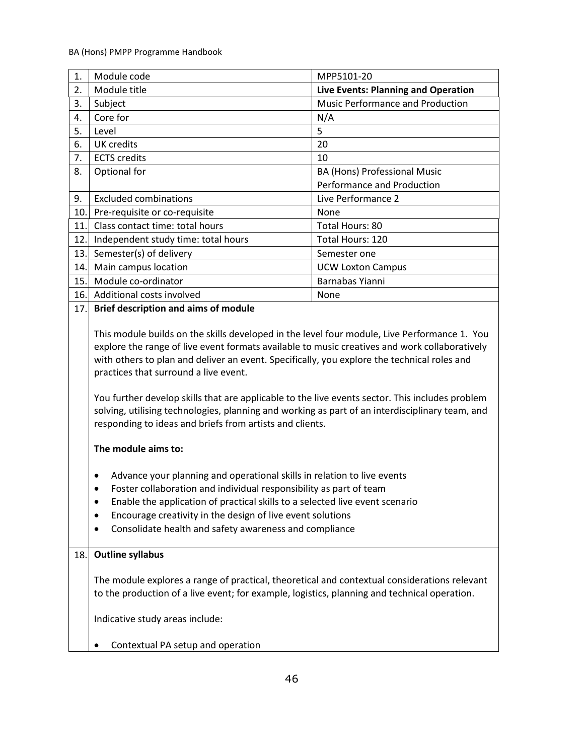| 1. | Module code | MPP5101-20 |
|---|---|---|
| 2. | Module title | **Live Events: Planning and Operation** |
| 3. | Subject | Music Performance and Production |
| 4. | Core for | N/A |
| 5. | Level | 5 |
| 6. | UK credits | 20 |
| 7. | ECTS credits | 10 |
| 8. | Optional for | BA (Hons) Professional Music Performance and Production |
| 9. | Excluded combinations | Live Performance 2 |
| 10. | Pre-requisite or co-requisite | None |
| 11. | Class contact time: total hours | Total Hours: 80 |
| 12. | Independent study time: total hours | Total Hours: 120 |
| 13. | Semester(s) of delivery | Semester one |
| 14. | Main campus location | UCW Loxton Campus |
| 15. | Module co-ordinator | Barnabas Yianni |
| 16. | Additional costs involved | None |

**17. Brief description and aims of module**

This module builds on the skills developed in the level four module, Live Performance 1. You explore the range of live event formats available to music creatives and work collaboratively with others to plan and deliver an event. Specifically, you explore the technical roles and practices that surround a live event.

You further develop skills that are applicable to the live events sector. This includes problem solving, utilising technologies, planning and working as part of an interdisciplinary team, and responding to ideas and briefs from artists and clients.

**The module aims to:**

- Advance your planning and operational skills in relation to live events
- Foster collaboration and individual responsibility as part of team
- Enable the application of practical skills to a selected live event scenario
- Encourage creativity in the design of live event solutions
- Consolidate health and safety awareness and compliance

**18. Outline syllabus**

The module explores a range of practical, theoretical and contextual considerations relevant to the production of a live event; for example, logistics, planning and technical operation.

Indicative study areas include:

- Contextual PA setup and operation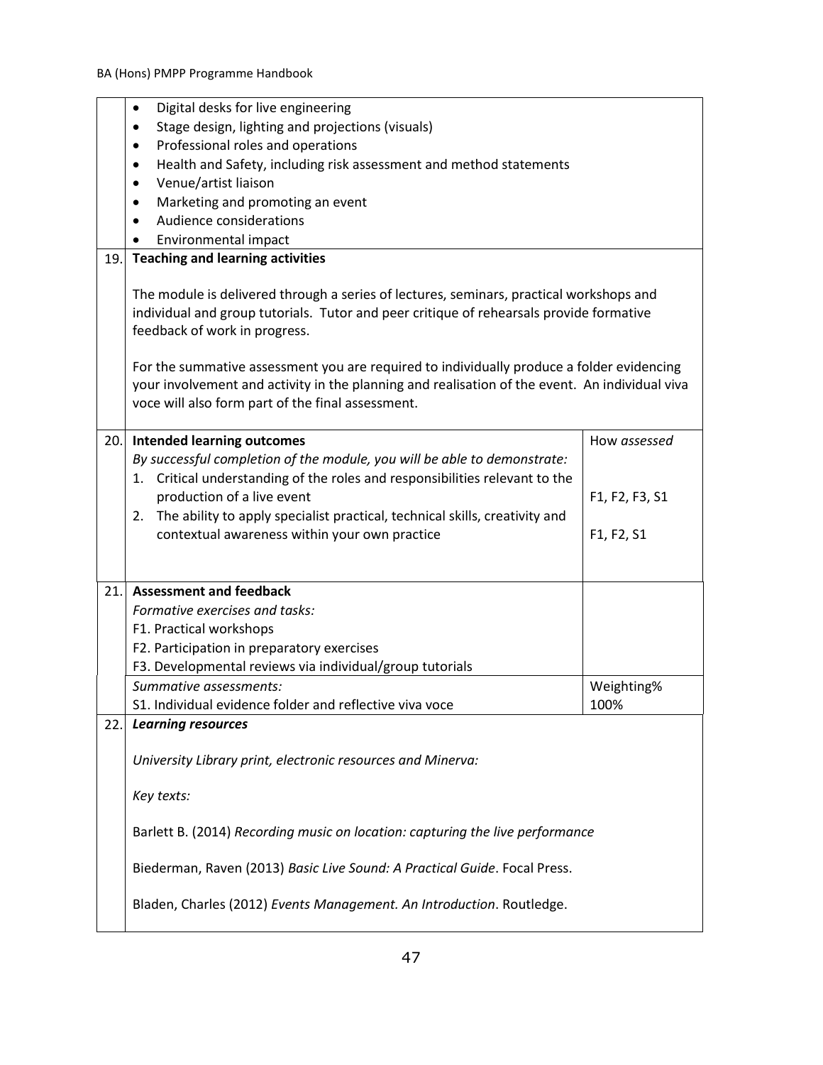- Digital desks for live engineering
- Stage design, lighting and projections (visuals)
- Professional roles and operations
- Health and Safety, including risk assessment and method statements
- Venue/artist liaison
- Marketing and promoting an event
- Audience considerations
- Environmental impact

**19. Teaching and learning activities**

The module is delivered through a series of lectures, seminars, practical workshops and individual and group tutorials. Tutor and peer critique of rehearsals provide formative feedback of work in progress.

For the summative assessment you are required to individually produce a folder evidencing your involvement and activity in the planning and realisation of the event. An individual viva voce will also form part of the final assessment.

**20. Intended learning outcomes**

| *By successful completion of the module, you will be able to demonstrate:* | How *assessed* |
|---|---|
| 1. Critical understanding of the roles and responsibilities relevant to the production of a live event | F1, F2, F3, S1 |
| 2. The ability to apply specialist practical, technical skills, creativity and contextual awareness within your own practice | F1, F2, S1 |

**21. Assessment and feedback**

| *Formative exercises and tasks:* | |
|---|---|
| F1. Practical workshops | |
| F2. Participation in preparatory exercises | |
| F3. Developmental reviews via individual/group tutorials | |
| *Summative assessments:* | Weighting% |
| S1. Individual evidence folder and reflective viva voce | 100% |

***22. Learning resources***

*University Library print, electronic resources and Minerva:*

*Key texts:*

Barlett B. (2014) *Recording music on location: capturing the live performance*

Biederman, Raven (2013) *Basic Live Sound: A Practical Guide*. Focal Press.

Bladen, Charles (2012) *Events Management. An Introduction*. Routledge.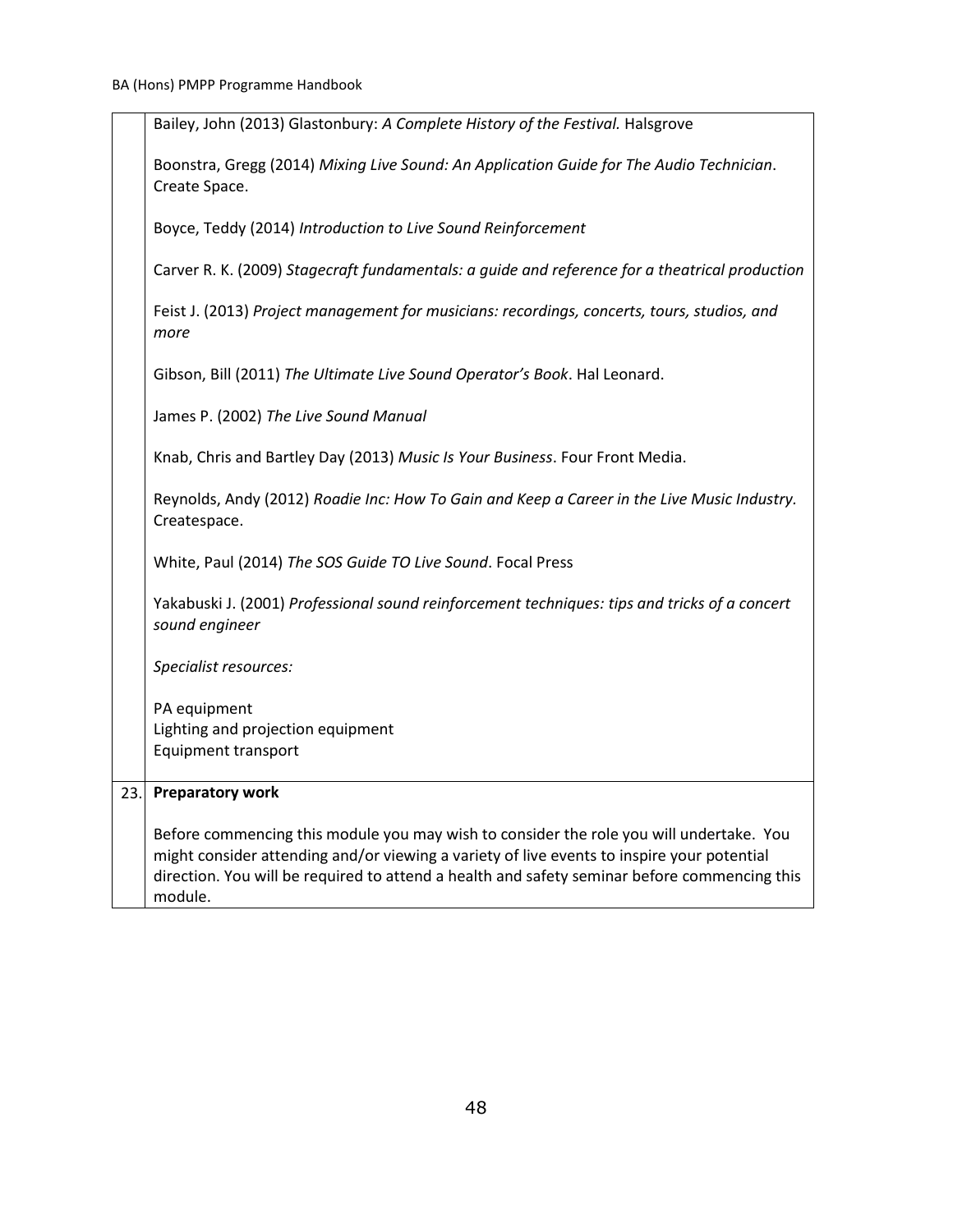Bailey, John (2013) Glastonbury: *A Complete History of the Festival.* Halsgrove

Boonstra, Gregg (2014) *Mixing Live Sound: An Application Guide for The Audio Technician*. Create Space.

Boyce, Teddy (2014) *Introduction to Live Sound Reinforcement*

Carver R. K. (2009) *Stagecraft fundamentals: a guide and reference for a theatrical production*

Feist J. (2013) *Project management for musicians: recordings, concerts, tours, studios, and more*

Gibson, Bill (2011) *The Ultimate Live Sound Operator's Book*. Hal Leonard.

James P. (2002) *The Live Sound Manual*

Knab, Chris and Bartley Day (2013) *Music Is Your Business*. Four Front Media.

Reynolds, Andy (2012) *Roadie Inc: How To Gain and Keep a Career in the Live Music Industry.* Createspace.

White, Paul (2014) *The SOS Guide TO Live Sound*. Focal Press

Yakabuski J. (2001) *Professional sound reinforcement techniques: tips and tricks of a concert sound engineer*

*Specialist resources:*

PA equipment
Lighting and projection equipment
Equipment transport

**23. Preparatory work**

Before commencing this module you may wish to consider the role you will undertake. You might consider attending and/or viewing a variety of live events to inspire your potential direction. You will be required to attend a health and safety seminar before commencing this module.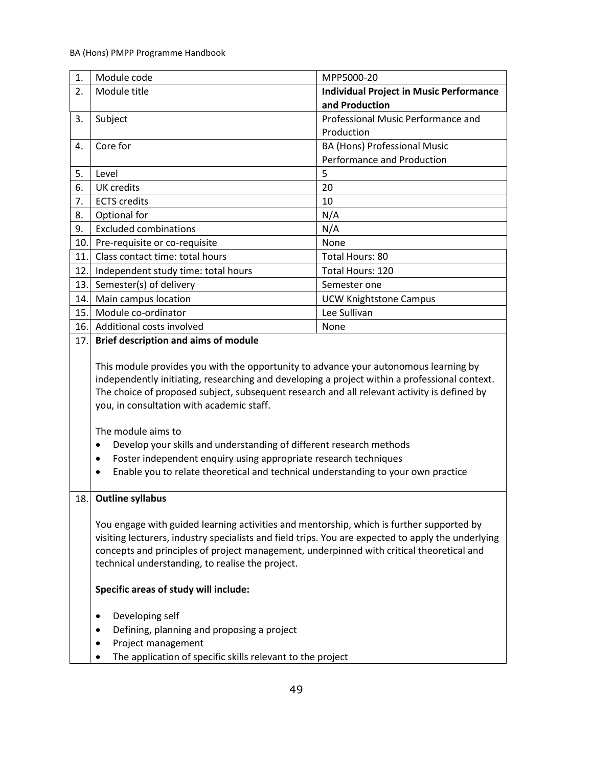| 1. | Module code | MPP5000-20 |
|---|---|---|
| 2. | Module title | **Individual Project in Music Performance and Production** |
| 3. | Subject | Professional Music Performance and Production |
| 4. | Core for | BA (Hons) Professional Music Performance and Production |
| 5. | Level | 5 |
| 6. | UK credits | 20 |
| 7. | ECTS credits | 10 |
| 8. | Optional for | N/A |
| 9. | Excluded combinations | N/A |
| 10. | Pre-requisite or co-requisite | None |
| 11. | Class contact time: total hours | Total Hours: 80 |
| 12. | Independent study time: total hours | Total Hours: 120 |
| 13. | Semester(s) of delivery | Semester one |
| 14. | Main campus location | UCW Knightstone Campus |
| 15. | Module co-ordinator | Lee Sullivan |
| 16. | Additional costs involved | None |

**17. Brief description and aims of module**

This module provides you with the opportunity to advance your autonomous learning by independently initiating, researching and developing a project within a professional context. The choice of proposed subject, subsequent research and all relevant activity is defined by you, in consultation with academic staff.

The module aims to

- Develop your skills and understanding of different research methods
- Foster independent enquiry using appropriate research techniques
- Enable you to relate theoretical and technical understanding to your own practice

**18. Outline syllabus**

You engage with guided learning activities and mentorship, which is further supported by visiting lecturers, industry specialists and field trips. You are expected to apply the underlying concepts and principles of project management, underpinned with critical theoretical and technical understanding, to realise the project.

**Specific areas of study will include:**

- Developing self
- Defining, planning and proposing a project
- Project management
- The application of specific skills relevant to the project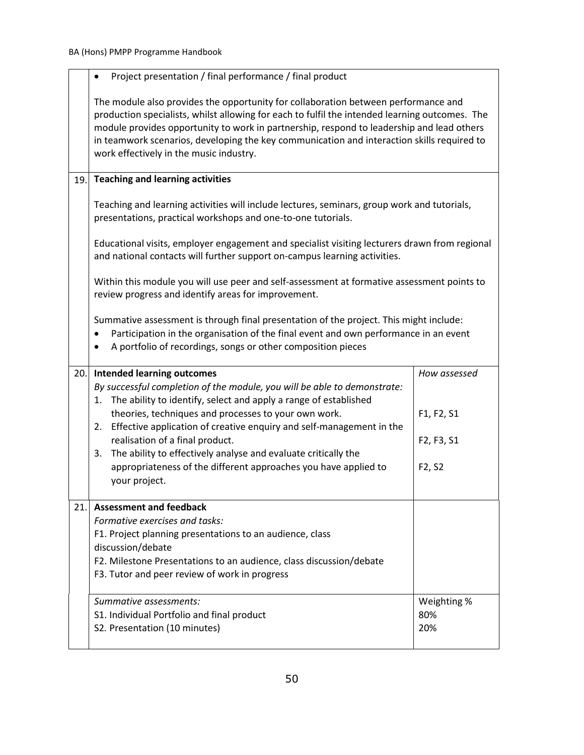- Project presentation / final performance / final product

The module also provides the opportunity for collaboration between performance and production specialists, whilst allowing for each to fulfil the intended learning outcomes. The module provides opportunity to work in partnership, respond to leadership and lead others in teamwork scenarios, developing the key communication and interaction skills required to work effectively in the music industry.

## 19. Teaching and learning activities

Teaching and learning activities will include lectures, seminars, group work and tutorials, presentations, practical workshops and one-to-one tutorials.

Educational visits, employer engagement and specialist visiting lecturers drawn from regional and national contacts will further support on-campus learning activities.

Within this module you will use peer and self-assessment at formative assessment points to review progress and identify areas for improvement.

Summative assessment is through final presentation of the project. This might include:

- Participation in the organisation of the final event and own performance in an event
- A portfolio of recordings, songs or other composition pieces

## 20. Intended learning outcomes

| *By successful completion of the module, you will be able to demonstrate:* | *How assessed* |
|---|---|
| 1. The ability to identify, select and apply a range of established theories, techniques and processes to your own work. | F1, F2, S1 |
| 2. Effective application of creative enquiry and self-management in the realisation of a final product. | F2, F3, S1 |
| 3. The ability to effectively analyse and evaluate critically the appropriateness of the different approaches you have applied to your project. | F2, S2 |

## 21. Assessment and feedback

*Formative exercises and tasks:*

F1. Project planning presentations to an audience, class discussion/debate
F2. Milestone Presentations to an audience, class discussion/debate
F3. Tutor and peer review of work in progress

| *Summative assessments:* | Weighting % |
|---|---|
| S1. Individual Portfolio and final product | 80% |
| S2. Presentation (10 minutes) | 20% |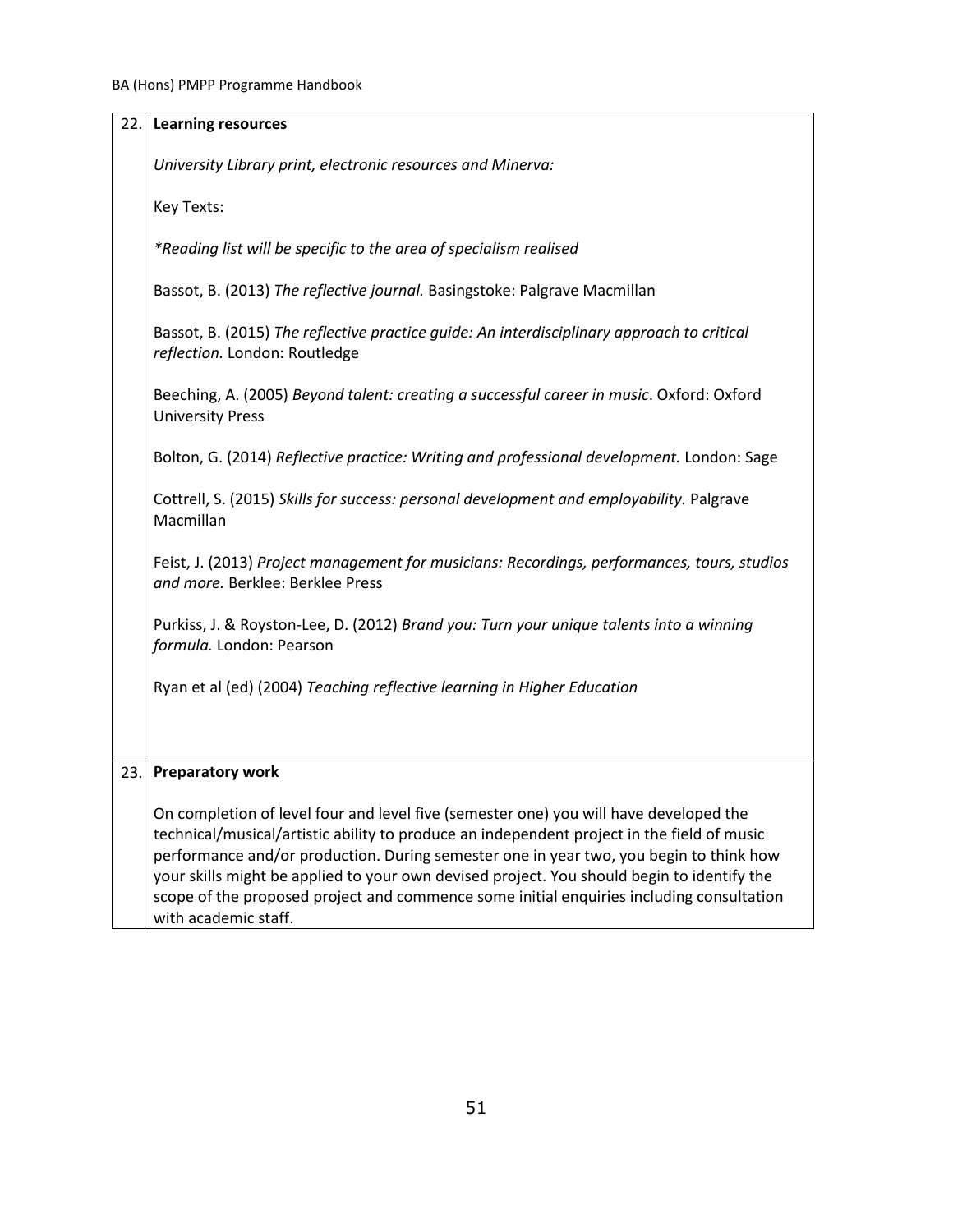| 22. | **Learning resources** |
|---|---|
| | *University Library print, electronic resources and Minerva:*<br><br>Key Texts:<br><br>*\*Reading list will be specific to the area of specialism realised*<br><br>Bassot, B. (2013) *The reflective journal.* Basingstoke: Palgrave Macmillan<br><br>Bassot, B. (2015) *The reflective practice guide: An interdisciplinary approach to critical reflection.* London: Routledge<br><br>Beeching, A. (2005) *Beyond talent: creating a successful career in music*. Oxford: Oxford University Press<br><br>Bolton, G. (2014) *Reflective practice: Writing and professional development.* London: Sage<br><br>Cottrell, S. (2015) *Skills for success: personal development and employability.* Palgrave Macmillan<br><br>Feist, J. (2013) *Project management for musicians: Recordings, performances, tours, studios and more.* Berklee: Berklee Press<br><br>Purkiss, J. & Royston-Lee, D. (2012) *Brand you: Turn your unique talents into a winning formula.* London: Pearson<br><br>Ryan et al (ed) (2004) *Teaching reflective learning in Higher Education* |
| 23. | **Preparatory work** |
| | On completion of level four and level five (semester one) you will have developed the technical/musical/artistic ability to produce an independent project in the field of music performance and/or production. During semester one in year two, you begin to think how your skills might be applied to your own devised project. You should begin to identify the scope of the proposed project and commence some initial enquiries including consultation with academic staff. |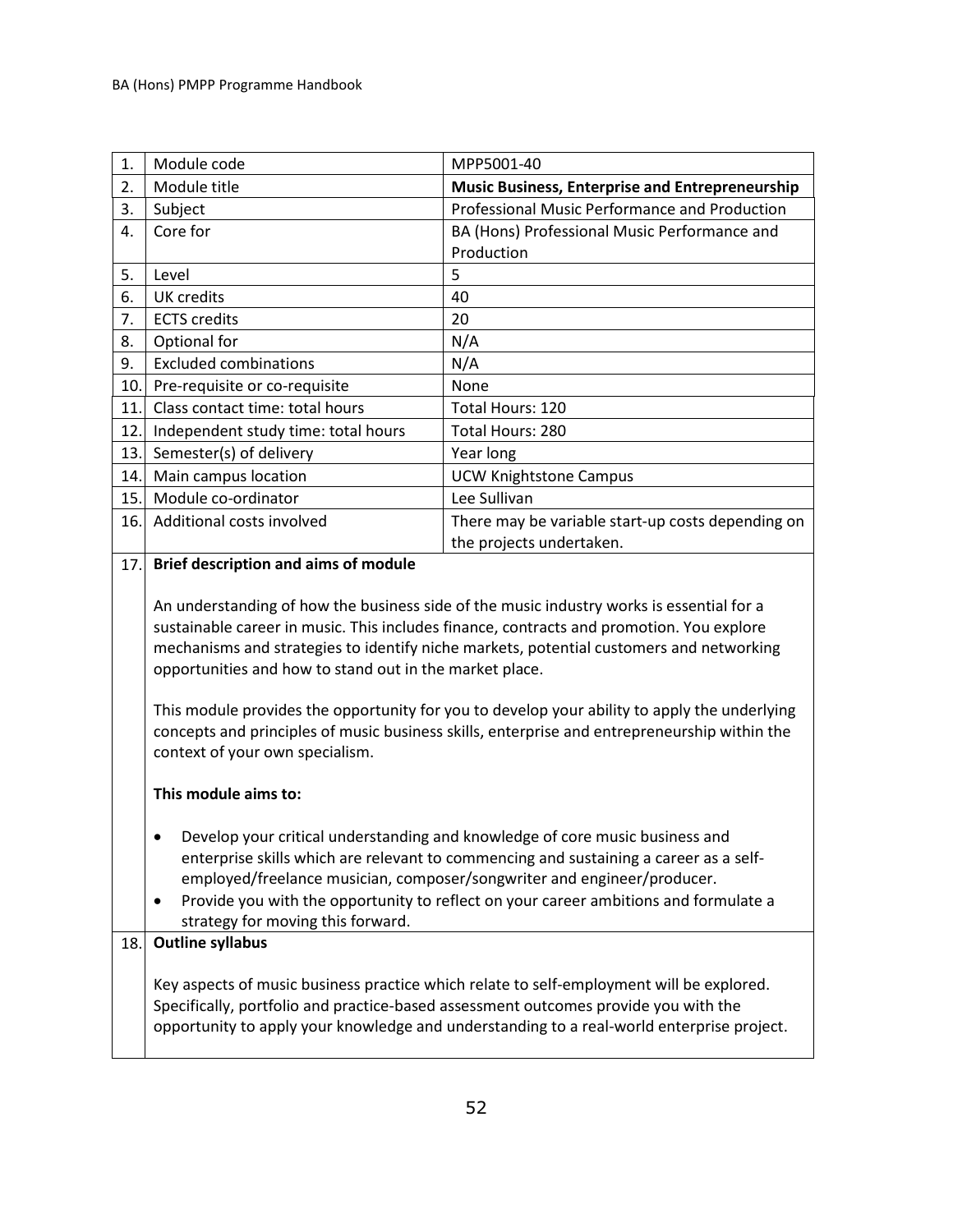| | | |
|---|---|---|
| 1. | Module code | MPP5001-40 |
| 2. | Module title | **Music Business, Enterprise and Entrepreneurship** |
| 3. | Subject | Professional Music Performance and Production |
| 4. | Core for | BA (Hons) Professional Music Performance and Production |
| 5. | Level | 5 |
| 6. | UK credits | 40 |
| 7. | ECTS credits | 20 |
| 8. | Optional for | N/A |
| 9. | Excluded combinations | N/A |
| 10. | Pre-requisite or co-requisite | None |
| 11. | Class contact time: total hours | Total Hours: 120 |
| 12. | Independent study time: total hours | Total Hours: 280 |
| 13. | Semester(s) of delivery | Year long |
| 14. | Main campus location | UCW Knightstone Campus |
| 15. | Module co-ordinator | Lee Sullivan |
| 16. | Additional costs involved | There may be variable start-up costs depending on the projects undertaken. |

**17. Brief description and aims of module**

An understanding of how the business side of the music industry works is essential for a sustainable career in music. This includes finance, contracts and promotion. You explore mechanisms and strategies to identify niche markets, potential customers and networking opportunities and how to stand out in the market place.

This module provides the opportunity for you to develop your ability to apply the underlying concepts and principles of music business skills, enterprise and entrepreneurship within the context of your own specialism.

**This module aims to:**

- Develop your critical understanding and knowledge of core music business and enterprise skills which are relevant to commencing and sustaining a career as a self-employed/freelance musician, composer/songwriter and engineer/producer.
- Provide you with the opportunity to reflect on your career ambitions and formulate a strategy for moving this forward.

**18. Outline syllabus**

Key aspects of music business practice which relate to self-employment will be explored. Specifically, portfolio and practice-based assessment outcomes provide you with the opportunity to apply your knowledge and understanding to a real-world enterprise project.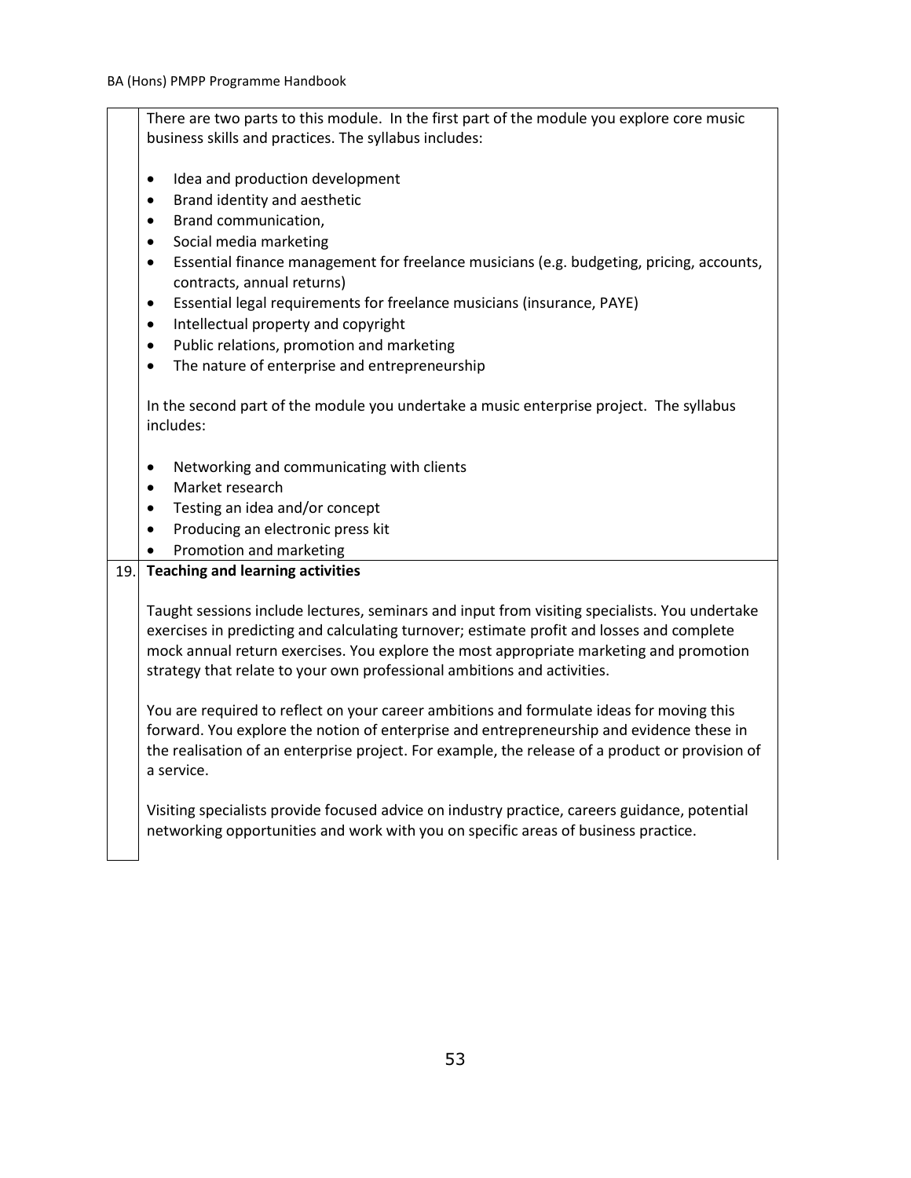There are two parts to this module. In the first part of the module you explore core music business skills and practices. The syllabus includes:

- Idea and production development
- Brand identity and aesthetic
- Brand communication,
- Social media marketing
- Essential finance management for freelance musicians (e.g. budgeting, pricing, accounts, contracts, annual returns)
- Essential legal requirements for freelance musicians (insurance, PAYE)
- Intellectual property and copyright
- Public relations, promotion and marketing
- The nature of enterprise and entrepreneurship

In the second part of the module you undertake a music enterprise project. The syllabus includes:

- Networking and communicating with clients
- Market research
- Testing an idea and/or concept
- Producing an electronic press kit
- Promotion and marketing

**19. Teaching and learning activities**

Taught sessions include lectures, seminars and input from visiting specialists. You undertake exercises in predicting and calculating turnover; estimate profit and losses and complete mock annual return exercises. You explore the most appropriate marketing and promotion strategy that relate to your own professional ambitions and activities.

You are required to reflect on your career ambitions and formulate ideas for moving this forward. You explore the notion of enterprise and entrepreneurship and evidence these in the realisation of an enterprise project. For example, the release of a product or provision of a service.

Visiting specialists provide focused advice on industry practice, careers guidance, potential networking opportunities and work with you on specific areas of business practice.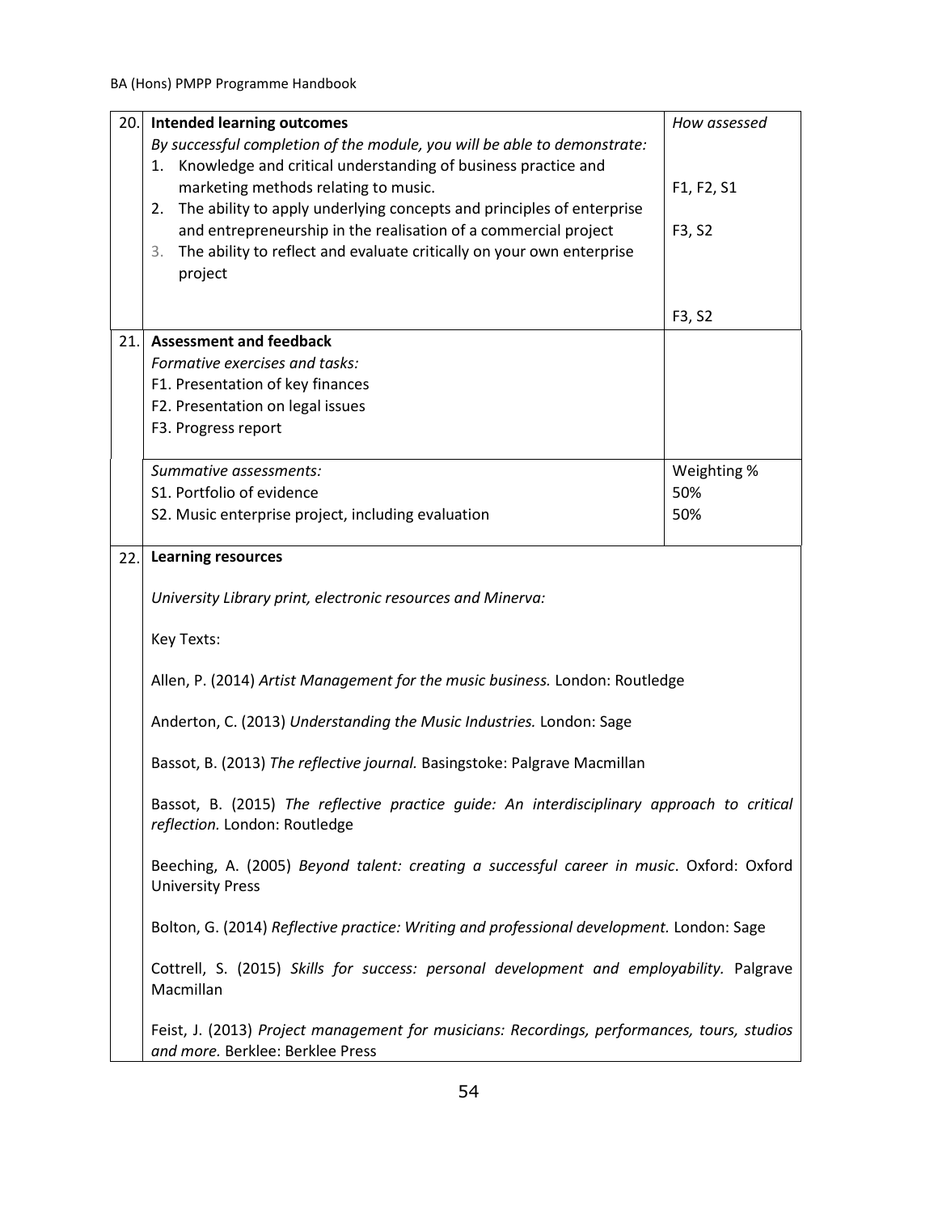| 20. | **Intended learning outcomes**<br>*By successful completion of the module, you will be able to demonstrate:*<br>1. Knowledge and critical understanding of business practice and marketing methods relating to music.<br>2. The ability to apply underlying concepts and principles of enterprise and entrepreneurship in the realisation of a commercial project<br>3. The ability to reflect and evaluate critically on your own enterprise project | *How assessed*<br><br>F1, F2, S1<br><br>F3, S2<br><br>F3, S2 |
|---|---|---|
| 21. | **Assessment and feedback**<br>*Formative exercises and tasks:*<br>F1. Presentation of key finances<br>F2. Presentation on legal issues<br>F3. Progress report | |
| | *Summative assessments:*<br>S1. Portfolio of evidence<br>S2. Music enterprise project, including evaluation | Weighting %<br>50%<br>50% |

**22. Learning resources**

*University Library print, electronic resources and Minerva:*

Key Texts:

Allen, P. (2014) *Artist Management for the music business.* London: Routledge

Anderton, C. (2013) *Understanding the Music Industries.* London: Sage

Bassot, B. (2013) *The reflective journal.* Basingstoke: Palgrave Macmillan

Bassot, B. (2015) *The reflective practice guide: An interdisciplinary approach to critical reflection.* London: Routledge

Beeching, A. (2005) *Beyond talent: creating a successful career in music*. Oxford: Oxford University Press

Bolton, G. (2014) *Reflective practice: Writing and professional development.* London: Sage

Cottrell, S. (2015) *Skills for success: personal development and employability.* Palgrave Macmillan

Feist, J. (2013) *Project management for musicians: Recordings, performances, tours, studios and more.* Berklee: Berklee Press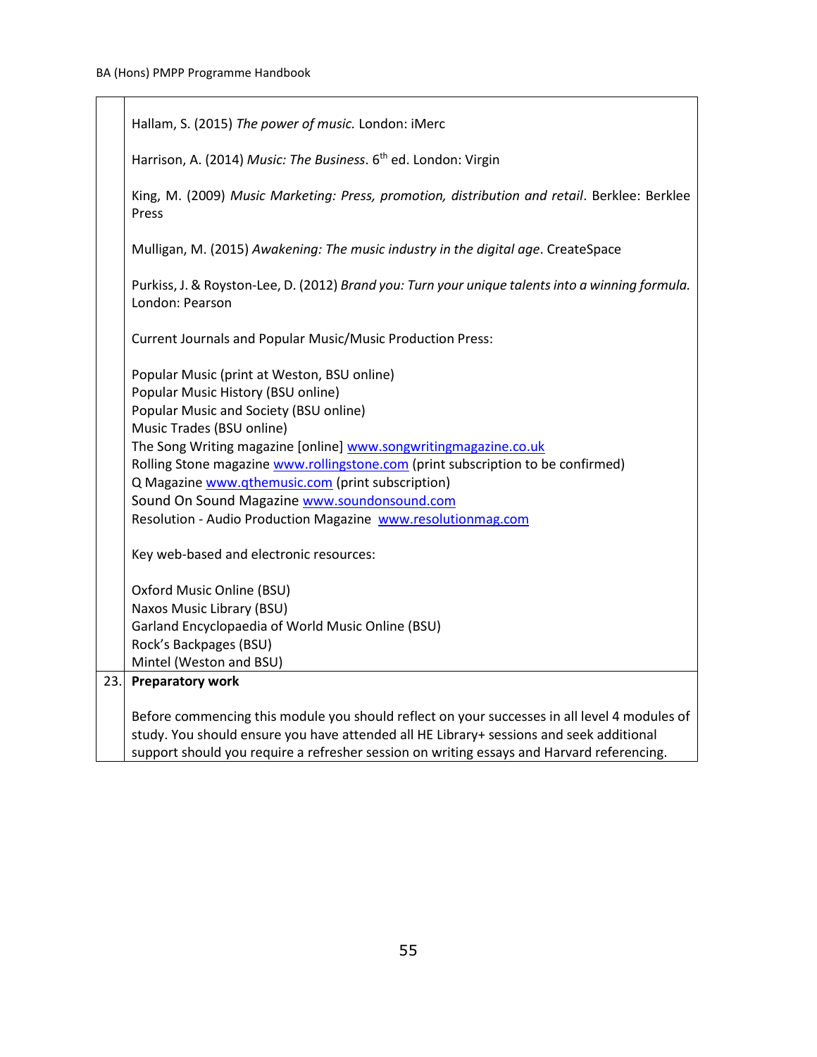| | |
|---|---|
| | Hallam, S. (2015) *The power of music.* London: iMerc<br><br>Harrison, A. (2014) *Music: The Business*. 6th ed. London: Virgin<br><br>King, M. (2009) *Music Marketing: Press, promotion, distribution and retail*. Berklee: Berklee Press<br><br>Mulligan, M. (2015) *Awakening: The music industry in the digital age*. CreateSpace<br><br>Purkiss, J. & Royston-Lee, D. (2012) *Brand you: Turn your unique talents into a winning formula.* London: Pearson<br><br>Current Journals and Popular Music/Music Production Press:<br><br>Popular Music (print at Weston, BSU online)<br>Popular Music History (BSU online)<br>Popular Music and Society (BSU online)<br>Music Trades (BSU online)<br>The Song Writing magazine [online] www.songwritingmagazine.co.uk<br>Rolling Stone magazine www.rollingstone.com (print subscription to be confirmed)<br>Q Magazine www.qthemusic.com (print subscription)<br>Sound On Sound Magazine www.soundonsound.com<br>Resolution - Audio Production Magazine www.resolutionmag.com<br><br>Key web-based and electronic resources:<br><br>Oxford Music Online (BSU)<br>Naxos Music Library (BSU)<br>Garland Encyclopaedia of World Music Online (BSU)<br>Rock's Backpages (BSU)<br>Mintel (Weston and BSU) |
| 23. | **Preparatory work**<br><br>Before commencing this module you should reflect on your successes in all level 4 modules of study. You should ensure you have attended all HE Library+ sessions and seek additional support should you require a refresher session on writing essays and Harvard referencing. |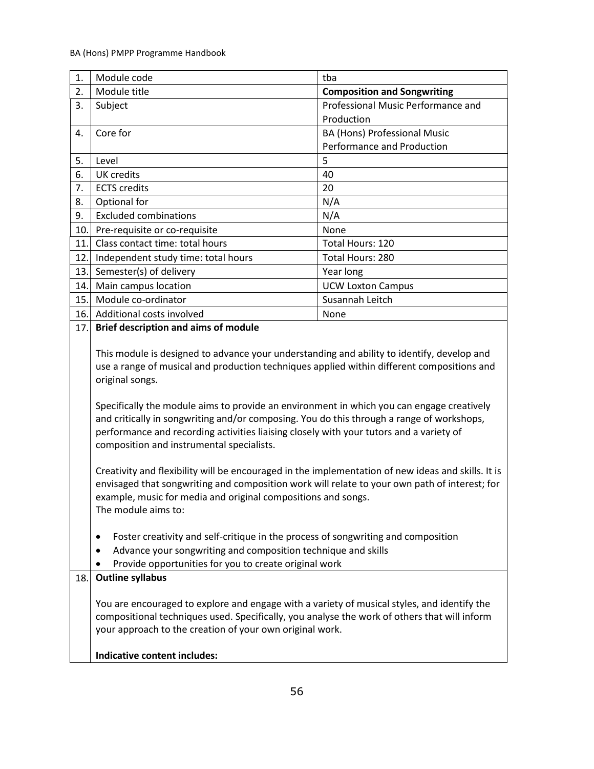| 1. | Module code | tba |
|---|---|---|
| 2. | Module title | **Composition and Songwriting** |
| 3. | Subject | Professional Music Performance and Production |
| 4. | Core for | BA (Hons) Professional Music Performance and Production |
| 5. | Level | 5 |
| 6. | UK credits | 40 |
| 7. | ECTS credits | 20 |
| 8. | Optional for | N/A |
| 9. | Excluded combinations | N/A |
| 10. | Pre-requisite or co-requisite | None |
| 11. | Class contact time: total hours | Total Hours: 120 |
| 12. | Independent study time: total hours | Total Hours: 280 |
| 13. | Semester(s) of delivery | Year long |
| 14. | Main campus location | UCW Loxton Campus |
| 15. | Module co-ordinator | Susannah Leitch |
| 16. | Additional costs involved | None |

**17. Brief description and aims of module**

This module is designed to advance your understanding and ability to identify, develop and use a range of musical and production techniques applied within different compositions and original songs.

Specifically the module aims to provide an environment in which you can engage creatively and critically in songwriting and/or composing. You do this through a range of workshops, performance and recording activities liaising closely with your tutors and a variety of composition and instrumental specialists.

Creativity and flexibility will be encouraged in the implementation of new ideas and skills. It is envisaged that songwriting and composition work will relate to your own path of interest; for example, music for media and original compositions and songs.
The module aims to:

- Foster creativity and self-critique in the process of songwriting and composition
- Advance your songwriting and composition technique and skills
- Provide opportunities for you to create original work

**18. Outline syllabus**

You are encouraged to explore and engage with a variety of musical styles, and identify the compositional techniques used. Specifically, you analyse the work of others that will inform your approach to the creation of your own original work.

**Indicative content includes:**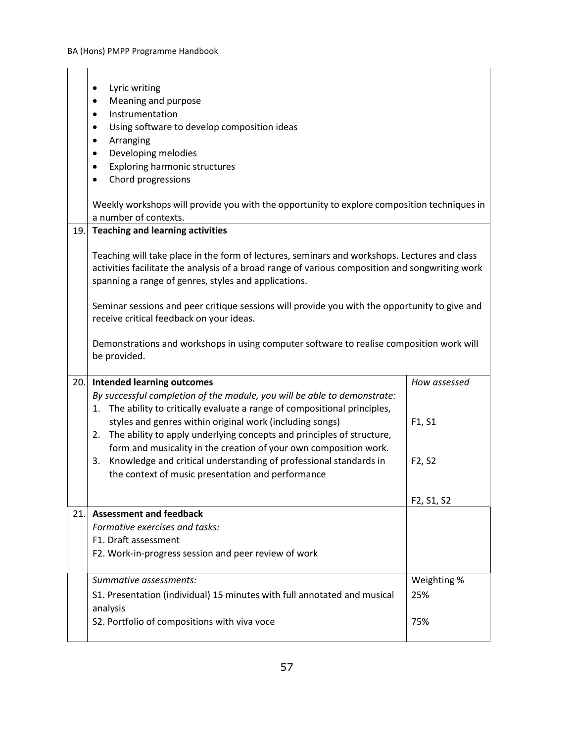- Lyric writing
- Meaning and purpose
- Instrumentation
- Using software to develop composition ideas
- Arranging
- Developing melodies
- Exploring harmonic structures
- Chord progressions

Weekly workshops will provide you with the opportunity to explore composition techniques in a number of contexts.

**19. Teaching and learning activities**

Teaching will take place in the form of lectures, seminars and workshops. Lectures and class activities facilitate the analysis of a broad range of various composition and songwriting work spanning a range of genres, styles and applications.

Seminar sessions and peer critique sessions will provide you with the opportunity to give and receive critical feedback on your ideas.

Demonstrations and workshops in using computer software to realise composition work will be provided.

**20. Intended learning outcomes**

*By successful completion of the module, you will be able to demonstrate:*

| Intended learning outcomes | *How assessed* |
|---|---|
| 1. The ability to critically evaluate a range of compositional principles, styles and genres within original work (including songs) | F1, S1 |
| 2. The ability to apply underlying concepts and principles of structure, form and musicality in the creation of your own composition work. | F2, S2 |
| 3. Knowledge and critical understanding of professional standards in the context of music presentation and performance | F2, S1, S2 |

**21. Assessment and feedback**

*Formative exercises and tasks:*

F1. Draft assessment

F2. Work-in-progress session and peer review of work

| *Summative assessments:* | Weighting % |
|---|---|
| S1. Presentation (individual) 15 minutes with full annotated and musical analysis | 25% |
| S2. Portfolio of compositions with viva voce | 75% |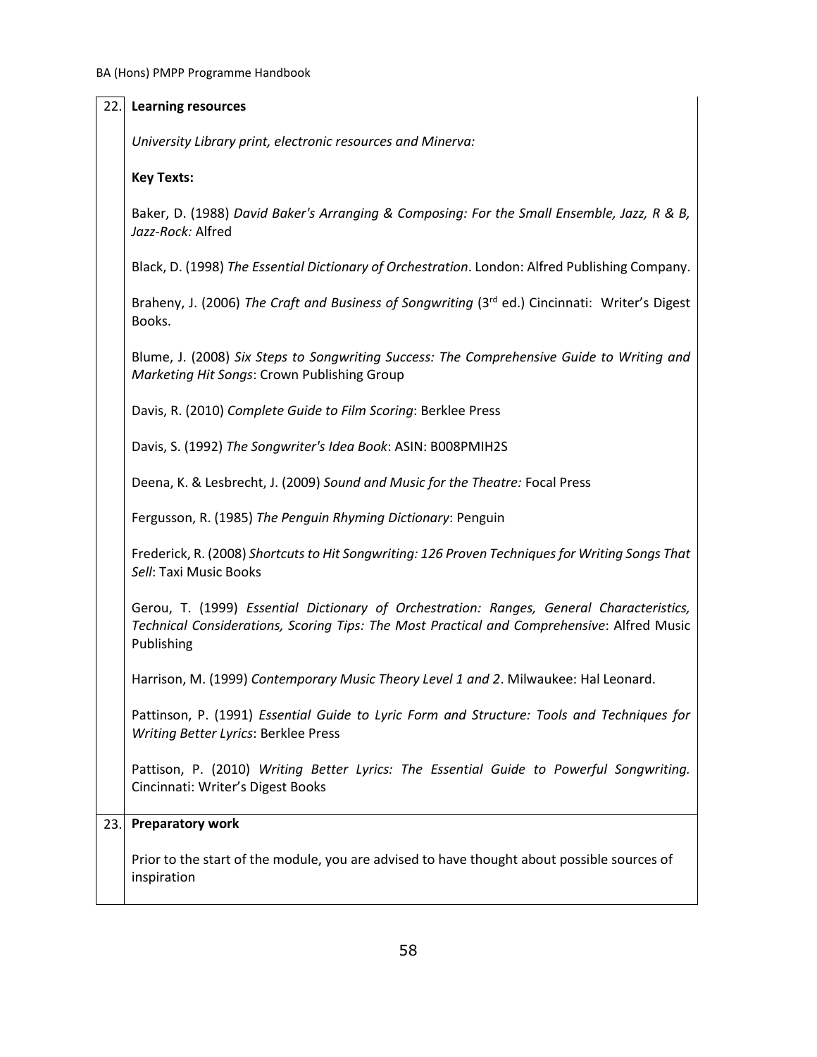**22. Learning resources**

*University Library print, electronic resources and Minerva:*

**Key Texts:**

Baker, D. (1988) *David Baker's Arranging & Composing: For the Small Ensemble, Jazz, R & B, Jazz-Rock:* Alfred

Black, D. (1998) *The Essential Dictionary of Orchestration*. London: Alfred Publishing Company.

Braheny, J. (2006) *The Craft and Business of Songwriting* (3rd ed.) Cincinnati: Writer's Digest Books.

Blume, J. (2008) *Six Steps to Songwriting Success: The Comprehensive Guide to Writing and Marketing Hit Songs*: Crown Publishing Group

Davis, R. (2010) *Complete Guide to Film Scoring*: Berklee Press

Davis, S. (1992) *The Songwriter's Idea Book*: ASIN: B008PMIH2S

Deena, K. & Lesbrecht, J. (2009) *Sound and Music for the Theatre:* Focal Press

Fergusson, R. (1985) *The Penguin Rhyming Dictionary*: Penguin

Frederick, R. (2008) *Shortcuts to Hit Songwriting: 126 Proven Techniques for Writing Songs That Sell*: Taxi Music Books

Gerou, T. (1999) *Essential Dictionary of Orchestration: Ranges, General Characteristics, Technical Considerations, Scoring Tips: The Most Practical and Comprehensive*: Alfred Music Publishing

Harrison, M. (1999) *Contemporary Music Theory Level 1 and 2*. Milwaukee: Hal Leonard.

Pattinson, P. (1991) *Essential Guide to Lyric Form and Structure: Tools and Techniques for Writing Better Lyrics*: Berklee Press

Pattison, P. (2010) *Writing Better Lyrics: The Essential Guide to Powerful Songwriting.* Cincinnati: Writer's Digest Books

**23. Preparatory work**

Prior to the start of the module, you are advised to have thought about possible sources of inspiration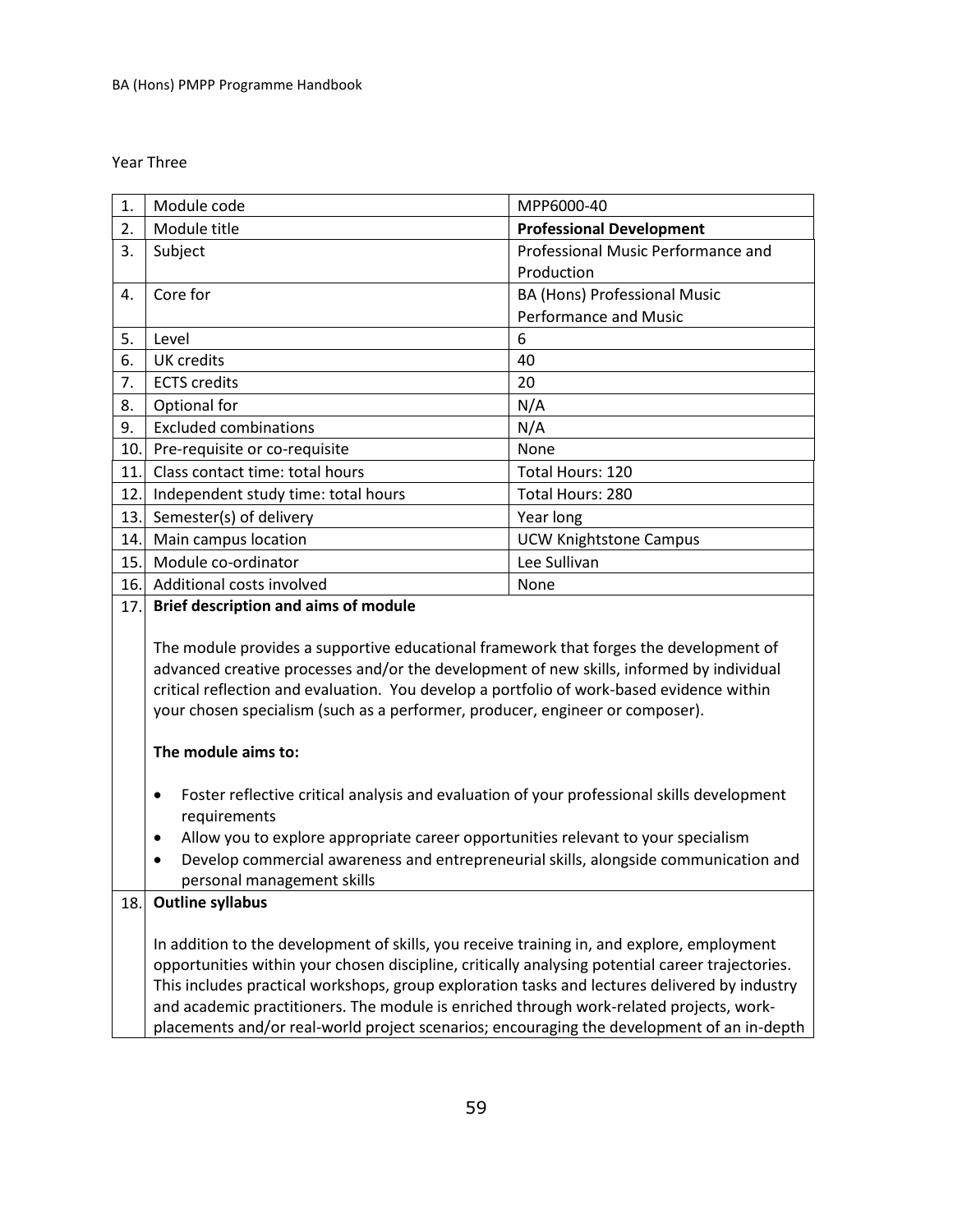Year Three

| 1. | Module code | MPP6000-40 |
|---|---|---|
| 2. | Module title | **Professional Development** |
| 3. | Subject | Professional Music Performance and Production |
| 4. | Core for | BA (Hons) Professional Music Performance and Music |
| 5. | Level | 6 |
| 6. | UK credits | 40 |
| 7. | ECTS credits | 20 |
| 8. | Optional for | N/A |
| 9. | Excluded combinations | N/A |
| 10. | Pre-requisite or co-requisite | None |
| 11. | Class contact time: total hours | Total Hours: 120 |
| 12. | Independent study time: total hours | Total Hours: 280 |
| 13. | Semester(s) of delivery | Year long |
| 14. | Main campus location | UCW Knightstone Campus |
| 15. | Module co-ordinator | Lee Sullivan |
| 16. | Additional costs involved | None |

**17. Brief description and aims of module**

The module provides a supportive educational framework that forges the development of advanced creative processes and/or the development of new skills, informed by individual critical reflection and evaluation. You develop a portfolio of work-based evidence within your chosen specialism (such as a performer, producer, engineer or composer).

**The module aims to:**

- Foster reflective critical analysis and evaluation of your professional skills development requirements
- Allow you to explore appropriate career opportunities relevant to your specialism
- Develop commercial awareness and entrepreneurial skills, alongside communication and personal management skills

**18. Outline syllabus**

In addition to the development of skills, you receive training in, and explore, employment opportunities within your chosen discipline, critically analysing potential career trajectories. This includes practical workshops, group exploration tasks and lectures delivered by industry and academic practitioners. The module is enriched through work-related projects, work-placements and/or real-world project scenarios; encouraging the development of an in-depth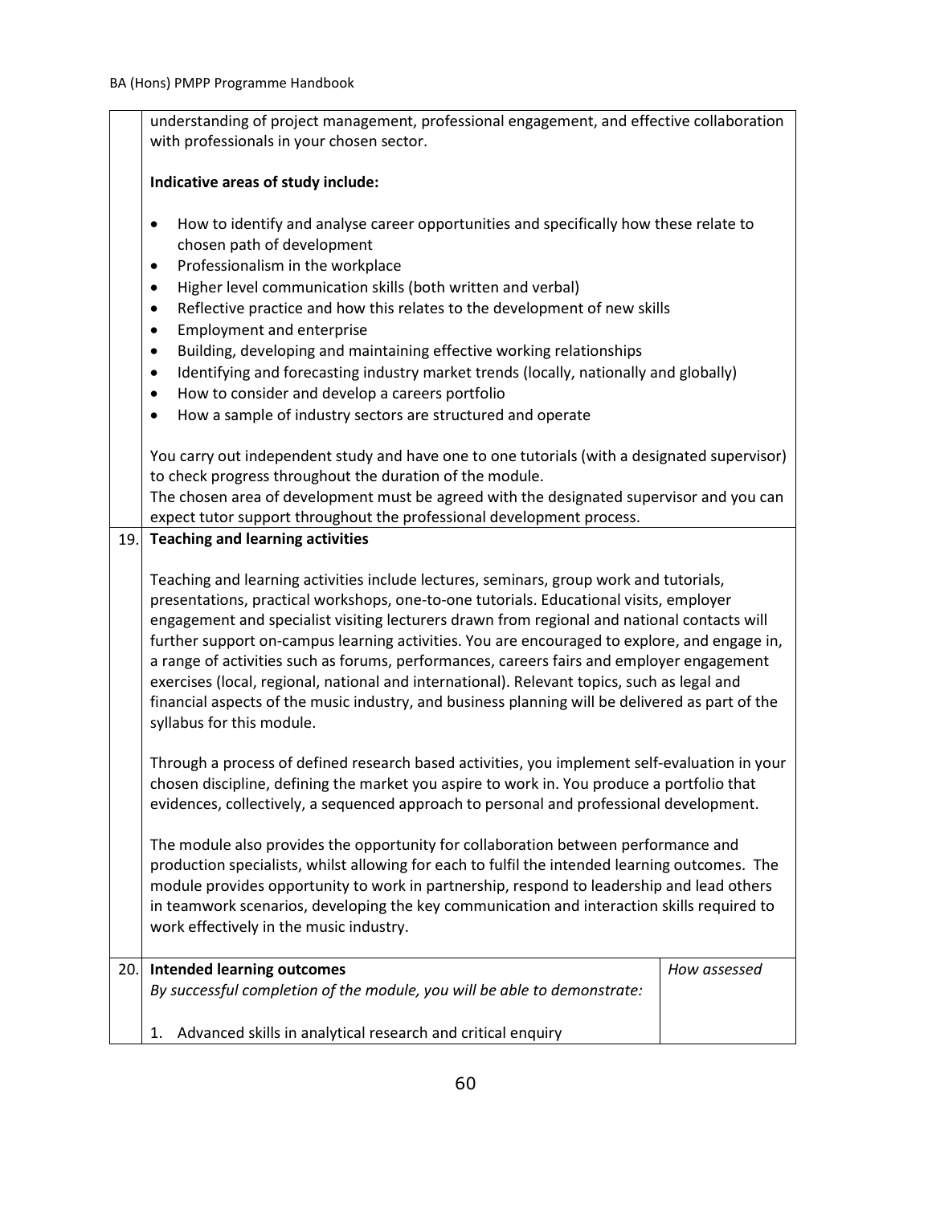understanding of project management, professional engagement, and effective collaboration with professionals in your chosen sector.

**Indicative areas of study include:**

- How to identify and analyse career opportunities and specifically how these relate to chosen path of development
- Professionalism in the workplace
- Higher level communication skills (both written and verbal)
- Reflective practice and how this relates to the development of new skills
- Employment and enterprise
- Building, developing and maintaining effective working relationships
- Identifying and forecasting industry market trends (locally, nationally and globally)
- How to consider and develop a careers portfolio
- How a sample of industry sectors are structured and operate

You carry out independent study and have one to one tutorials (with a designated supervisor) to check progress throughout the duration of the module.
The chosen area of development must be agreed with the designated supervisor and you can expect tutor support throughout the professional development process.

**19. Teaching and learning activities**

Teaching and learning activities include lectures, seminars, group work and tutorials, presentations, practical workshops, one-to-one tutorials. Educational visits, employer engagement and specialist visiting lecturers drawn from regional and national contacts will further support on-campus learning activities. You are encouraged to explore, and engage in, a range of activities such as forums, performances, careers fairs and employer engagement exercises (local, regional, national and international). Relevant topics, such as legal and financial aspects of the music industry, and business planning will be delivered as part of the syllabus for this module.

Through a process of defined research based activities, you implement self-evaluation in your chosen discipline, defining the market you aspire to work in. You produce a portfolio that evidences, collectively, a sequenced approach to personal and professional development.

The module also provides the opportunity for collaboration between performance and production specialists, whilst allowing for each to fulfil the intended learning outcomes. The module provides opportunity to work in partnership, respond to leadership and lead others in teamwork scenarios, developing the key communication and interaction skills required to work effectively in the music industry.

| 20. | **Intended learning outcomes**<br>*By successful completion of the module, you will be able to demonstrate:* | *How assessed* |
|---|---|---|
| | 1. Advanced skills in analytical research and critical enquiry | |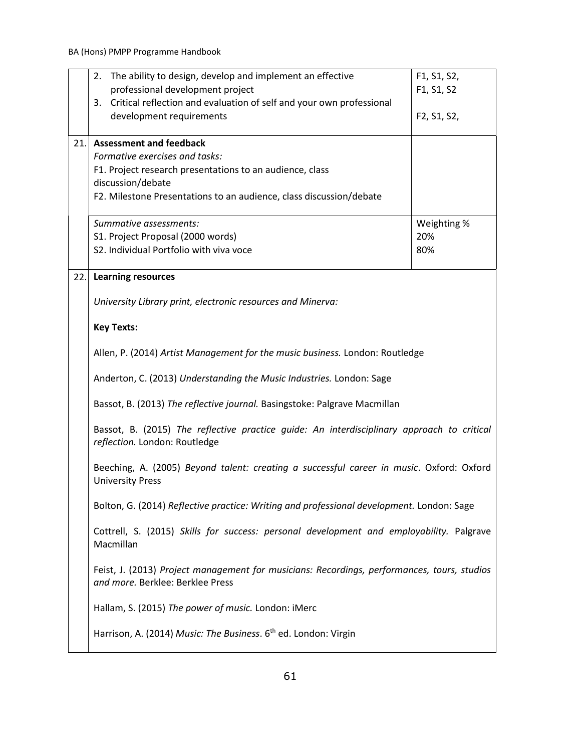| | | |
|---|---|---|
| | 2. The ability to design, develop and implement an effective professional development project<br>3. Critical reflection and evaluation of self and your own professional development requirements | F1, S1, S2,<br>F1, S1, S2<br><br>F2, S1, S2, |
| 21. | **Assessment and feedback**<br>*Formative exercises and tasks:*<br>F1. Project research presentations to an audience, class discussion/debate<br>F2. Milestone Presentations to an audience, class discussion/debate | |
| | *Summative assessments:*<br>S1. Project Proposal (2000 words)<br>S2. Individual Portfolio with viva voce | Weighting %<br>20%<br>80% |

**22. Learning resources**

*University Library print, electronic resources and Minerva:*

**Key Texts:**

Allen, P. (2014) *Artist Management for the music business.* London: Routledge

Anderton, C. (2013) *Understanding the Music Industries.* London: Sage

Bassot, B. (2013) *The reflective journal.* Basingstoke: Palgrave Macmillan

Bassot, B. (2015) *The reflective practice guide: An interdisciplinary approach to critical reflection.* London: Routledge

Beeching, A. (2005) *Beyond talent: creating a successful career in music*. Oxford: Oxford University Press

Bolton, G. (2014) *Reflective practice: Writing and professional development.* London: Sage

Cottrell, S. (2015) *Skills for success: personal development and employability.* Palgrave Macmillan

Feist, J. (2013) *Project management for musicians: Recordings, performances, tours, studios and more.* Berklee: Berklee Press

Hallam, S. (2015) *The power of music.* London: iMerc

Harrison, A. (2014) *Music: The Business*. 6th ed. London: Virgin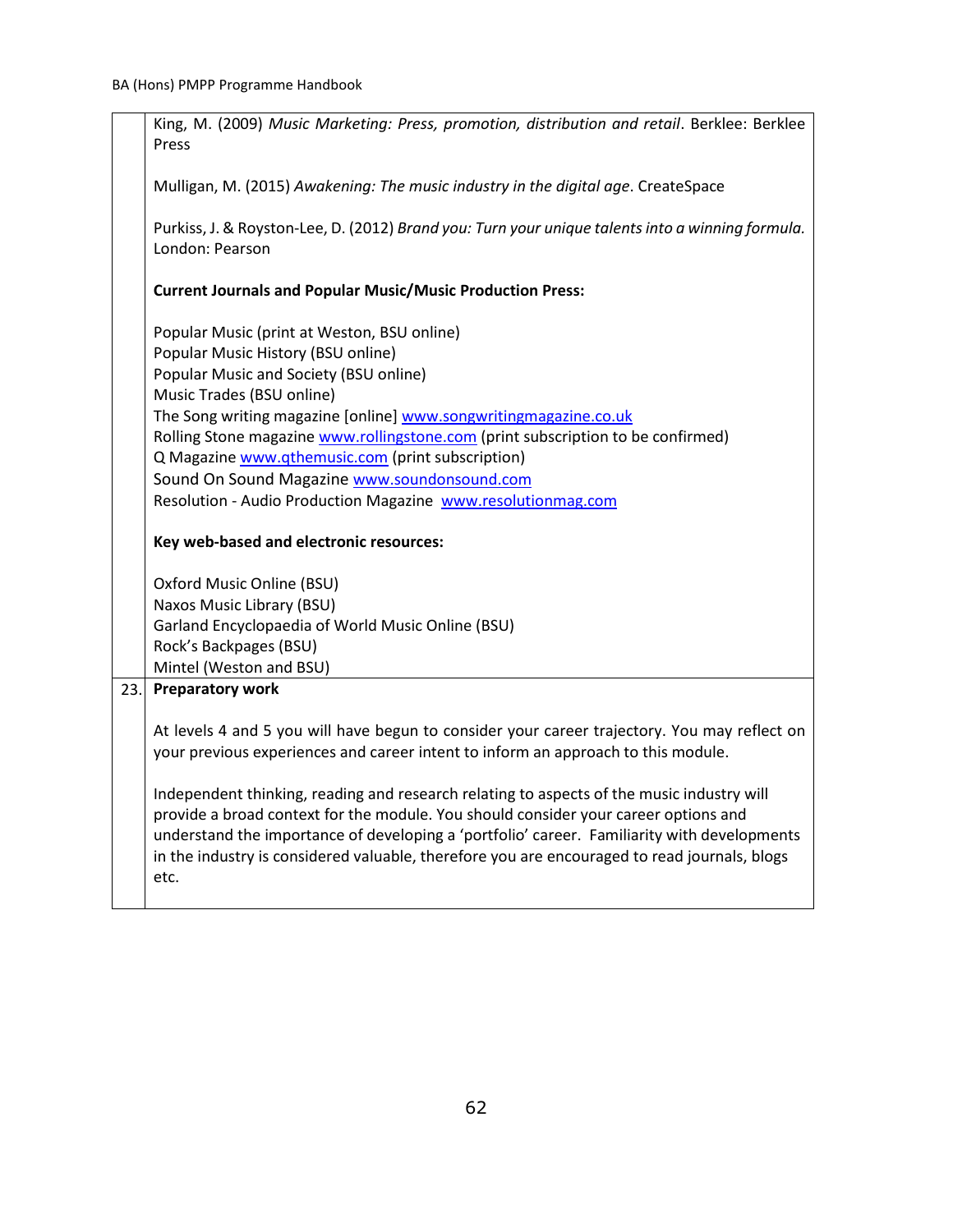King, M. (2009) *Music Marketing: Press, promotion, distribution and retail*. Berklee: Berklee Press

Mulligan, M. (2015) *Awakening: The music industry in the digital age*. CreateSpace

Purkiss, J. & Royston-Lee, D. (2012) *Brand you: Turn your unique talents into a winning formula.* London: Pearson

**Current Journals and Popular Music/Music Production Press:**

Popular Music (print at Weston, BSU online)
Popular Music History (BSU online)
Popular Music and Society (BSU online)
Music Trades (BSU online)
The Song writing magazine [online] www.songwritingmagazine.co.uk
Rolling Stone magazine www.rollingstone.com (print subscription to be confirmed)
Q Magazine www.qthemusic.com (print subscription)
Sound On Sound Magazine www.soundonsound.com
Resolution - Audio Production Magazine www.resolutionmag.com

**Key web-based and electronic resources:**

Oxford Music Online (BSU)
Naxos Music Library (BSU)
Garland Encyclopaedia of World Music Online (BSU)
Rock's Backpages (BSU)
Mintel (Weston and BSU)

**23. Preparatory work**

At levels 4 and 5 you will have begun to consider your career trajectory. You may reflect on your previous experiences and career intent to inform an approach to this module.

Independent thinking, reading and research relating to aspects of the music industry will provide a broad context for the module. You should consider your career options and understand the importance of developing a 'portfolio' career. Familiarity with developments in the industry is considered valuable, therefore you are encouraged to read journals, blogs etc.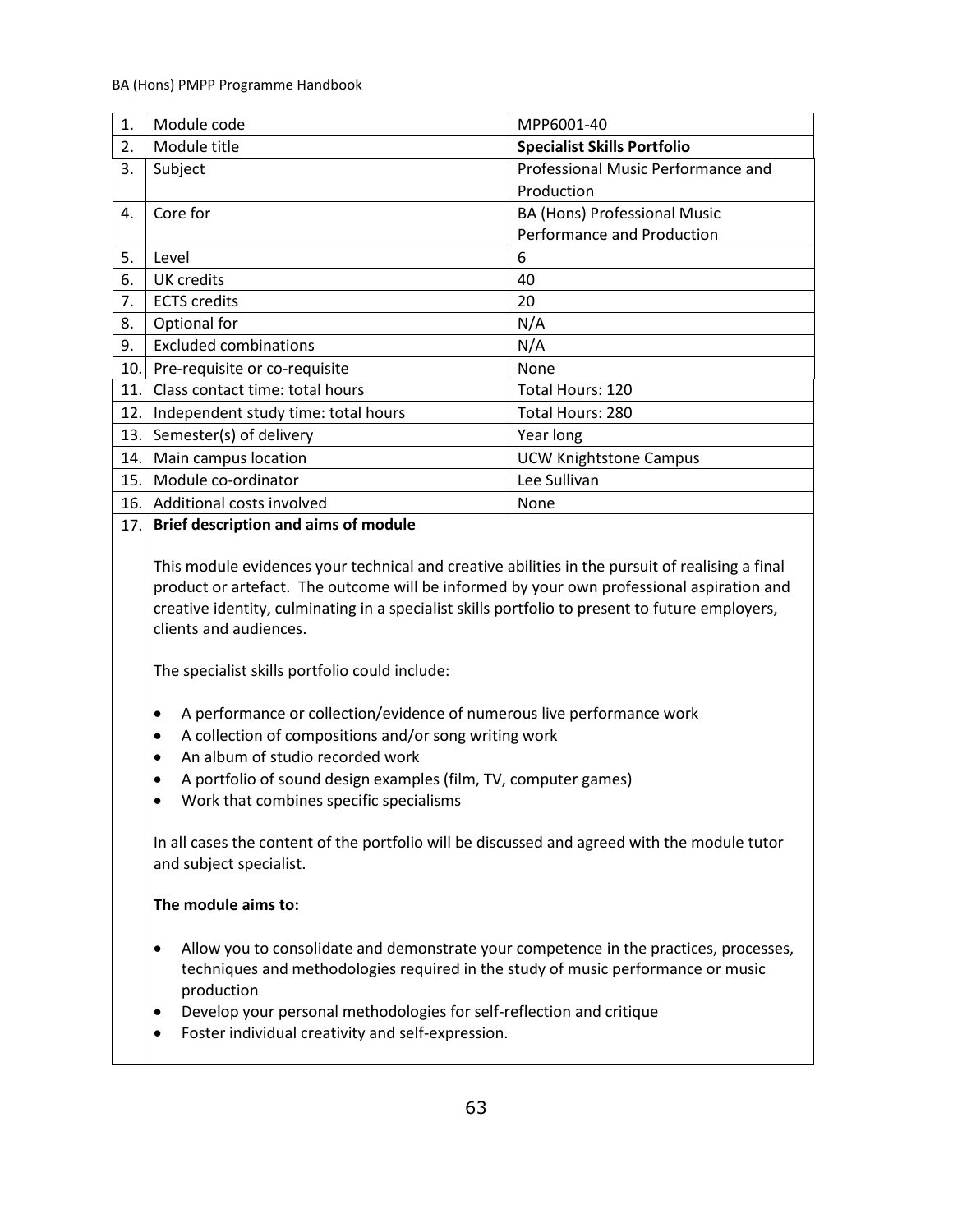| | | |
|---|---|---|
| 1. | Module code | MPP6001-40 |
| 2. | Module title | **Specialist Skills Portfolio** |
| 3. | Subject | Professional Music Performance and Production |
| 4. | Core for | BA (Hons) Professional Music Performance and Production |
| 5. | Level | 6 |
| 6. | UK credits | 40 |
| 7. | ECTS credits | 20 |
| 8. | Optional for | N/A |
| 9. | Excluded combinations | N/A |
| 10. | Pre-requisite or co-requisite | None |
| 11. | Class contact time: total hours | Total Hours: 120 |
| 12. | Independent study time: total hours | Total Hours: 280 |
| 13. | Semester(s) of delivery | Year long |
| 14. | Main campus location | UCW Knightstone Campus |
| 15. | Module co-ordinator | Lee Sullivan |
| 16. | Additional costs involved | None |

17. **Brief description and aims of module**

This module evidences your technical and creative abilities in the pursuit of realising a final product or artefact. The outcome will be informed by your own professional aspiration and creative identity, culminating in a specialist skills portfolio to present to future employers, clients and audiences.

The specialist skills portfolio could include:

- A performance or collection/evidence of numerous live performance work
- A collection of compositions and/or song writing work
- An album of studio recorded work
- A portfolio of sound design examples (film, TV, computer games)
- Work that combines specific specialisms

In all cases the content of the portfolio will be discussed and agreed with the module tutor and subject specialist.

**The module aims to:**

- Allow you to consolidate and demonstrate your competence in the practices, processes, techniques and methodologies required in the study of music performance or music production
- Develop your personal methodologies for self-reflection and critique
- Foster individual creativity and self-expression.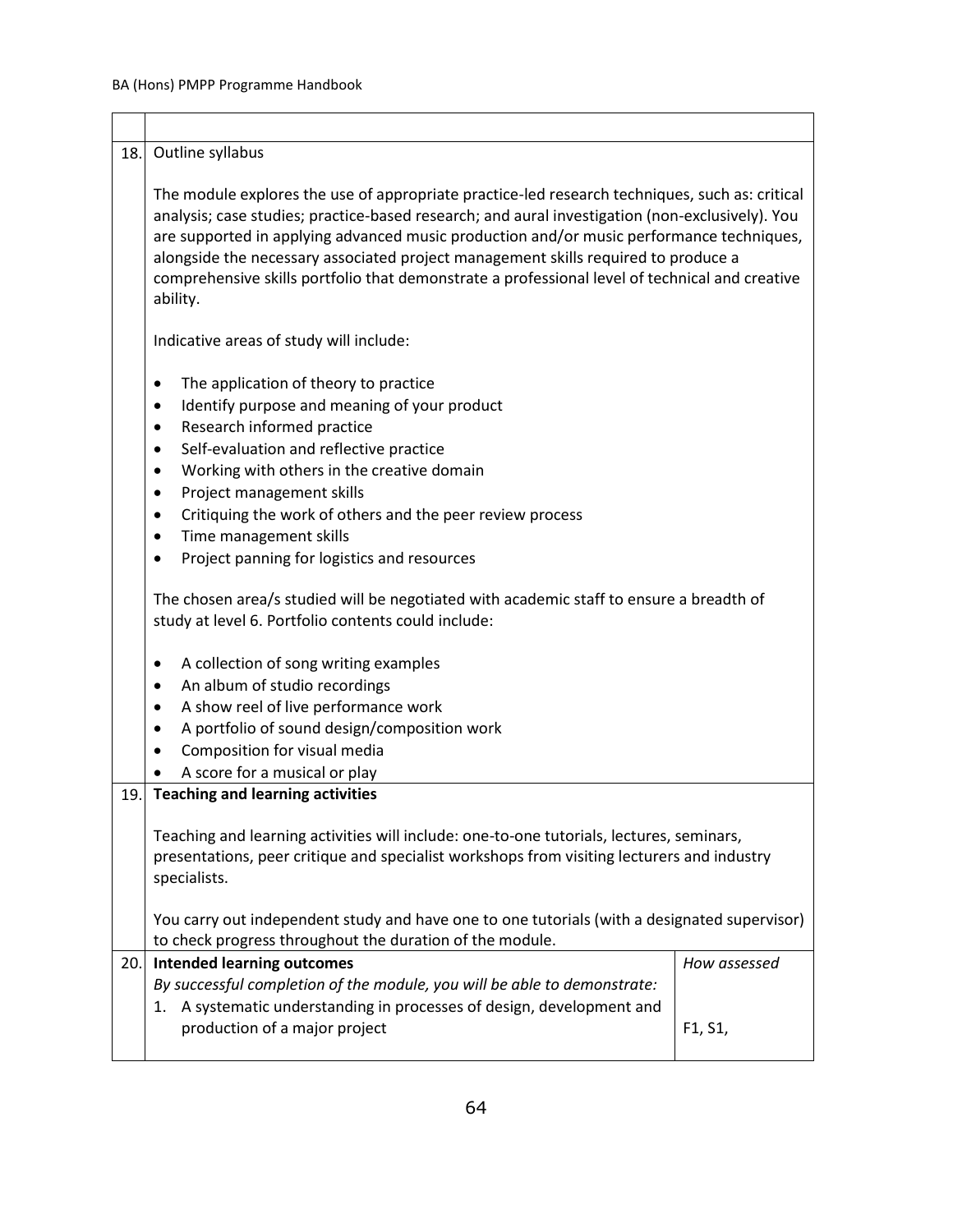| | |
|---|---|
| | |
| 18. | Outline syllabus<br><br>The module explores the use of appropriate practice-led research techniques, such as: critical analysis; case studies; practice-based research; and aural investigation (non-exclusively). You are supported in applying advanced music production and/or music performance techniques, alongside the necessary associated project management skills required to produce a comprehensive skills portfolio that demonstrate a professional level of technical and creative ability.<br><br>Indicative areas of study will include:<br><br>• The application of theory to practice<br>• Identify purpose and meaning of your product<br>• Research informed practice<br>• Self-evaluation and reflective practice<br>• Working with others in the creative domain<br>• Project management skills<br>• Critiquing the work of others and the peer review process<br>• Time management skills<br>• Project panning for logistics and resources<br><br>The chosen area/s studied will be negotiated with academic staff to ensure a breadth of study at level 6. Portfolio contents could include:<br><br>• A collection of song writing examples<br>• An album of studio recordings<br>• A show reel of live performance work<br>• A portfolio of sound design/composition work<br>• Composition for visual media<br>• A score for a musical or play |
| 19. | **Teaching and learning activities**<br><br>Teaching and learning activities will include: one-to-one tutorials, lectures, seminars, presentations, peer critique and specialist workshops from visiting lecturers and industry specialists.<br><br>You carry out independent study and have one to one tutorials (with a designated supervisor) to check progress throughout the duration of the module. |

| | | |
|---|---|---|
| 20. | **Intended learning outcomes**<br>*By successful completion of the module, you will be able to demonstrate:* | *How assessed* |
| | 1. A systematic understanding in processes of design, development and production of a major project | F1, S1, |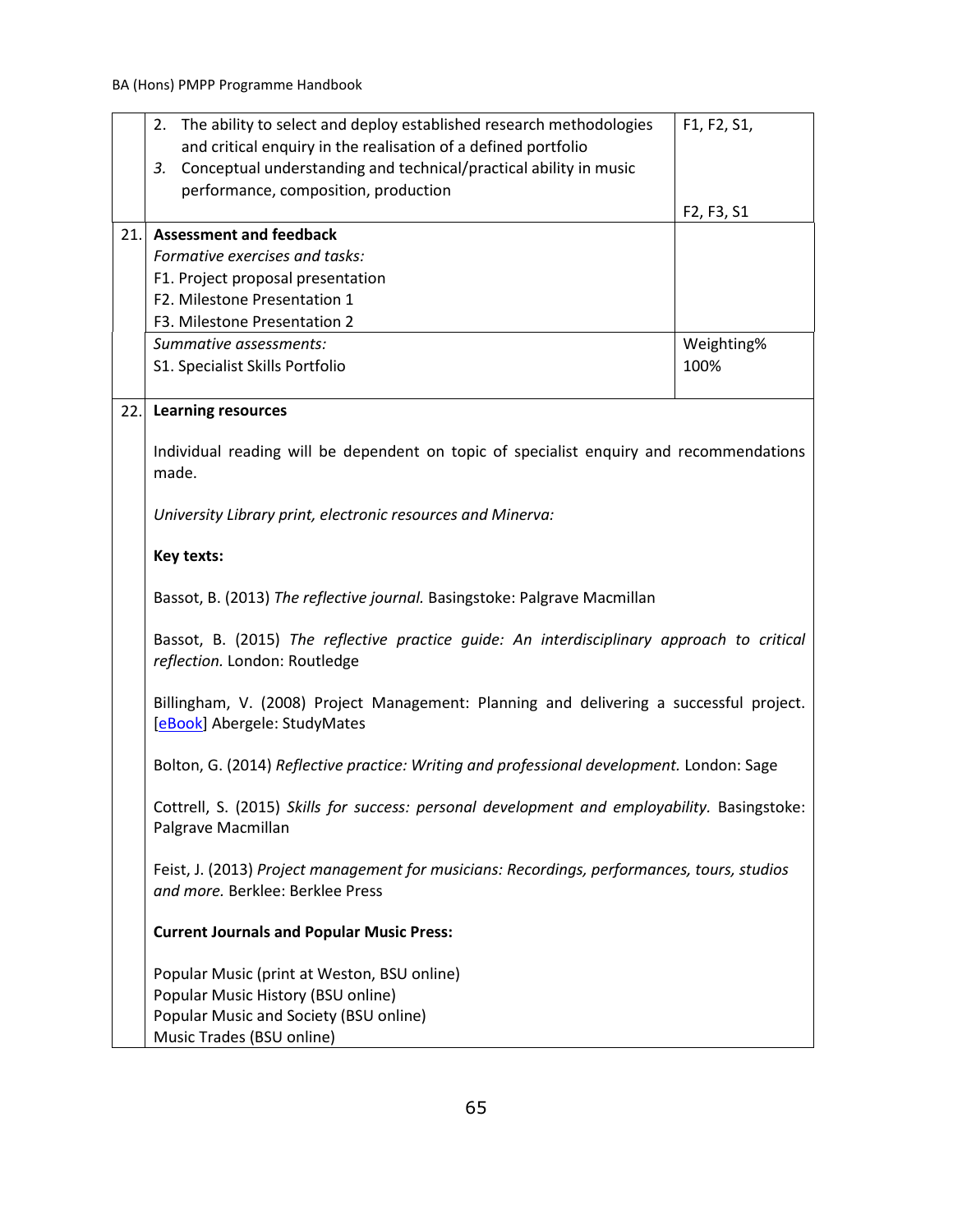| | | |
|---|---|---|
| | 2. The ability to select and deploy established research methodologies and critical enquiry in the realisation of a defined portfolio<br>3. *Conceptual understanding and technical/practical ability in music performance, composition, production* | F1, F2, S1,<br><br>F2, F3, S1 |
| 21. | **Assessment and feedback**<br>*Formative exercises and tasks:*<br>F1. Project proposal presentation<br>F2. Milestone Presentation 1<br>F3. Milestone Presentation 2 | |
| | *Summative assessments:*<br>S1. Specialist Skills Portfolio | Weighting%<br>100% |
| 22. | **Learning resources** | |

Individual reading will be dependent on topic of specialist enquiry and recommendations made.

*University Library print, electronic resources and Minerva:*

**Key texts:**

Bassot, B. (2013) *The reflective journal.* Basingstoke: Palgrave Macmillan

Bassot, B. (2015) *The reflective practice guide: An interdisciplinary approach to critical reflection.* London: Routledge

Billingham, V. (2008) Project Management: Planning and delivering a successful project. [eBook] Abergele: StudyMates

Bolton, G. (2014) *Reflective practice: Writing and professional development.* London: Sage

Cottrell, S. (2015) *Skills for success: personal development and employability.* Basingstoke: Palgrave Macmillan

Feist, J. (2013) *Project management for musicians: Recordings, performances, tours, studios and more.* Berklee: Berklee Press

**Current Journals and Popular Music Press:**

Popular Music (print at Weston, BSU online)
Popular Music History (BSU online)
Popular Music and Society (BSU online)
Music Trades (BSU online)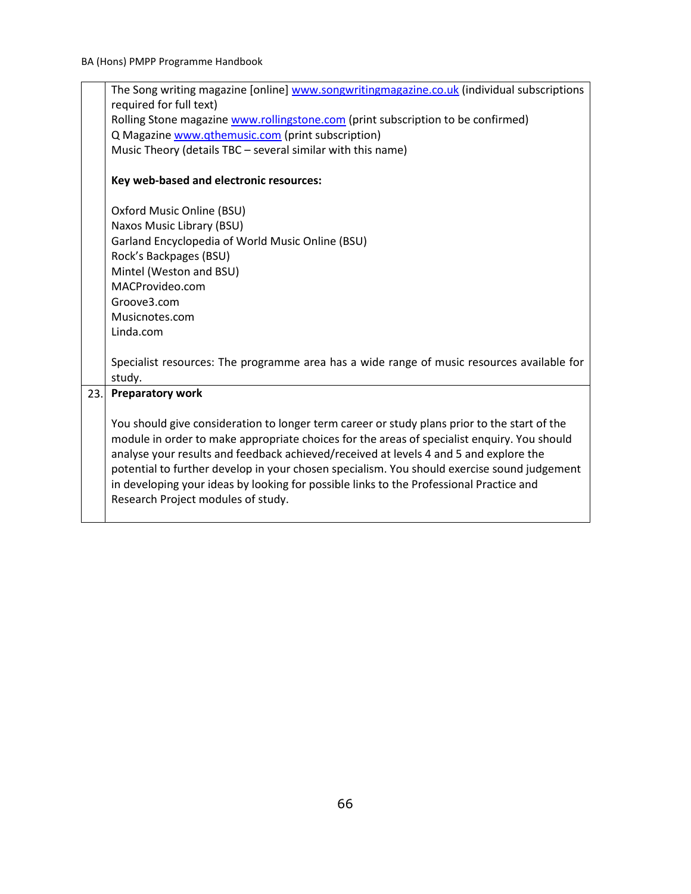|  |  |
|---|---|
|  | The Song writing magazine [online] www.songwritingmagazine.co.uk (individual subscriptions required for full text)<br>Rolling Stone magazine www.rollingstone.com (print subscription to be confirmed)<br>Q Magazine www.qthemusic.com (print subscription)<br>Music Theory (details TBC – several similar with this name)<br><br>**Key web-based and electronic resources:**<br><br>Oxford Music Online (BSU)<br>Naxos Music Library (BSU)<br>Garland Encyclopedia of World Music Online (BSU)<br>Rock's Backpages (BSU)<br>Mintel (Weston and BSU)<br>MACProvideo.com<br>Groove3.com<br>Musicnotes.com<br>Linda.com<br><br>Specialist resources: The programme area has a wide range of music resources available for study. |
| 23. | **Preparatory work**<br><br>You should give consideration to longer term career or study plans prior to the start of the module in order to make appropriate choices for the areas of specialist enquiry. You should analyse your results and feedback achieved/received at levels 4 and 5 and explore the potential to further develop in your chosen specialism. You should exercise sound judgement in developing your ideas by looking for possible links to the Professional Practice and Research Project modules of study. |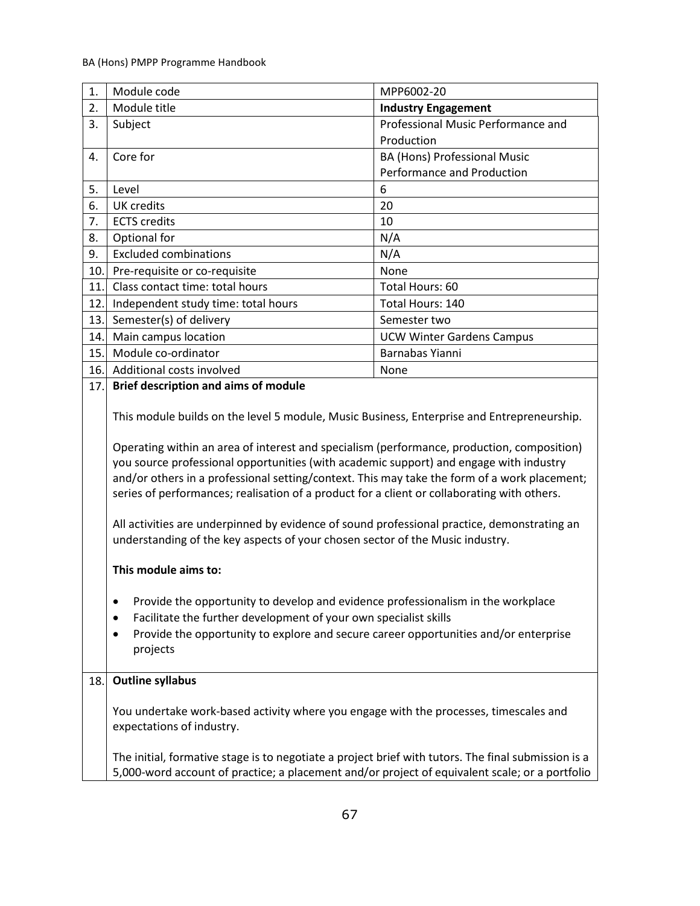| | | |
|---|---|---|
| 1. | Module code | MPP6002-20 |
| 2. | Module title | **Industry Engagement** |
| 3. | Subject | Professional Music Performance and Production |
| 4. | Core for | BA (Hons) Professional Music Performance and Production |
| 5. | Level | 6 |
| 6. | UK credits | 20 |
| 7. | ECTS credits | 10 |
| 8. | Optional for | N/A |
| 9. | Excluded combinations | N/A |
| 10. | Pre-requisite or co-requisite | None |
| 11. | Class contact time: total hours | Total Hours: 60 |
| 12. | Independent study time: total hours | Total Hours: 140 |
| 13. | Semester(s) of delivery | Semester two |
| 14. | Main campus location | UCW Winter Gardens Campus |
| 15. | Module co-ordinator | Barnabas Yianni |
| 16. | Additional costs involved | None |

**17. Brief description and aims of module**

This module builds on the level 5 module, Music Business, Enterprise and Entrepreneurship.

Operating within an area of interest and specialism (performance, production, composition) you source professional opportunities (with academic support) and engage with industry and/or others in a professional setting/context. This may take the form of a work placement; series of performances; realisation of a product for a client or collaborating with others.

All activities are underpinned by evidence of sound professional practice, demonstrating an understanding of the key aspects of your chosen sector of the Music industry.

**This module aims to:**

- Provide the opportunity to develop and evidence professionalism in the workplace
- Facilitate the further development of your own specialist skills
- Provide the opportunity to explore and secure career opportunities and/or enterprise projects

**18. Outline syllabus**

You undertake work-based activity where you engage with the processes, timescales and expectations of industry.

The initial, formative stage is to negotiate a project brief with tutors. The final submission is a 5,000-word account of practice; a placement and/or project of equivalent scale; or a portfolio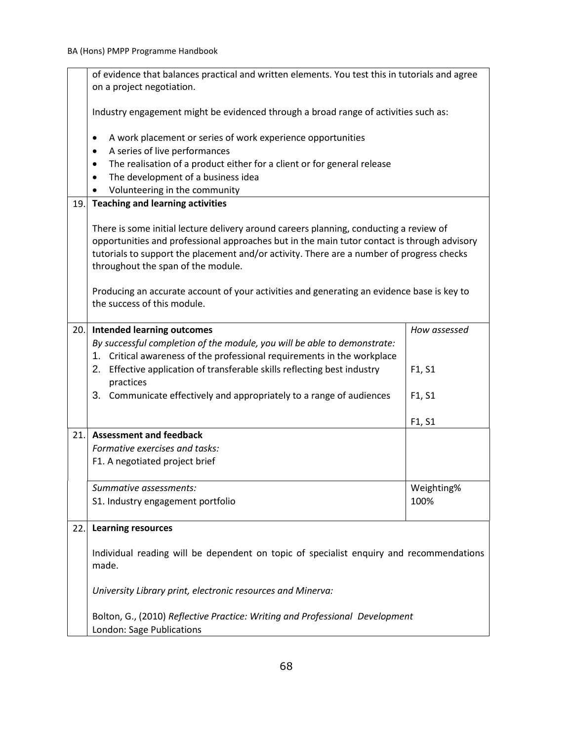| | | |
|---|---|---|
| | of evidence that balances practical and written elements. You test this in tutorials and agree on a project negotiation.<br><br>Industry engagement might be evidenced through a broad range of activities such as:<br><br>• A work placement or series of work experience opportunities<br>• A series of live performances<br>• The realisation of a product either for a client or for general release<br>• The development of a business idea<br>• Volunteering in the community | |
| 19. | **Teaching and learning activities**<br><br>There is some initial lecture delivery around careers planning, conducting a review of opportunities and professional approaches but in the main tutor contact is through advisory tutorials to support the placement and/or activity. There are a number of progress checks throughout the span of the module.<br><br>Producing an accurate account of your activities and generating an evidence base is key to the success of this module. | |
| 20. | **Intended learning outcomes**<br>*By successful completion of the module, you will be able to demonstrate:* | *How assessed* |
| | 1. Critical awareness of the professional requirements in the workplace | F1, S1 |
| | 2. Effective application of transferable skills reflecting best industry practices | F1, S1 |
| | 3. Communicate effectively and appropriately to a range of audiences | F1, S1 |
| 21. | **Assessment and feedback**<br>*Formative exercises and tasks:*<br>F1. A negotiated project brief | |
| | *Summative assessments:*<br>S1. Industry engagement portfolio | Weighting%<br>100% |
| 22. | **Learning resources**<br><br>Individual reading will be dependent on topic of specialist enquiry and recommendations made.<br><br>*University Library print, electronic resources and Minerva:*<br><br>Bolton, G., (2010) *Reflective Practice: Writing and Professional Development* London: Sage Publications | |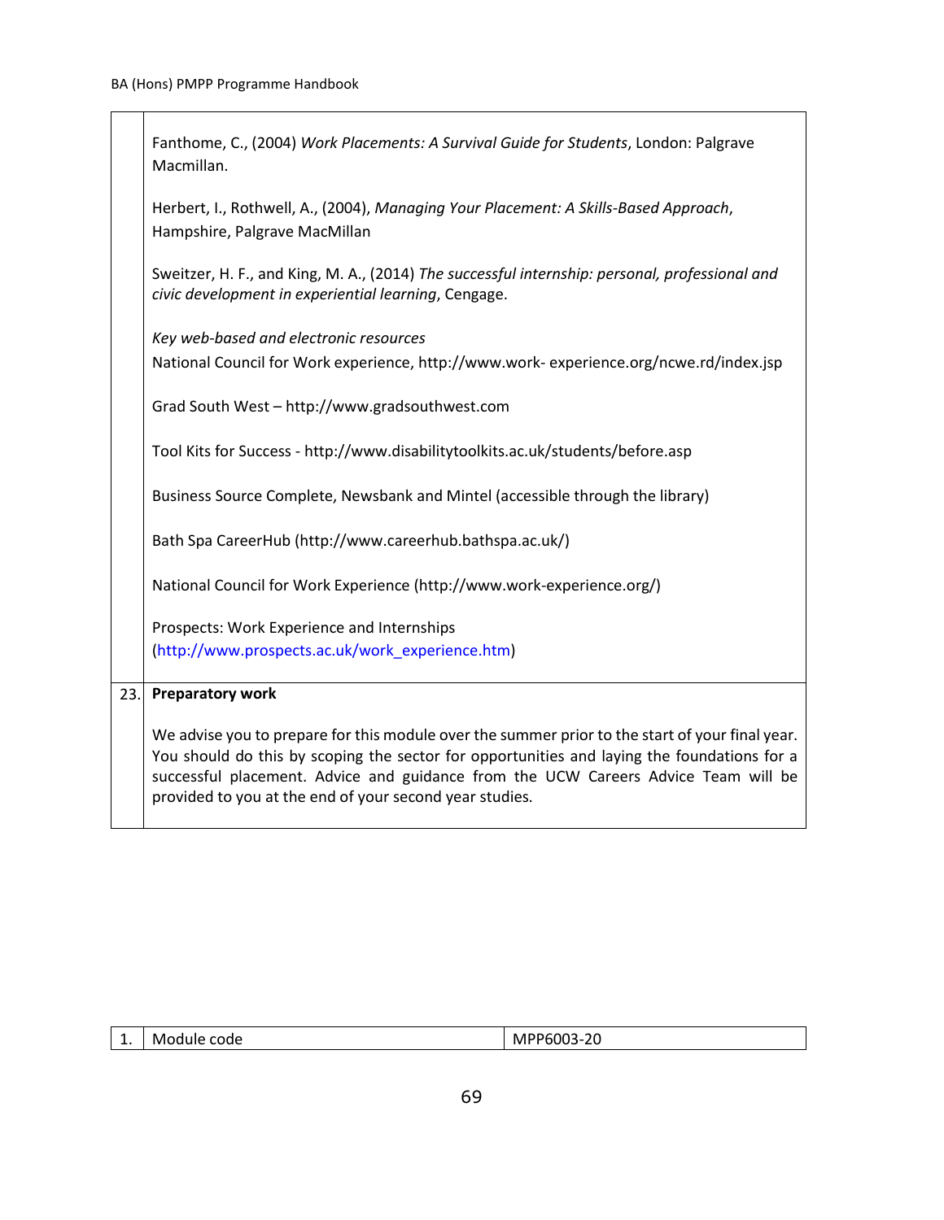| | |
|---|---|
| | Fanthome, C., (2004) *Work Placements: A Survival Guide for Students*, London: Palgrave Macmillan.<br><br>Herbert, I., Rothwell, A., (2004), *Managing Your Placement: A Skills-Based Approach*, Hampshire, Palgrave MacMillan<br><br>Sweitzer, H. F., and King, M. A., (2014) *The successful internship: personal, professional and civic development in experiential learning*, Cengage.<br><br>*Key web-based and electronic resources*<br>National Council for Work experience, http://www.work- experience.org/ncwe.rd/index.jsp<br><br>Grad South West – http://www.gradsouthwest.com<br><br>Tool Kits for Success - http://www.disabilitytoolkits.ac.uk/students/before.asp<br><br>Business Source Complete, Newsbank and Mintel (accessible through the library)<br><br>Bath Spa CareerHub (http://www.careerhub.bathspa.ac.uk/)<br><br>National Council for Work Experience (http://www.work-experience.org/)<br><br>Prospects: Work Experience and Internships (http://www.prospects.ac.uk/work_experience.htm) |
| 23. | **Preparatory work**<br><br>We advise you to prepare for this module over the summer prior to the start of your final year. You should do this by scoping the sector for opportunities and laying the foundations for a successful placement. Advice and guidance from the UCW Careers Advice Team will be provided to you at the end of your second year studies. |

| | | |
|---|---|---|
| 1. | Module code | MPP6003-20 |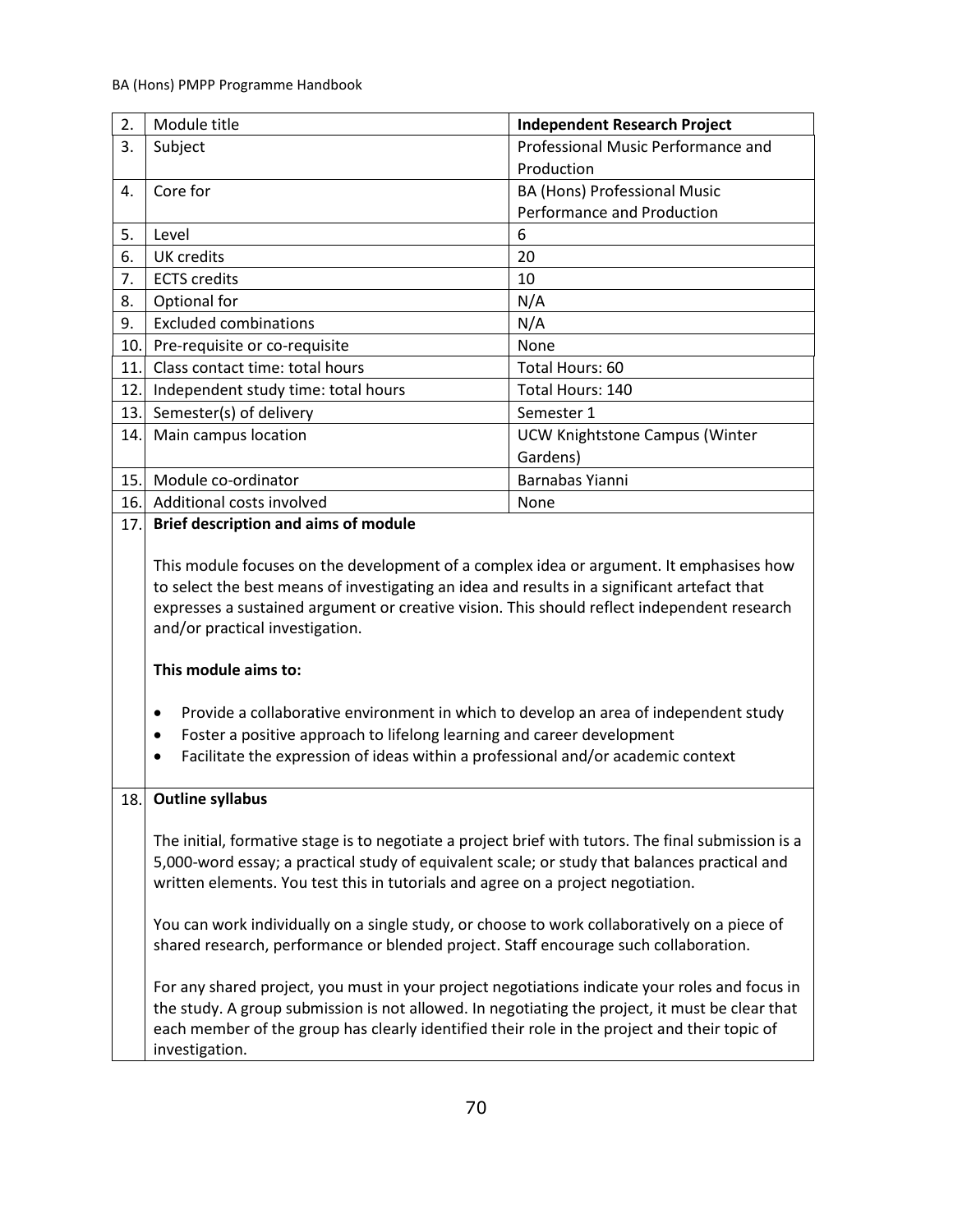| 2. | Module title | **Independent Research Project** |
|---|---|---|
| 3. | Subject | Professional Music Performance and Production |
| 4. | Core for | BA (Hons) Professional Music Performance and Production |
| 5. | Level | 6 |
| 6. | UK credits | 20 |
| 7. | ECTS credits | 10 |
| 8. | Optional for | N/A |
| 9. | Excluded combinations | N/A |
| 10. | Pre-requisite or co-requisite | None |
| 11. | Class contact time: total hours | Total Hours: 60 |
| 12. | Independent study time: total hours | Total Hours: 140 |
| 13. | Semester(s) of delivery | Semester 1 |
| 14. | Main campus location | UCW Knightstone Campus (Winter Gardens) |
| 15. | Module co-ordinator | Barnabas Yianni |
| 16. | Additional costs involved | None |

**17. Brief description and aims of module**

This module focuses on the development of a complex idea or argument. It emphasises how to select the best means of investigating an idea and results in a significant artefact that expresses a sustained argument or creative vision. This should reflect independent research and/or practical investigation.

**This module aims to:**

- Provide a collaborative environment in which to develop an area of independent study
- Foster a positive approach to lifelong learning and career development
- Facilitate the expression of ideas within a professional and/or academic context

**18. Outline syllabus**

The initial, formative stage is to negotiate a project brief with tutors. The final submission is a 5,000-word essay; a practical study of equivalent scale; or study that balances practical and written elements. You test this in tutorials and agree on a project negotiation.

You can work individually on a single study, or choose to work collaboratively on a piece of shared research, performance or blended project. Staff encourage such collaboration.

For any shared project, you must in your project negotiations indicate your roles and focus in the study. A group submission is not allowed. In negotiating the project, it must be clear that each member of the group has clearly identified their role in the project and their topic of investigation.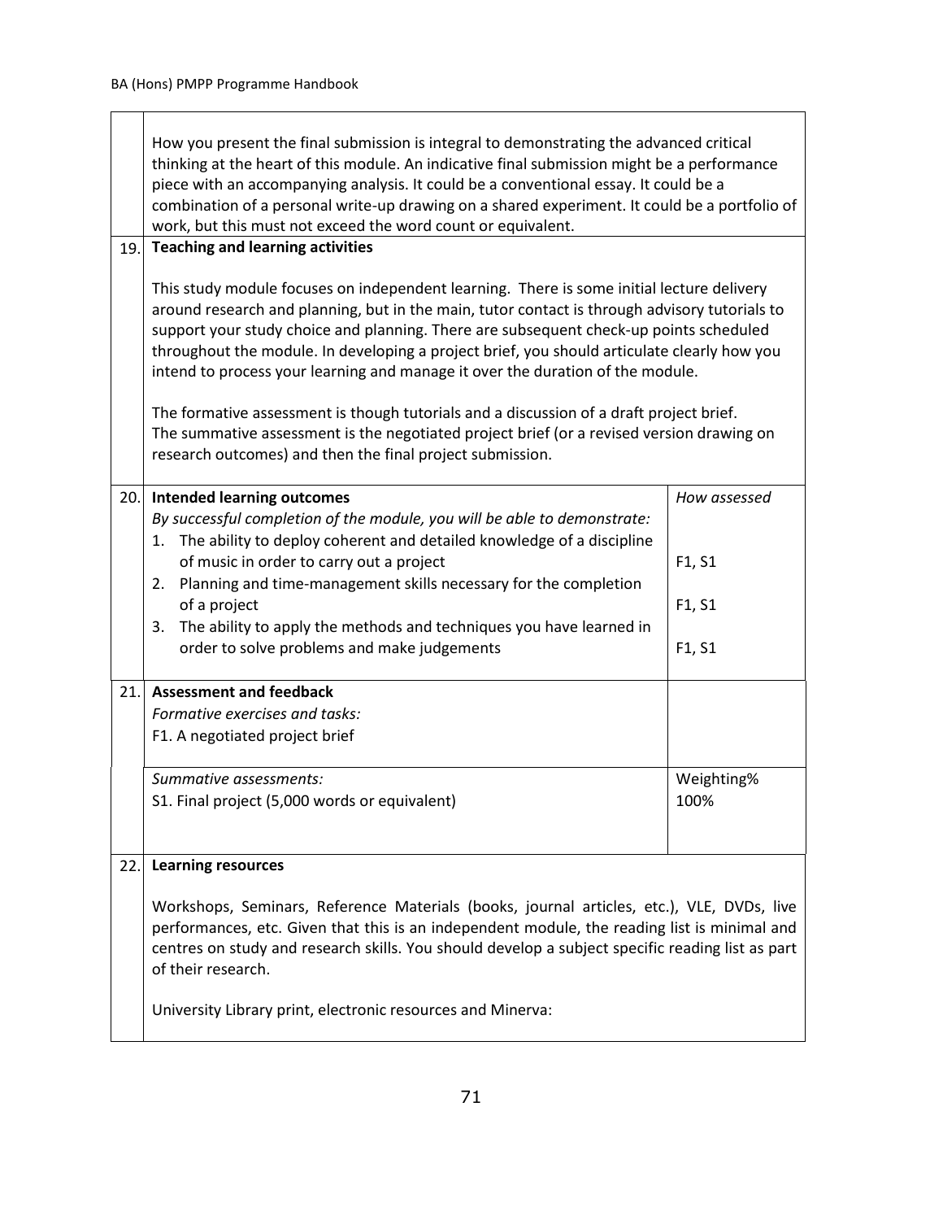| | | |
|---|---|---|
| | How you present the final submission is integral to demonstrating the advanced critical thinking at the heart of this module. An indicative final submission might be a performance piece with an accompanying analysis. It could be a conventional essay. It could be a combination of a personal write-up drawing on a shared experiment. It could be a portfolio of work, but this must not exceed the word count or equivalent. | |
| 19. | **Teaching and learning activities**<br><br>This study module focuses on independent learning. There is some initial lecture delivery around research and planning, but in the main, tutor contact is through advisory tutorials to support your study choice and planning. There are subsequent check-up points scheduled throughout the module. In developing a project brief, you should articulate clearly how you intend to process your learning and manage it over the duration of the module.<br><br>The formative assessment is though tutorials and a discussion of a draft project brief. The summative assessment is the negotiated project brief (or a revised version drawing on research outcomes) and then the final project submission. | |
| 20. | **Intended learning outcomes**<br>*By successful completion of the module, you will be able to demonstrate:*<br>1. The ability to deploy coherent and detailed knowledge of a discipline of music in order to carry out a project<br>2. Planning and time-management skills necessary for the completion of a project<br>3. The ability to apply the methods and techniques you have learned in order to solve problems and make judgements | *How assessed*<br><br>F1, S1<br><br>F1, S1<br><br>F1, S1 |
| 21. | **Assessment and feedback**<br>*Formative exercises and tasks:*<br>F1. A negotiated project brief | |
| | *Summative assessments:*<br>S1. Final project (5,000 words or equivalent) | Weighting%<br>100% |
| 22. | **Learning resources**<br><br>Workshops, Seminars, Reference Materials (books, journal articles, etc.), VLE, DVDs, live performances, etc. Given that this is an independent module, the reading list is minimal and centres on study and research skills. You should develop a subject specific reading list as part of their research.<br><br>University Library print, electronic resources and Minerva: | |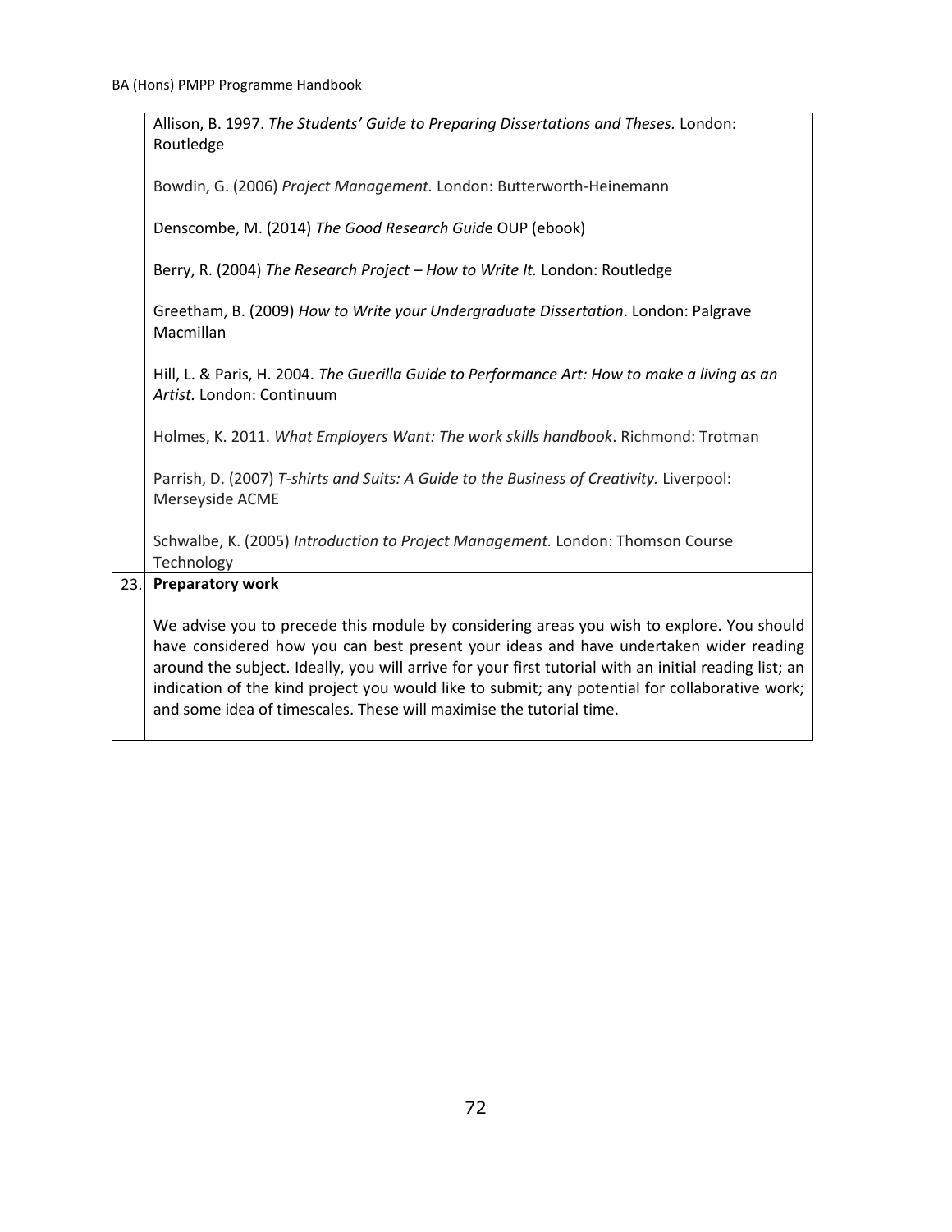| | |
|---|---|
| | Allison, B. 1997. *The Students' Guide to Preparing Dissertations and Theses.* London: Routledge<br><br>Bowdin, G. (2006) *Project Management.* London: Butterworth-Heinemann<br><br>Denscombe, M. (2014) *The Good Research Guid*e OUP (ebook)<br><br>Berry, R. (2004) *The Research Project – How to Write It.* London: Routledge<br><br>Greetham, B. (2009) *How to Write your Undergraduate Dissertation*. London: Palgrave Macmillan<br><br>Hill, L. & Paris, H. 2004. *The Guerilla Guide to Performance Art: How to make a living as an Artist.* London: Continuum<br><br>Holmes, K. 2011. *What Employers Want: The work skills handbook*. Richmond: Trotman<br><br>Parrish, D. (2007) *T-shirts and Suits: A Guide to the Business of Creativity.* Liverpool: Merseyside ACME<br><br>Schwalbe, K. (2005) *Introduction to Project Management.* London: Thomson Course Technology |
| 23. | **Preparatory work**<br><br>We advise you to precede this module by considering areas you wish to explore. You should have considered how you can best present your ideas and have undertaken wider reading around the subject. Ideally, you will arrive for your first tutorial with an initial reading list; an indication of the kind project you would like to submit; any potential for collaborative work; and some idea of timescales. These will maximise the tutorial time. |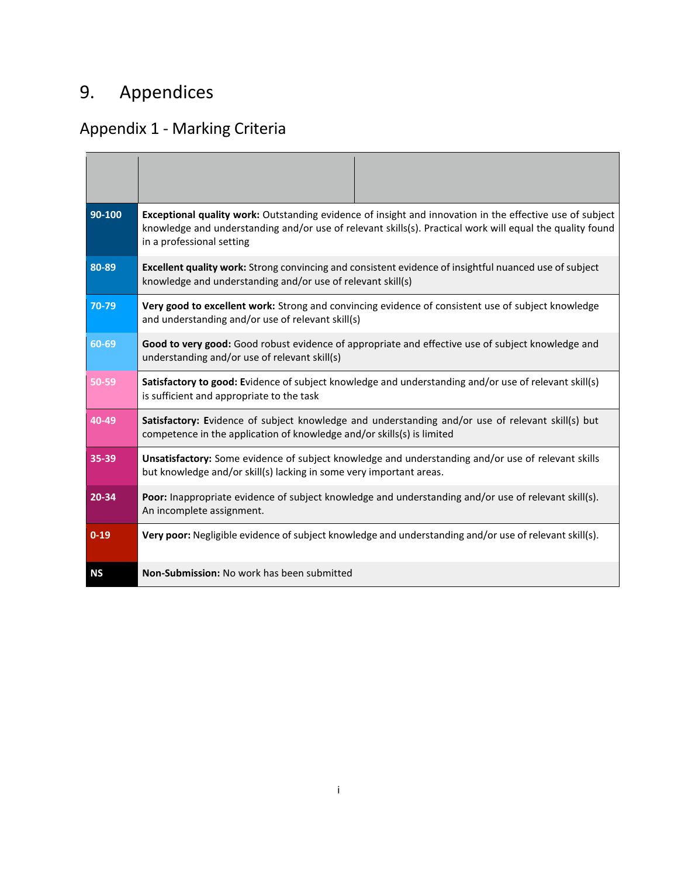# 9. Appendices

## Appendix 1 - Marking Criteria

| | |
|---|---|
| **90-100** | **Exceptional quality work:** Outstanding evidence of insight and innovation in the effective use of subject knowledge and understanding and/or use of relevant skills(s). Practical work will equal the quality found in a professional setting |
| **80-89** | **Excellent quality work:** Strong convincing and consistent evidence of insightful nuanced use of subject knowledge and understanding and/or use of relevant skill(s) |
| **70-79** | **Very good to excellent work:** Strong and convincing evidence of consistent use of subject knowledge and understanding and/or use of relevant skill(s) |
| **60-69** | **Good to very good:** Good robust evidence of appropriate and effective use of subject knowledge and understanding and/or use of relevant skill(s) |
| **50-59** | **Satisfactory to good: E**vidence of subject knowledge and understanding and/or use of relevant skill(s) is sufficient and appropriate to the task |
| **40-49** | **Satisfactory: E**vidence of subject knowledge and understanding and/or use of relevant skill(s) but competence in the application of knowledge and/or skills(s) is limited |
| **35-39** | **Unsatisfactory:** Some evidence of subject knowledge and understanding and/or use of relevant skills but knowledge and/or skill(s) lacking in some very important areas. |
| **20-34** | **Poor:** Inappropriate evidence of subject knowledge and understanding and/or use of relevant skill(s). An incomplete assignment. |
| **0-19** | **Very poor:** Negligible evidence of subject knowledge and understanding and/or use of relevant skill(s). |
| **NS** | **Non-Submission:** No work has been submitted |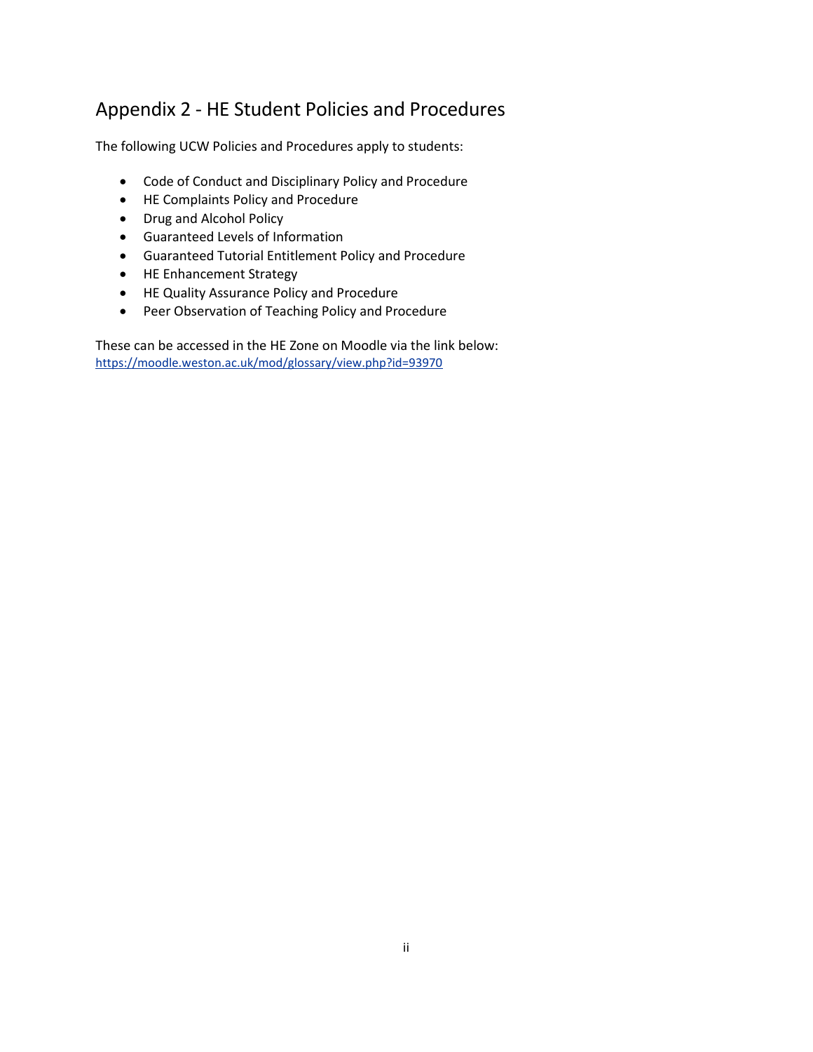## Appendix 2 - HE Student Policies and Procedures

The following UCW Policies and Procedures apply to students:

- Code of Conduct and Disciplinary Policy and Procedure
- HE Complaints Policy and Procedure
- Drug and Alcohol Policy
- Guaranteed Levels of Information
- Guaranteed Tutorial Entitlement Policy and Procedure
- HE Enhancement Strategy
- HE Quality Assurance Policy and Procedure
- Peer Observation of Teaching Policy and Procedure

These can be accessed in the HE Zone on Moodle via the link below:
https://moodle.weston.ac.uk/mod/glossary/view.php?id=93970